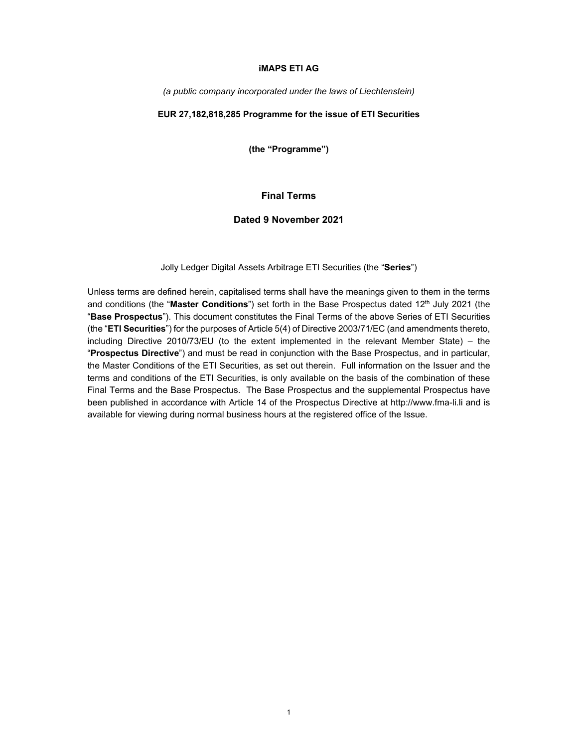**iMAPS ETI AG**

*(a public company incorporated under the laws of Liechtenstein)*

**EUR 27,182,818,285 Programme for the issue of ETI Securities**

**(the "Programme")**

## Final Terms

## Dated 9 November 2021

Jolly Ledger Digital Assets Arbitrage ETI Securities (the "**Series**")

Unless terms are defined herein, capitalised terms shall have the meanings given to them in the terms and conditions (the "**Master Conditions**") set forth in the Base Prospectus dated 12th July 2021 (the "**Base Prospectus**"). This document constitutes the Final Terms of the above Series of ETI Securities (the "**ETI Securities**") for the purposes of Article 5(4) of Directive 2003/71/EC (and amendments thereto, including Directive 2010/73/EU (to the extent implemented in the relevant Member State) – the "**Prospectus Directive**") and must be read in conjunction with the Base Prospectus, and in particular, the Master Conditions of the ETI Securities, as set out therein. Full information on the Issuer and the terms and conditions of the ETI Securities, is only available on the basis of the combination of these Final Terms and the Base Prospectus. The Base Prospectus and the supplemental Prospectus have been published in accordance with Article 14 of the Prospectus Directive at http://www.fma-li.li and is available for viewing during normal business hours at the registered office of the Issue.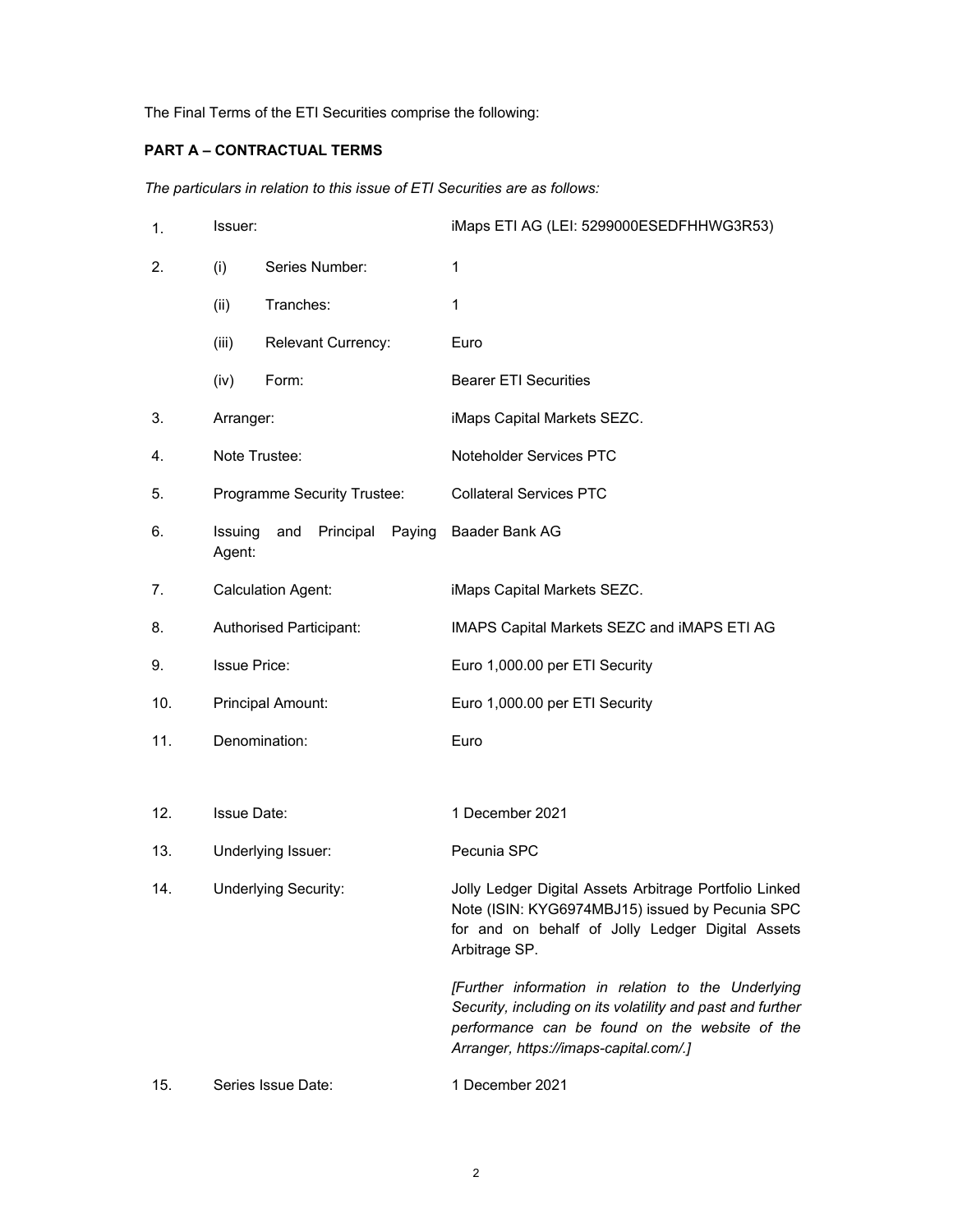The Final Terms of the ETI Securities comprise the following:

**PART A – CONTRACTUAL TERMS**

*The particulars in relation to this issue of ETI Securities are as follows:*

| | | |
|---|---|---|
| 1. | Issuer: | iMaps ETI AG (LEI: 5299000ESEDFHHWG3R53) |
| 2. | (i) Series Number: | 1 |
| | (ii) Tranches: | 1 |
| | (iii) Relevant Currency: | Euro |
| | (iv) Form: | Bearer ETI Securities |
| 3. | Arranger: | iMaps Capital Markets SEZC. |
| 4. | Note Trustee: | Noteholder Services PTC |
| 5. | Programme Security Trustee: | Collateral Services PTC |
| 6. | Issuing and Principal Paying Agent: | Baader Bank AG |
| 7. | Calculation Agent: | iMaps Capital Markets SEZC. |
| 8. | Authorised Participant: | IMAPS Capital Markets SEZC and iMAPS ETI AG |
| 9. | Issue Price: | Euro 1,000.00 per ETI Security |
| 10. | Principal Amount: | Euro 1,000.00 per ETI Security |
| 11. | Denomination: | Euro |
| 12. | Issue Date: | 1 December 2021 |
| 13. | Underlying Issuer: | Pecunia SPC |
| 14. | Underlying Security: | Jolly Ledger Digital Assets Arbitrage Portfolio Linked Note (ISIN: KYG6974MBJ15) issued by Pecunia SPC for and on behalf of Jolly Ledger Digital Assets Arbitrage SP.<br><br>*[Further information in relation to the Underlying Security, including on its volatility and past and further performance can be found on the website of the Arranger, https://imaps-capital.com/.]* |
| 15. | Series Issue Date: | 1 December 2021 |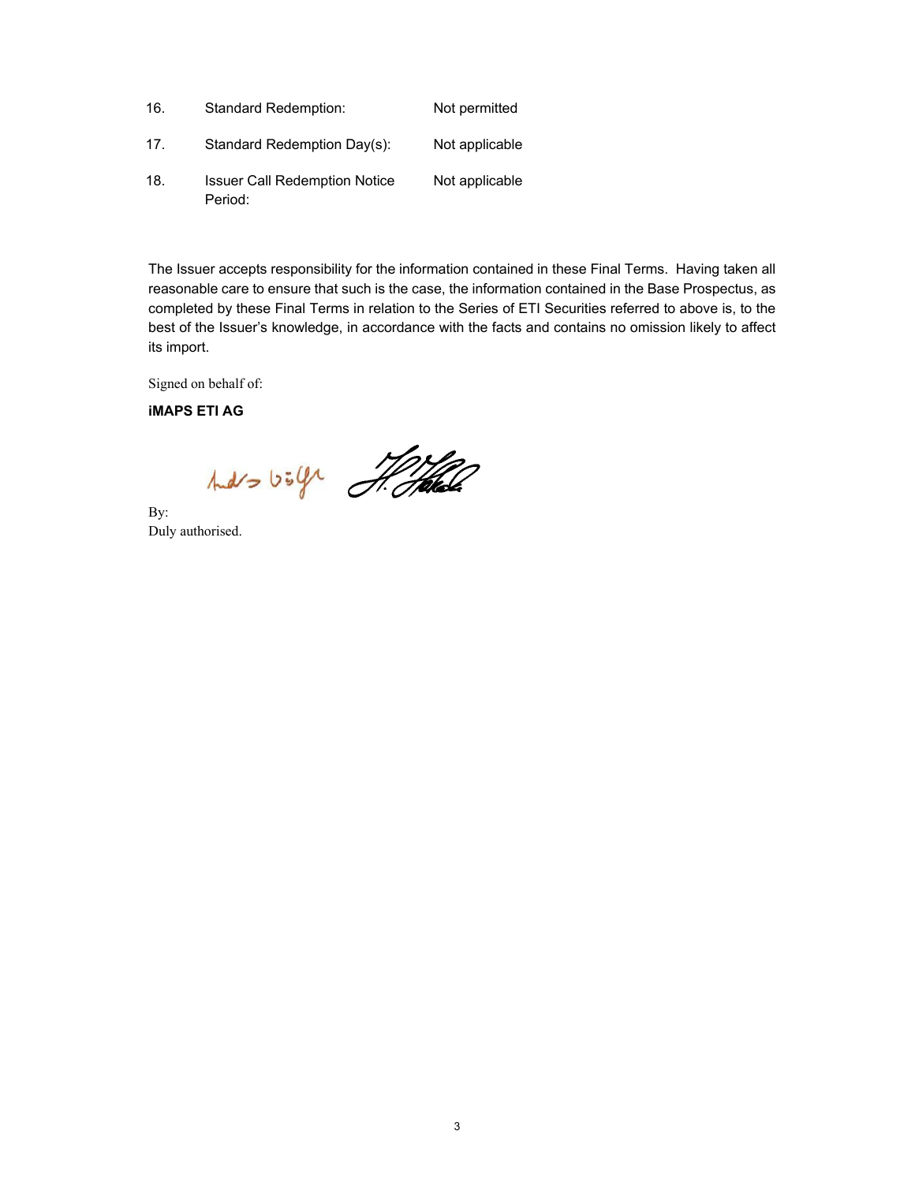| | | |
|---|---|---|
| 16. | Standard Redemption: | Not permitted |
| 17. | Standard Redemption Day(s): | Not applicable |
| 18. | Issuer Call Redemption Notice Period: | Not applicable |

The Issuer accepts responsibility for the information contained in these Final Terms. Having taken all reasonable care to ensure that such is the case, the information contained in the Base Prospectus, as completed by these Final Terms in relation to the Series of ETI Securities referred to above is, to the best of the Issuer's knowledge, in accordance with the facts and contains no omission likely to affect its import.

Signed on behalf of:

**iMAPS ETI AG**

By:
Duly authorised.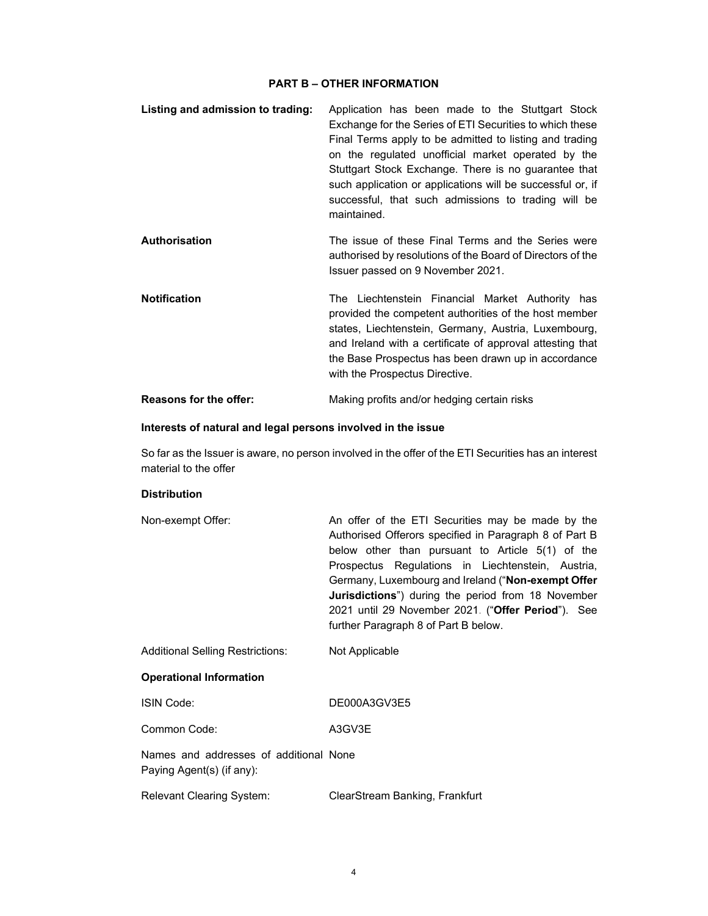## PART B – OTHER INFORMATION

**Listing and admission to trading:** Application has been made to the Stuttgart Stock Exchange for the Series of ETI Securities to which these Final Terms apply to be admitted to listing and trading on the regulated unofficial market operated by the Stuttgart Stock Exchange. There is no guarantee that such application or applications will be successful or, if successful, that such admissions to trading will be maintained.

**Authorisation** The issue of these Final Terms and the Series were authorised by resolutions of the Board of Directors of the Issuer passed on 9 November 2021.

**Notification** The Liechtenstein Financial Market Authority has provided the competent authorities of the host member states, Liechtenstein, Germany, Austria, Luxembourg, and Ireland with a certificate of approval attesting that the Base Prospectus has been drawn up in accordance with the Prospectus Directive.

**Reasons for the offer:** Making profits and/or hedging certain risks

**Interests of natural and legal persons involved in the issue**

So far as the Issuer is aware, no person involved in the offer of the ETI Securities has an interest material to the offer

**Distribution**

Non-exempt Offer: An offer of the ETI Securities may be made by the Authorised Offerors specified in Paragraph 8 of Part B below other than pursuant to Article 5(1) of the Prospectus Regulations in Liechtenstein, Austria, Germany, Luxembourg and Ireland ("**Non-exempt Offer Jurisdictions**") during the period from 18 November 2021 until 29 November 2021. ("**Offer Period**"). See further Paragraph 8 of Part B below.

Additional Selling Restrictions: Not Applicable

**Operational Information**

ISIN Code: DE000A3GV3E5

Common Code: A3GV3E

Names and addresses of additional Paying Agent(s) (if any): None

Relevant Clearing System: ClearStream Banking, Frankfurt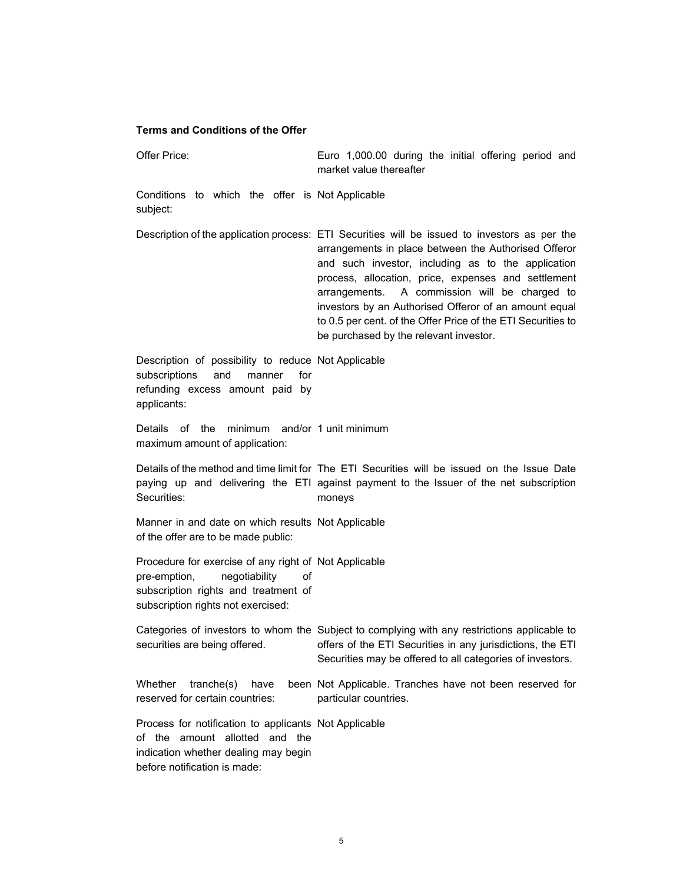**Terms and Conditions of the Offer**

| | |
|---|---|
| Offer Price: | Euro 1,000.00 during the initial offering period and market value thereafter |
| Conditions to which the offer is subject: | Not Applicable |
| Description of the application process: | ETI Securities will be issued to investors as per the arrangements in place between the Authorised Offeror and such investor, including as to the application process, allocation, price, expenses and settlement arrangements. A commission will be charged to investors by an Authorised Offeror of an amount equal to 0.5 per cent. of the Offer Price of the ETI Securities to be purchased by the relevant investor. |
| Description of possibility to reduce subscriptions and manner for refunding excess amount paid by applicants: | Not Applicable |
| Details of the minimum and/or maximum amount of application: | 1 unit minimum |
| Details of the method and time limit for paying up and delivering the ETI Securities: | The ETI Securities will be issued on the Issue Date against payment to the Issuer of the net subscription moneys |
| Manner in and date on which results of the offer are to be made public: | Not Applicable |
| Procedure for exercise of any right of pre-emption, negotiability of subscription rights and treatment of subscription rights not exercised: | Not Applicable |
| Categories of investors to whom the securities are being offered. | Subject to complying with any restrictions applicable to offers of the ETI Securities in any jurisdictions, the ETI Securities may be offered to all categories of investors. |
| Whether tranche(s) have been reserved for certain countries: | Not Applicable. Tranches have not been reserved for particular countries. |
| Process for notification to applicants of the amount allotted and the indication whether dealing may begin before notification is made: | Not Applicable |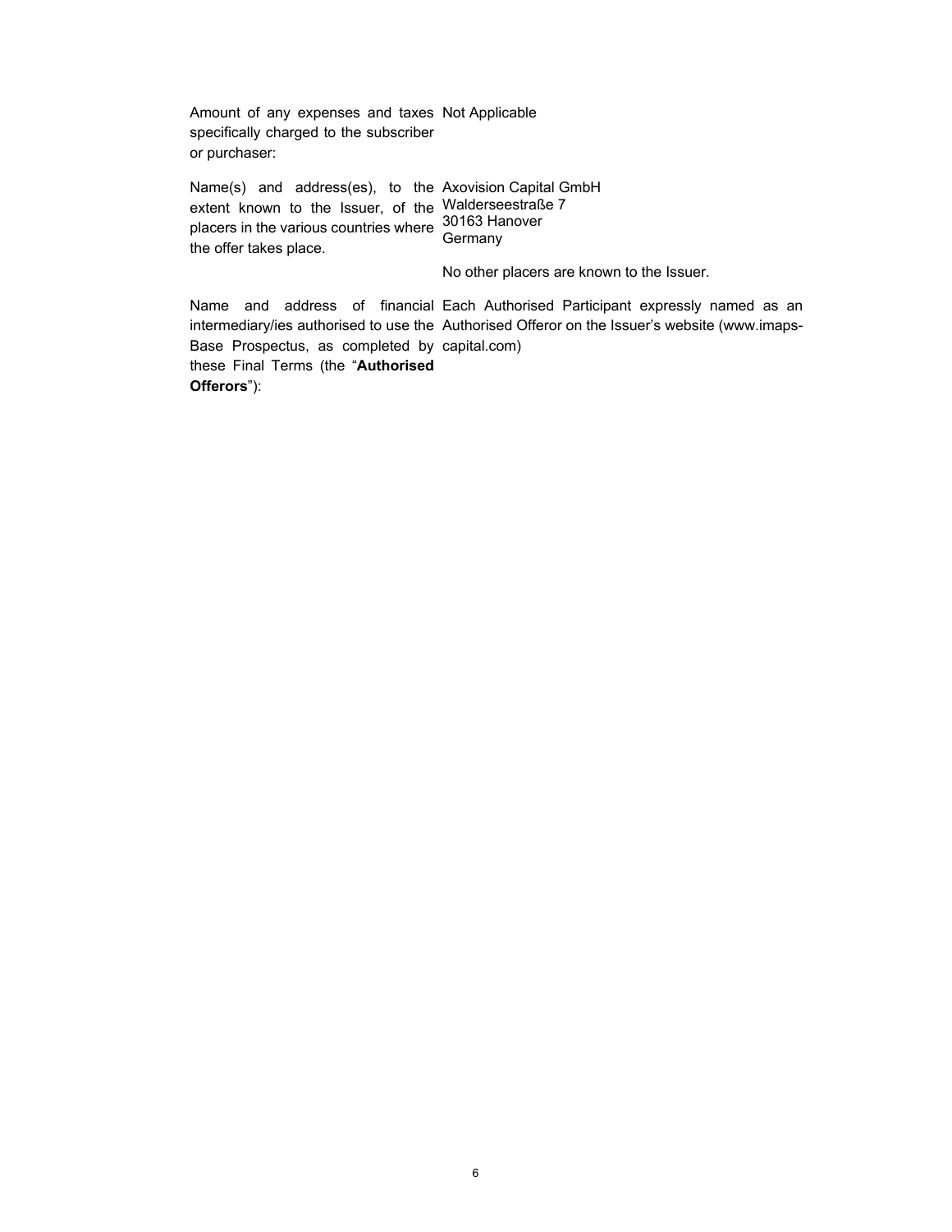| | |
|---|---|
| Amount of any expenses and taxes specifically charged to the subscriber or purchaser: | Not Applicable |
| Name(s) and address(es), to the extent known to the Issuer, of the placers in the various countries where the offer takes place. | Axovision Capital GmbH<br>Walderseestraße 7<br>30163 Hanover<br>Germany<br><br>No other placers are known to the Issuer. |
| Name and address of financial intermediary/ies authorised to use the Base Prospectus, as completed by these Final Terms (the "**Authorised Offerors**"): | Each Authorised Participant expressly named as an Authorised Offeror on the Issuer's website (www.imaps-capital.com) |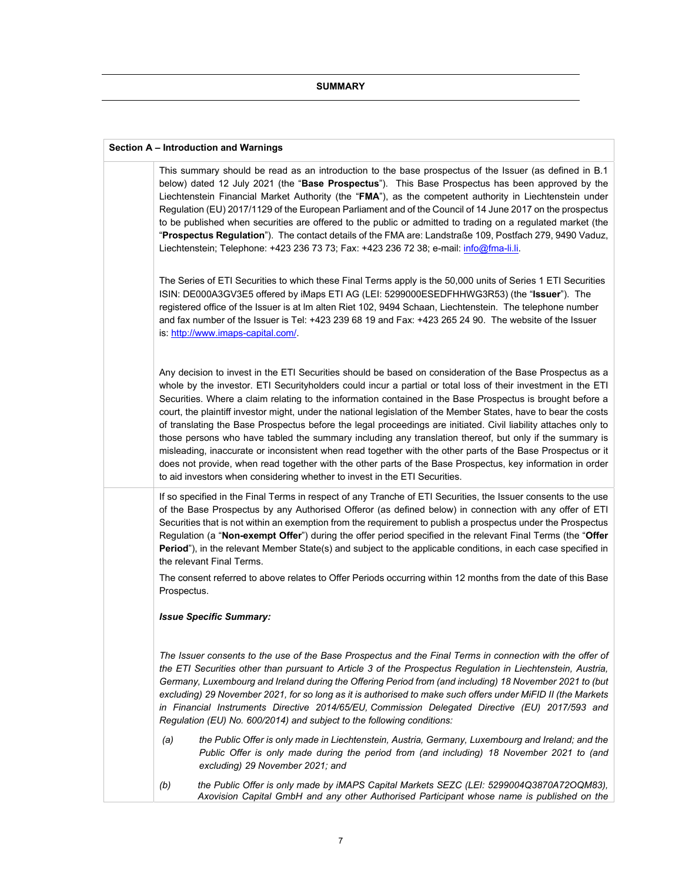## SUMMARY

**Section A – Introduction and Warnings**

This summary should be read as an introduction to the base prospectus of the Issuer (as defined in B.1 below) dated 12 July 2021 (the "**Base Prospectus**"). This Base Prospectus has been approved by the Liechtenstein Financial Market Authority (the "**FMA**"), as the competent authority in Liechtenstein under Regulation (EU) 2017/1129 of the European Parliament and of the Council of 14 June 2017 on the prospectus to be published when securities are offered to the public or admitted to trading on a regulated market (the "**Prospectus Regulation**"). The contact details of the FMA are: Landstraße 109, Postfach 279, 9490 Vaduz, Liechtenstein; Telephone: +423 236 73 73; Fax: +423 236 72 38; e-mail: info@fma-li.li.

The Series of ETI Securities to which these Final Terms apply is the 50,000 units of Series 1 ETI Securities ISIN: DE000A3GV3E5 offered by iMaps ETI AG (LEI: 5299000ESEDFHHWG3R53) (the "**Issuer**"). The registered office of the Issuer is at Im alten Riet 102, 9494 Schaan, Liechtenstein. The telephone number and fax number of the Issuer is Tel: +423 239 68 19 and Fax: +423 265 24 90. The website of the Issuer is: http://www.imaps-capital.com/.

Any decision to invest in the ETI Securities should be based on consideration of the Base Prospectus as a whole by the investor. ETI Securityholders could incur a partial or total loss of their investment in the ETI Securities. Where a claim relating to the information contained in the Base Prospectus is brought before a court, the plaintiff investor might, under the national legislation of the Member States, have to bear the costs of translating the Base Prospectus before the legal proceedings are initiated. Civil liability attaches only to those persons who have tabled the summary including any translation thereof, but only if the summary is misleading, inaccurate or inconsistent when read together with the other parts of the Base Prospectus or it does not provide, when read together with the other parts of the Base Prospectus, key information in order to aid investors when considering whether to invest in the ETI Securities.

If so specified in the Final Terms in respect of any Tranche of ETI Securities, the Issuer consents to the use of the Base Prospectus by any Authorised Offeror (as defined below) in connection with any offer of ETI Securities that is not within an exemption from the requirement to publish a prospectus under the Prospectus Regulation (a "**Non-exempt Offer**") during the offer period specified in the relevant Final Terms (the "**Offer Period**"), in the relevant Member State(s) and subject to the applicable conditions, in each case specified in the relevant Final Terms.

The consent referred to above relates to Offer Periods occurring within 12 months from the date of this Base Prospectus.

***Issue Specific Summary:***

*The Issuer consents to the use of the Base Prospectus and the Final Terms in connection with the offer of the ETI Securities other than pursuant to Article 3 of the Prospectus Regulation in Liechtenstein, Austria, Germany, Luxembourg and Ireland so long during the Offering Period from (and including) 18 November 2021 to (but excluding) 29 November 2021, for so long as it is authorised to make such offers under MiFID II (the Markets in Financial Instruments Directive 2014/65/EU, Commission Delegated Directive (EU) 2017/593 and Regulation (EU) No. 600/2014) and subject to the following conditions:*

(a) *the Public Offer is only made in Liechtenstein, Austria, Germany, Luxembourg and Ireland; and the Public Offer is only made during the period from (and including) 18 November 2021 to (and excluding) 29 November 2021; and*

(b) *the Public Offer is only made by iMAPS Capital Markets SEZC (LEI: 5299004Q3870A72OQM83), Axovision Capital GmbH and any other Authorised Participant whose name is published on the*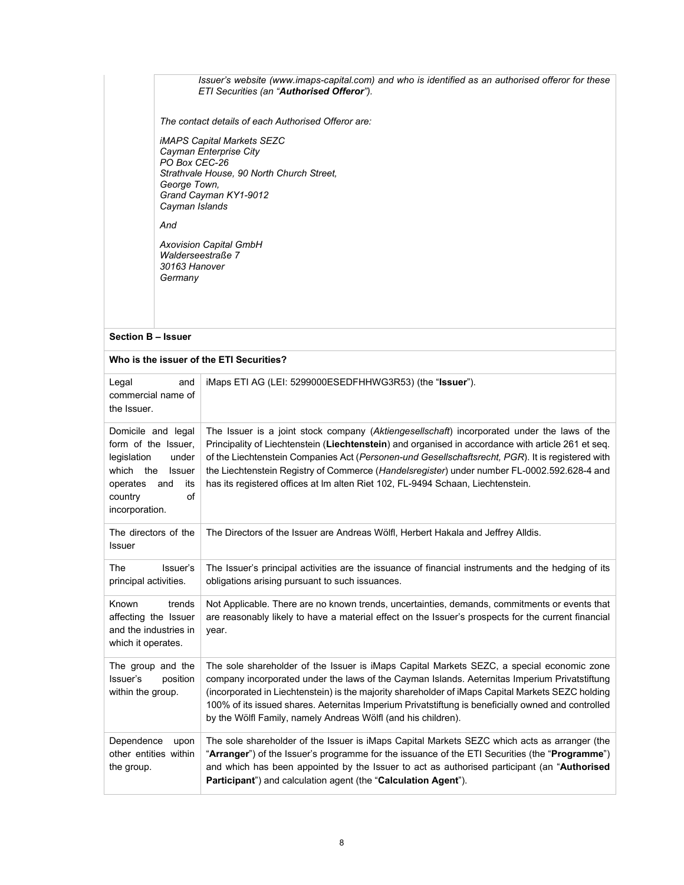| | |
|---|---|
| | *Issuer's website (www.imaps-capital.com) and who is identified as an authorised offeror for these ETI Securities (an "**Authorised Offeror**").*<br><br>*The contact details of each Authorised Offeror are:*<br><br>*iMAPS Capital Markets SEZC*<br>*Cayman Enterprise City*<br>*PO Box CEC-26*<br>*Strathvale House, 90 North Church Street,*<br>*George Town,*<br>*Grand Cayman KY1-9012*<br>*Cayman Islands*<br><br>*And*<br><br>*Axovision Capital GmbH*<br>*Walderseestraße 7*<br>*30163 Hanover*<br>*Germany* |

| **Section B – Issuer** | |
|---|---|
| **Who is the issuer of the ETI Securities?** | |
| Legal and commercial name of the Issuer. | iMaps ETI AG (LEI: 5299000ESEDFHHWG3R53) (the "**Issuer**"). |
| Domicile and legal form of the Issuer, legislation under which the Issuer operates and its country of incorporation. | The Issuer is a joint stock company (*Aktiengesellschaft*) incorporated under the laws of the Principality of Liechtenstein (**Liechtenstein**) and organised in accordance with article 261 et seq. of the Liechtenstein Companies Act (*Personen-und Gesellschaftsrecht, PGR*). It is registered with the Liechtenstein Registry of Commerce (*Handelsregister*) under number FL-0002.592.628-4 and has its registered offices at Im alten Riet 102, FL-9494 Schaan, Liechtenstein. |
| The directors of the Issuer | The Directors of the Issuer are Andreas Wölfl, Herbert Hakala and Jeffrey Alldis. |
| The Issuer's principal activities. | The Issuer's principal activities are the issuance of financial instruments and the hedging of its obligations arising pursuant to such issuances. |
| Known trends affecting the Issuer and the industries in which it operates. | Not Applicable. There are no known trends, uncertainties, demands, commitments or events that are reasonably likely to have a material effect on the Issuer's prospects for the current financial year. |
| The group and the Issuer's position within the group. | The sole shareholder of the Issuer is iMaps Capital Markets SEZC, a special economic zone company incorporated under the laws of the Cayman Islands. Aeternitas Imperium Privatstiftung (incorporated in Liechtenstein) is the majority shareholder of iMaps Capital Markets SEZC holding 100% of its issued shares. Aeternitas Imperium Privatstiftung is beneficially owned and controlled by the Wölfl Family, namely Andreas Wölfl (and his children). |
| Dependence upon other entities within the group. | The sole shareholder of the Issuer is iMaps Capital Markets SEZC which acts as arranger (the "**Arranger**") of the Issuer's programme for the issuance of the ETI Securities (the "**Programme**") and which has been appointed by the Issuer to act as authorised participant (an "**Authorised Participant**") and calculation agent (the "**Calculation Agent**"). |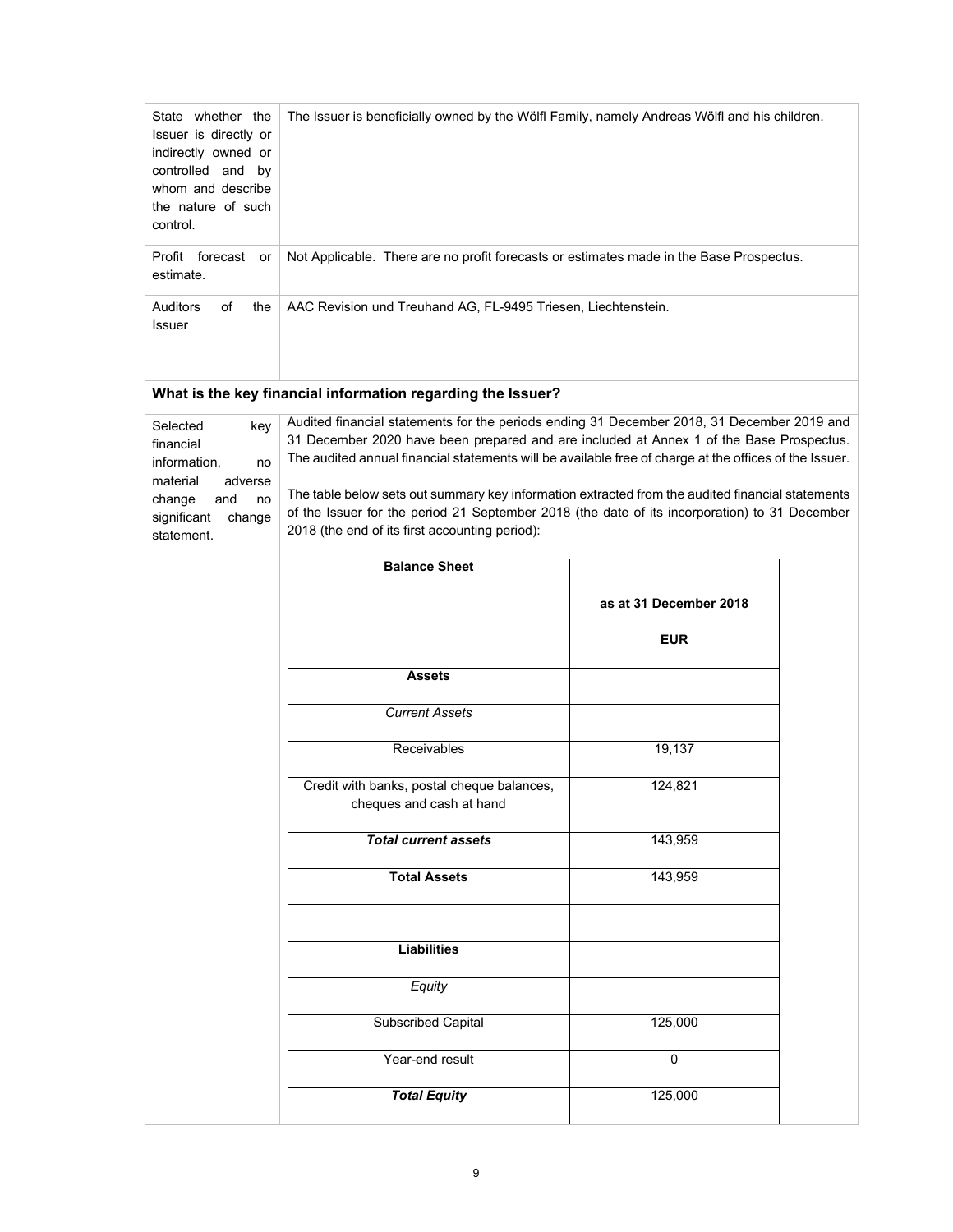| State whether the Issuer is directly or indirectly owned or controlled and by whom and describe the nature of such control. | The Issuer is beneficially owned by the Wölfl Family, namely Andreas Wölfl and his children. |
|---|---|
| Profit forecast or estimate. | Not Applicable. There are no profit forecasts or estimates made in the Base Prospectus. |
| Auditors of the Issuer | AAC Revision und Treuhand AG, FL-9495 Triesen, Liechtenstein. |

**What is the key financial information regarding the Issuer?**

**Selected key financial information, no material adverse change and no significant change statement.**

Audited financial statements for the periods ending 31 December 2018, 31 December 2019 and 31 December 2020 have been prepared and are included at Annex 1 of the Base Prospectus. The audited annual financial statements will be available free of charge at the offices of the Issuer.

The table below sets out summary key information extracted from the audited financial statements of the Issuer for the period 21 September 2018 (the date of its incorporation) to 31 December 2018 (the end of its first accounting period):

| **Balance Sheet** | |
|---|---|
| | **as at 31 December 2018** |
| | **EUR** |
| **Assets** | |
| *Current Assets* | |
| Receivables | 19,137 |
| Credit with banks, postal cheque balances, cheques and cash at hand | 124,821 |
| ***Total current assets*** | 143,959 |
| **Total Assets** | 143,959 |
| | |
| **Liabilities** | |
| *Equity* | |
| Subscribed Capital | 125,000 |
| Year-end result | 0 |
| ***Total Equity*** | 125,000 |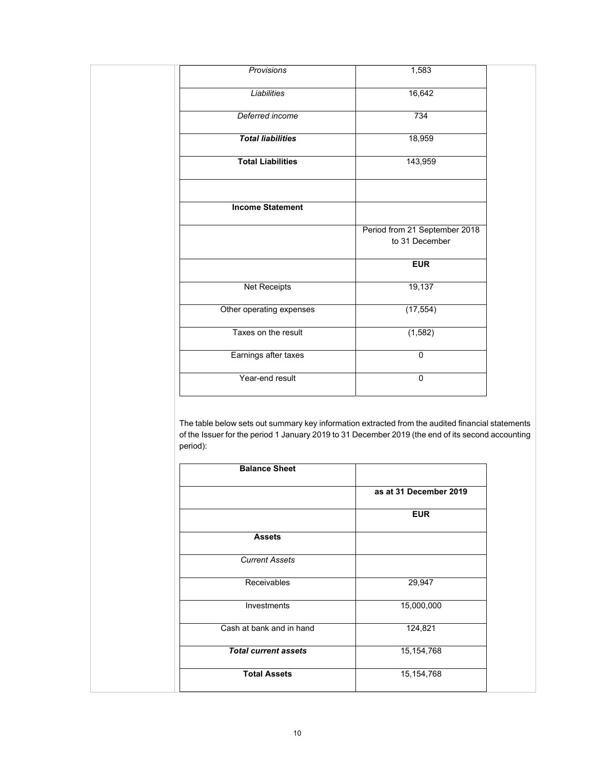| | |
|---|---|
| *Provisions* | 1,583 |
| *Liabilities* | 16,642 |
| *Deferred income* | 734 |
| ***Total liabilities*** | 18,959 |
| **Total Liabilities** | 143,959 |
| | |
| **Income Statement** | |
| | Period from 21 September 2018 to 31 December |
| | **EUR** |
| Net Receipts | 19,137 |
| Other operating expenses | (17,554) |
| Taxes on the result | (1,582) |
| Earnings after taxes | 0 |
| Year-end result | 0 |

The table below sets out summary key information extracted from the audited financial statements of the Issuer for the period 1 January 2019 to 31 December 2019 (the end of its second accounting period):

| **Balance Sheet** | |
|---|---|
| | **as at 31 December 2019** |
| | **EUR** |
| **Assets** | |
| *Current Assets* | |
| Receivables | 29,947 |
| Investments | 15,000,000 |
| Cash at bank and in hand | 124,821 |
| ***Total current assets*** | 15,154,768 |
| **Total Assets** | 15,154,768 |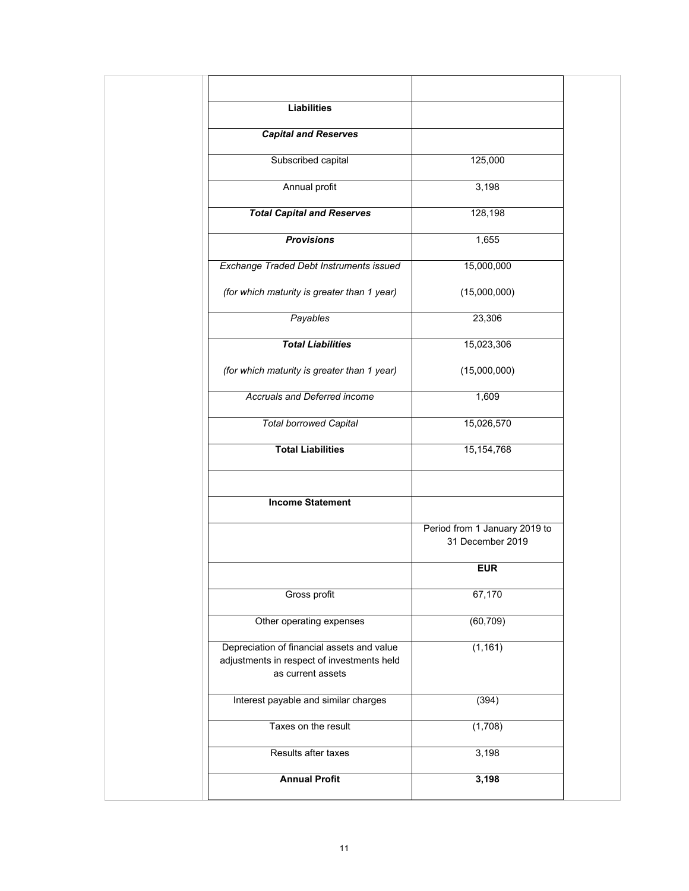| | |
|---|---|
| **Liabilities** | |
| ***Capital and Reserves*** | |
| Subscribed capital | 125,000 |
| Annual profit | 3,198 |
| ***Total Capital and Reserves*** | 128,198 |
| ***Provisions*** | 1,655 |
| *Exchange Traded Debt Instruments issued* | 15,000,000 |
| *(for which maturity is greater than 1 year)* | (15,000,000) |
| *Payables* | 23,306 |
| ***Total Liabilities*** | 15,023,306 |
| *(for which maturity is greater than 1 year)* | (15,000,000) |
| *Accruals and Deferred income* | 1,609 |
| *Total borrowed Capital* | 15,026,570 |
| **Total Liabilities** | 15,154,768 |
| | |
| **Income Statement** | |
| | Period from 1 January 2019 to 31 December 2019 |
| | **EUR** |
| Gross profit | 67,170 |
| Other operating expenses | (60,709) |
| Depreciation of financial assets and value adjustments in respect of investments held as current assets | (1,161) |
| Interest payable and similar charges | (394) |
| Taxes on the result | (1,708) |
| Results after taxes | 3,198 |
| **Annual Profit** | **3,198** |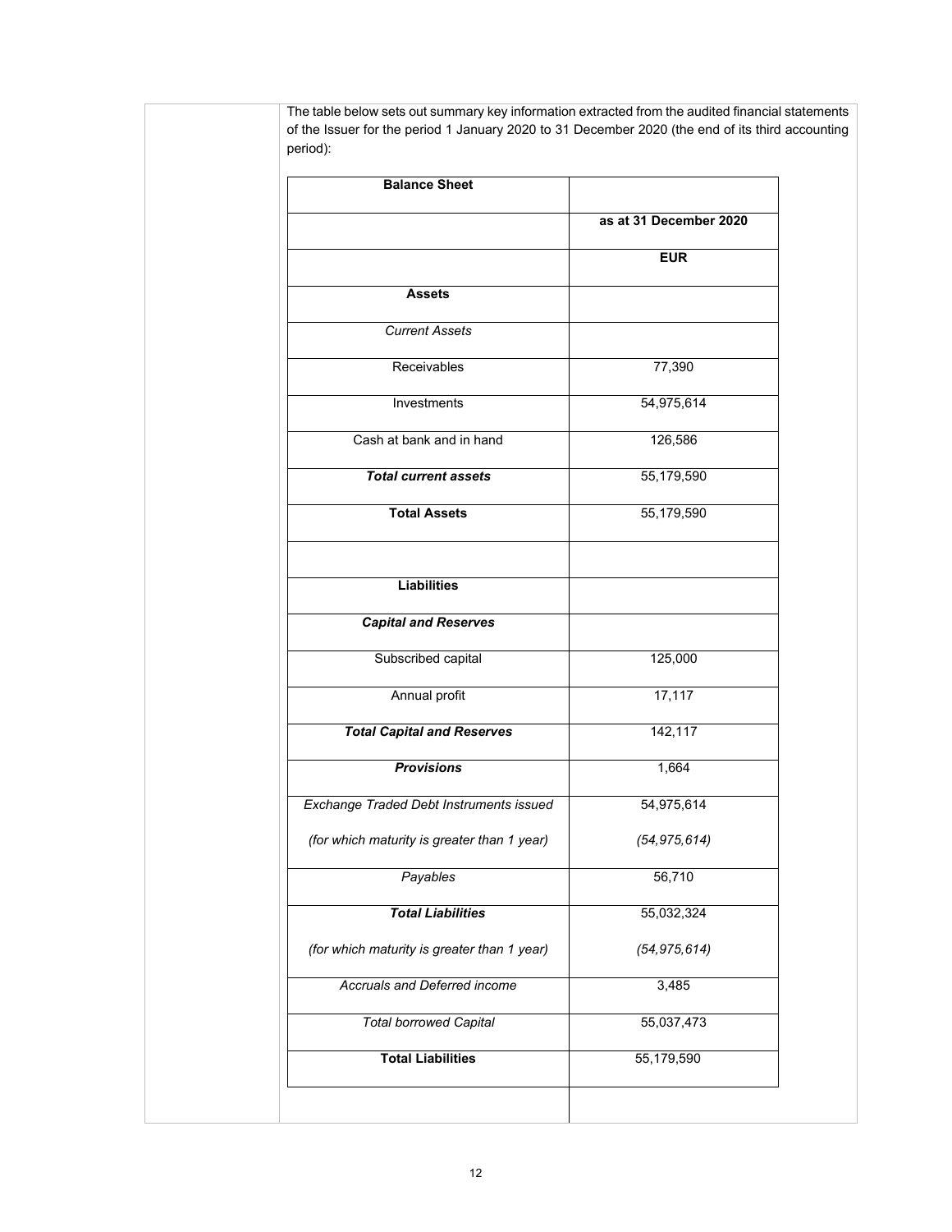The table below sets out summary key information extracted from the audited financial statements of the Issuer for the period 1 January 2020 to 31 December 2020 (the end of its third accounting period):

| **Balance Sheet** | |
|---|---|
| | **as at 31 December 2020** |
| | **EUR** |
| **Assets** | |
| *Current Assets* | |
| Receivables | 77,390 |
| Investments | 54,975,614 |
| Cash at bank and in hand | 126,586 |
| ***Total current assets*** | 55,179,590 |
| **Total Assets** | 55,179,590 |
| | |
| **Liabilities** | |
| ***Capital and Reserves*** | |
| Subscribed capital | 125,000 |
| Annual profit | 17,117 |
| ***Total Capital and Reserves*** | 142,117 |
| ***Provisions*** | 1,664 |
| *Exchange Traded Debt Instruments issued*<br>*(for which maturity is greater than 1 year)* | 54,975,614<br>*(54,975,614)* |
| *Payables* | 56,710 |
| ***Total Liabilities***<br>*(for which maturity is greater than 1 year)* | 55,032,324<br>*(54,975,614)* |
| *Accruals and Deferred income* | 3,485 |
| *Total borrowed Capital* | 55,037,473 |
| **Total Liabilities** | 55,179,590 |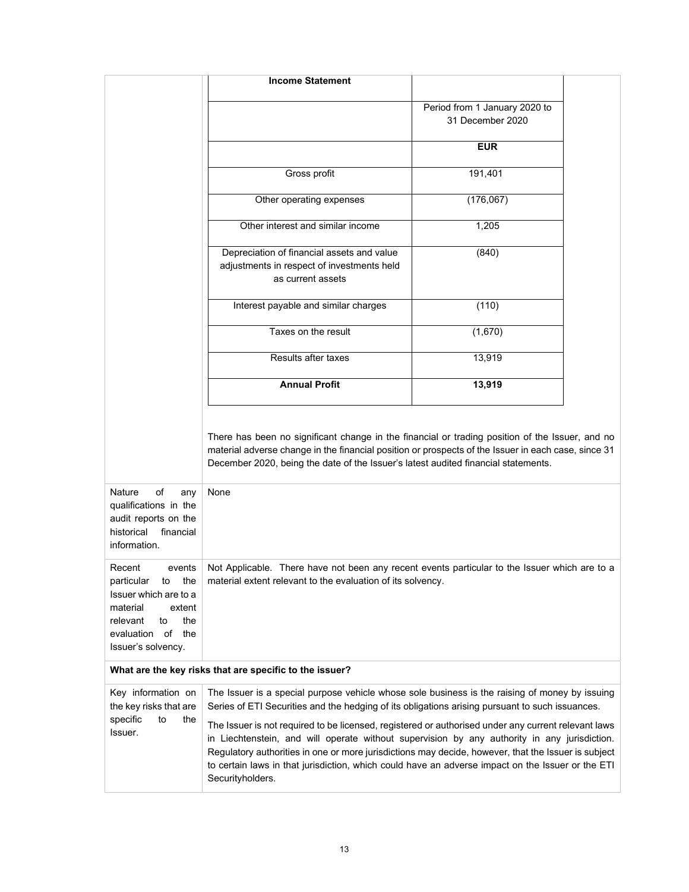| **Income Statement** | |
|---|---|
| | Period from 1 January 2020 to 31 December 2020 |
| | **EUR** |
| Gross profit | 191,401 |
| Other operating expenses | (176,067) |
| Other interest and similar income | 1,205 |
| Depreciation of financial assets and value adjustments in respect of investments held as current assets | (840) |
| Interest payable and similar charges | (110) |
| Taxes on the result | (1,670) |
| Results after taxes | 13,919 |
| **Annual Profit** | **13,919** |

There has been no significant change in the financial or trading position of the Issuer, and no material adverse change in the financial position or prospects of the Issuer in each case, since 31 December 2020, being the date of the Issuer's latest audited financial statements.

| | |
|---|---|
| Nature of any qualifications in the audit reports on the historical financial information. | None |
| Recent events particular to the Issuer which are to a material extent relevant to the evaluation of the Issuer's solvency. | Not Applicable. There have not been any recent events particular to the Issuer which are to a material extent relevant to the evaluation of its solvency. |

**What are the key risks that are specific to the issuer?**

| | |
|---|---|
| Key information on the key risks that are specific to the Issuer. | The Issuer is a special purpose vehicle whose sole business is the raising of money by issuing Series of ETI Securities and the hedging of its obligations arising pursuant to such issuances.<br><br>The Issuer is not required to be licensed, registered or authorised under any current relevant laws in Liechtenstein, and will operate without supervision by any authority in any jurisdiction. Regulatory authorities in one or more jurisdictions may decide, however, that the Issuer is subject to certain laws in that jurisdiction, which could have an adverse impact on the Issuer or the ETI Securityholders. |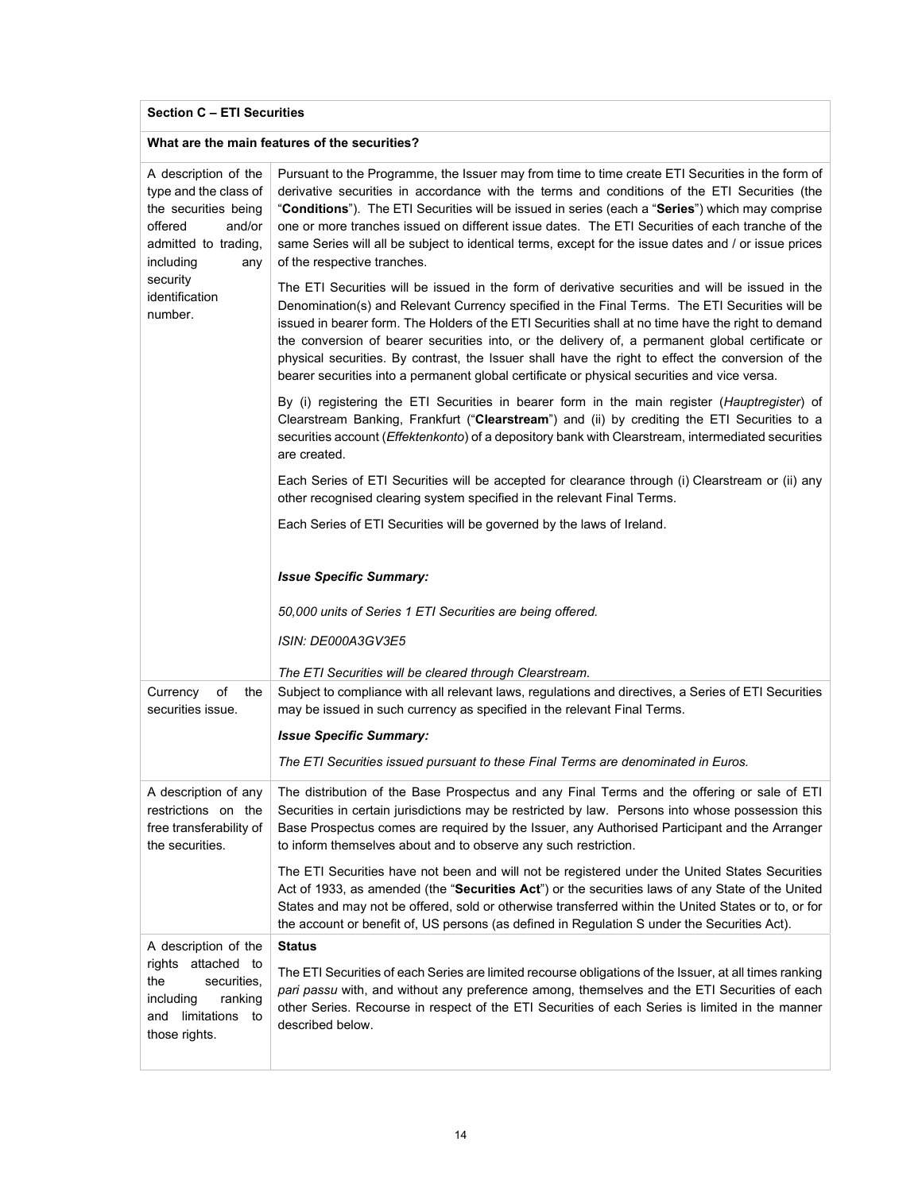| **Section C – ETI Securities** | |
|---|---|
| **What are the main features of the securities?** | |
| A description of the type and the class of the securities being offered and/or admitted to trading, including any security identification number. | Pursuant to the Programme, the Issuer may from time to time create ETI Securities in the form of derivative securities in accordance with the terms and conditions of the ETI Securities (the "**Conditions**"). The ETI Securities will be issued in series (each a "**Series**") which may comprise one or more tranches issued on different issue dates. The ETI Securities of each tranche of the same Series will all be subject to identical terms, except for the issue dates and / or issue prices of the respective tranches.<br><br>The ETI Securities will be issued in the form of derivative securities and will be issued in the Denomination(s) and Relevant Currency specified in the Final Terms. The ETI Securities will be issued in bearer form. The Holders of the ETI Securities shall at no time have the right to demand the conversion of bearer securities into, or the delivery of, a permanent global certificate or physical securities. By contrast, the Issuer shall have the right to effect the conversion of the bearer securities into a permanent global certificate or physical securities and vice versa.<br><br>By (i) registering the ETI Securities in bearer form in the main register (*Hauptregister*) of Clearstream Banking, Frankfurt ("**Clearstream**") and (ii) by crediting the ETI Securities to a securities account (*Effektenkonto*) of a depository bank with Clearstream, intermediated securities are created.<br><br>Each Series of ETI Securities will be accepted for clearance through (i) Clearstream or (ii) any other recognised clearing system specified in the relevant Final Terms.<br><br>Each Series of ETI Securities will be governed by the laws of Ireland.<br><br>***Issue Specific Summary:***<br><br>*50,000 units of Series 1 ETI Securities are being offered.*<br><br>*ISIN: DE000A3GV3E5*<br><br>*The ETI Securities will be cleared through Clearstream.* |
| Currency of the securities issue. | Subject to compliance with all relevant laws, regulations and directives, a Series of ETI Securities may be issued in such currency as specified in the relevant Final Terms.<br><br>***Issue Specific Summary:***<br><br>*The ETI Securities issued pursuant to these Final Terms are denominated in Euros.* |
| A description of any restrictions on the free transferability of the securities. | The distribution of the Base Prospectus and any Final Terms and the offering or sale of ETI Securities in certain jurisdictions may be restricted by law. Persons into whose possession this Base Prospectus comes are required by the Issuer, any Authorised Participant and the Arranger to inform themselves about and to observe any such restriction.<br><br>The ETI Securities have not been and will not be registered under the United States Securities Act of 1933, as amended (the "**Securities Act**") or the securities laws of any State of the United States and may not be offered, sold or otherwise transferred within the United States or to, or for the account or benefit of, US persons (as defined in Regulation S under the Securities Act). |
| A description of the rights attached to the securities, including ranking and limitations to those rights. | **Status**<br><br>The ETI Securities of each Series are limited recourse obligations of the Issuer, at all times ranking *pari passu* with, and without any preference among, themselves and the ETI Securities of each other Series. Recourse in respect of the ETI Securities of each Series is limited in the manner described below. |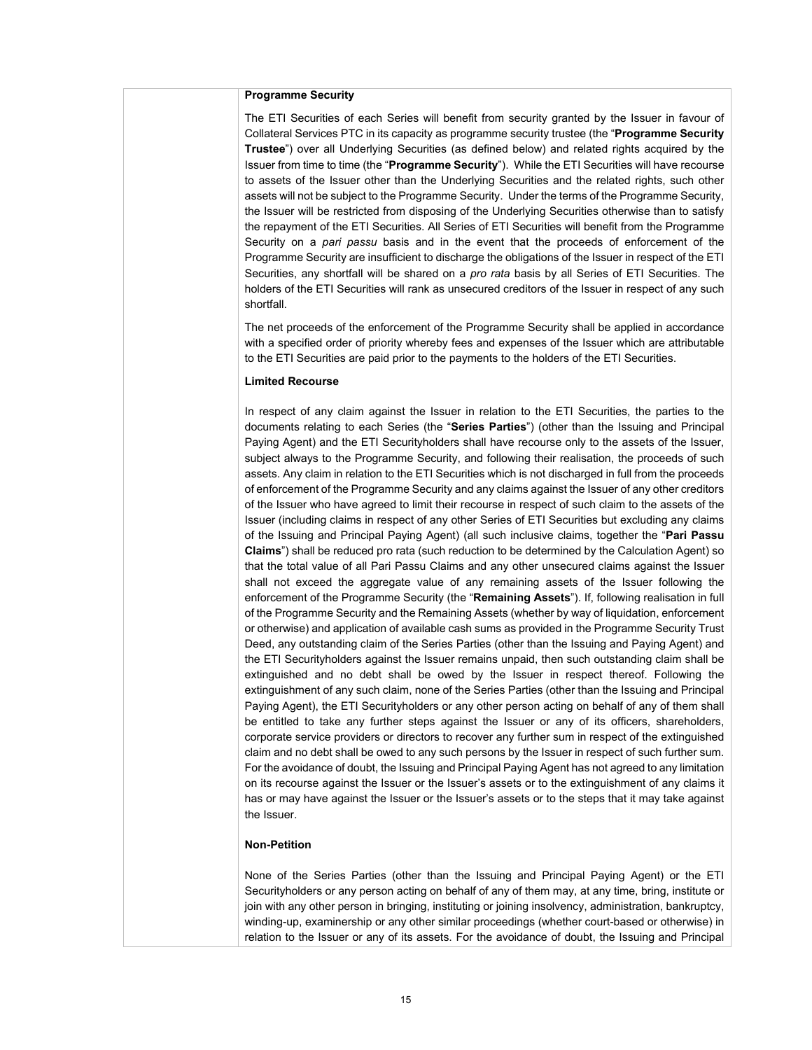**Programme Security**

The ETI Securities of each Series will benefit from security granted by the Issuer in favour of Collateral Services PTC in its capacity as programme security trustee (the "**Programme Security Trustee**") over all Underlying Securities (as defined below) and related rights acquired by the Issuer from time to time (the "**Programme Security**"). While the ETI Securities will have recourse to assets of the Issuer other than the Underlying Securities and the related rights, such other assets will not be subject to the Programme Security. Under the terms of the Programme Security, the Issuer will be restricted from disposing of the Underlying Securities otherwise than to satisfy the repayment of the ETI Securities. All Series of ETI Securities will benefit from the Programme Security on a *pari passu* basis and in the event that the proceeds of enforcement of the Programme Security are insufficient to discharge the obligations of the Issuer in respect of the ETI Securities, any shortfall will be shared on a *pro rata* basis by all Series of ETI Securities. The holders of the ETI Securities will rank as unsecured creditors of the Issuer in respect of any such shortfall.

The net proceeds of the enforcement of the Programme Security shall be applied in accordance with a specified order of priority whereby fees and expenses of the Issuer which are attributable to the ETI Securities are paid prior to the payments to the holders of the ETI Securities.

**Limited Recourse**

In respect of any claim against the Issuer in relation to the ETI Securities, the parties to the documents relating to each Series (the "**Series Parties**") (other than the Issuing and Principal Paying Agent) and the ETI Securityholders shall have recourse only to the assets of the Issuer, subject always to the Programme Security, and following their realisation, the proceeds of such assets. Any claim in relation to the ETI Securities which is not discharged in full from the proceeds of enforcement of the Programme Security and any claims against the Issuer of any other creditors of the Issuer who have agreed to limit their recourse in respect of such claim to the assets of the Issuer (including claims in respect of any other Series of ETI Securities but excluding any claims of the Issuing and Principal Paying Agent) (all such inclusive claims, together the "**Pari Passu Claims**") shall be reduced pro rata (such reduction to be determined by the Calculation Agent) so that the total value of all Pari Passu Claims and any other unsecured claims against the Issuer shall not exceed the aggregate value of any remaining assets of the Issuer following the enforcement of the Programme Security (the "**Remaining Assets**"). If, following realisation in full of the Programme Security and the Remaining Assets (whether by way of liquidation, enforcement or otherwise) and application of available cash sums as provided in the Programme Security Trust Deed, any outstanding claim of the Series Parties (other than the Issuing and Paying Agent) and the ETI Securityholders against the Issuer remains unpaid, then such outstanding claim shall be extinguished and no debt shall be owed by the Issuer in respect thereof. Following the extinguishment of any such claim, none of the Series Parties (other than the Issuing and Principal Paying Agent), the ETI Securityholders or any other person acting on behalf of any of them shall be entitled to take any further steps against the Issuer or any of its officers, shareholders, corporate service providers or directors to recover any further sum in respect of the extinguished claim and no debt shall be owed to any such persons by the Issuer in respect of such further sum. For the avoidance of doubt, the Issuing and Principal Paying Agent has not agreed to any limitation on its recourse against the Issuer or the Issuer's assets or to the extinguishment of any claims it has or may have against the Issuer or the Issuer's assets or to the steps that it may take against the Issuer.

**Non-Petition**

None of the Series Parties (other than the Issuing and Principal Paying Agent) or the ETI Securityholders or any person acting on behalf of any of them may, at any time, bring, institute or join with any other person in bringing, instituting or joining insolvency, administration, bankruptcy, winding-up, examinership or any other similar proceedings (whether court-based or otherwise) in relation to the Issuer or any of its assets. For the avoidance of doubt, the Issuing and Principal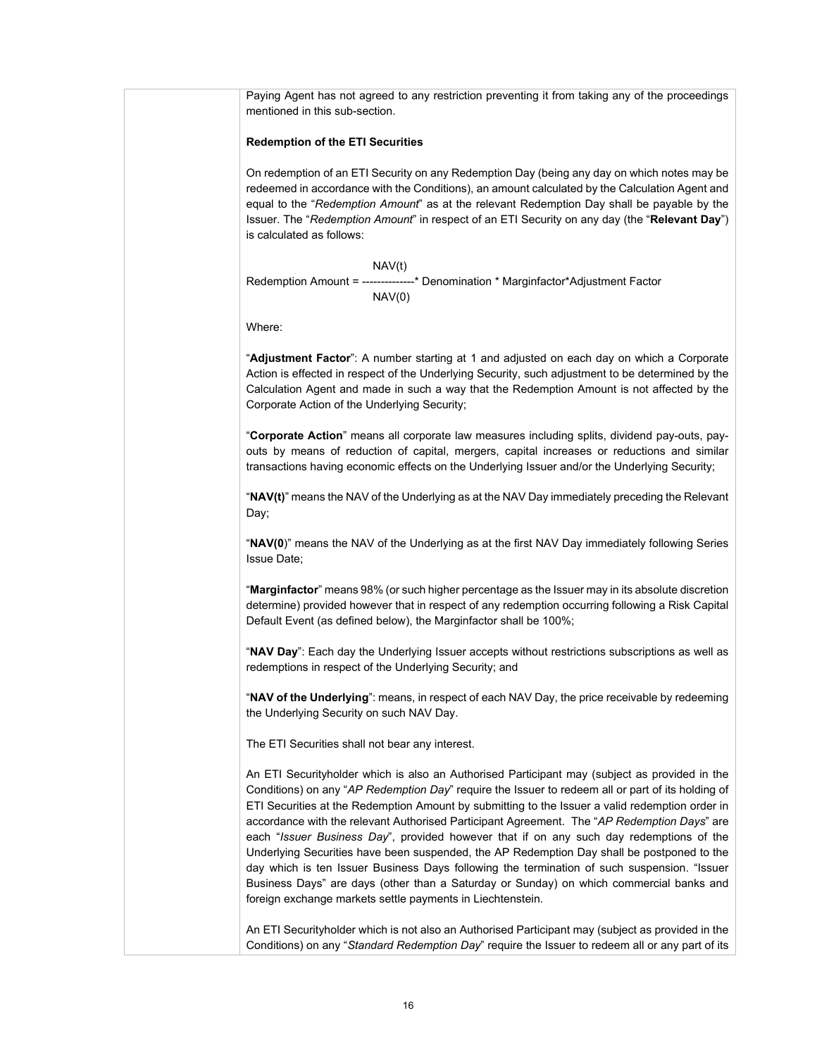Paying Agent has not agreed to any restriction preventing it from taking any of the proceedings mentioned in this sub-section.

**Redemption of the ETI Securities**

On redemption of an ETI Security on any Redemption Day (being any day on which notes may be redeemed in accordance with the Conditions), an amount calculated by the Calculation Agent and equal to the "*Redemption Amount*" as at the relevant Redemption Day shall be payable by the Issuer. The "*Redemption Amount*" in respect of an ETI Security on any day (the "**Relevant Day**") is calculated as follows:

$$\text{Redemption Amount} = \frac{NAV(t)}{NAV(0)} * \text{Denomination} * \text{Marginfactor} * \text{Adjustment Factor}$$

Where:

"**Adjustment Factor**": A number starting at 1 and adjusted on each day on which a Corporate Action is effected in respect of the Underlying Security, such adjustment to be determined by the Calculation Agent and made in such a way that the Redemption Amount is not affected by the Corporate Action of the Underlying Security;

"**Corporate Action**" means all corporate law measures including splits, dividend pay-outs, pay-outs by means of reduction of capital, mergers, capital increases or reductions and similar transactions having economic effects on the Underlying Issuer and/or the Underlying Security;

"**NAV(t)**" means the NAV of the Underlying as at the NAV Day immediately preceding the Relevant Day;

"**NAV(0**)" means the NAV of the Underlying as at the first NAV Day immediately following Series Issue Date;

"**Marginfactor**" means 98% (or such higher percentage as the Issuer may in its absolute discretion determine) provided however that in respect of any redemption occurring following a Risk Capital Default Event (as defined below), the Marginfactor shall be 100%;

"**NAV Day**": Each day the Underlying Issuer accepts without restrictions subscriptions as well as redemptions in respect of the Underlying Security; and

"**NAV of the Underlying**": means, in respect of each NAV Day, the price receivable by redeeming the Underlying Security on such NAV Day.

The ETI Securities shall not bear any interest.

An ETI Securityholder which is also an Authorised Participant may (subject as provided in the Conditions) on any "*AP Redemption Day*" require the Issuer to redeem all or part of its holding of ETI Securities at the Redemption Amount by submitting to the Issuer a valid redemption order in accordance with the relevant Authorised Participant Agreement. The "*AP Redemption Days*" are each "*Issuer Business Day*", provided however that if on any such day redemptions of the Underlying Securities have been suspended, the AP Redemption Day shall be postponed to the day which is ten Issuer Business Days following the termination of such suspension. "Issuer Business Days" are days (other than a Saturday or Sunday) on which commercial banks and foreign exchange markets settle payments in Liechtenstein.

An ETI Securityholder which is not also an Authorised Participant may (subject as provided in the Conditions) on any "*Standard Redemption Day*" require the Issuer to redeem all or any part of its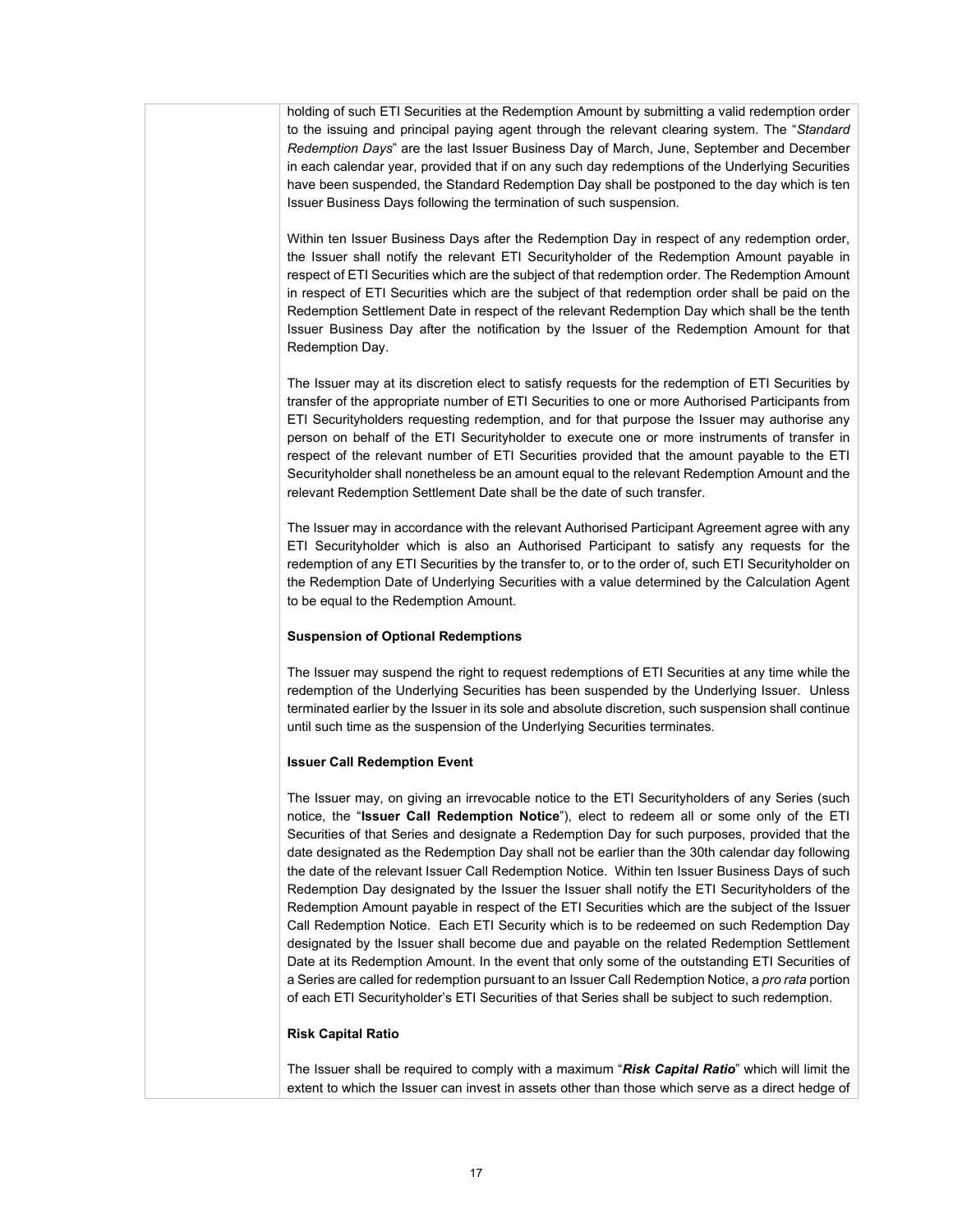holding of such ETI Securities at the Redemption Amount by submitting a valid redemption order to the issuing and principal paying agent through the relevant clearing system. The "*Standard Redemption Days*" are the last Issuer Business Day of March, June, September and December in each calendar year, provided that if on any such day redemptions of the Underlying Securities have been suspended, the Standard Redemption Day shall be postponed to the day which is ten Issuer Business Days following the termination of such suspension.

Within ten Issuer Business Days after the Redemption Day in respect of any redemption order, the Issuer shall notify the relevant ETI Securityholder of the Redemption Amount payable in respect of ETI Securities which are the subject of that redemption order. The Redemption Amount in respect of ETI Securities which are the subject of that redemption order shall be paid on the Redemption Settlement Date in respect of the relevant Redemption Day which shall be the tenth Issuer Business Day after the notification by the Issuer of the Redemption Amount for that Redemption Day.

The Issuer may at its discretion elect to satisfy requests for the redemption of ETI Securities by transfer of the appropriate number of ETI Securities to one or more Authorised Participants from ETI Securityholders requesting redemption, and for that purpose the Issuer may authorise any person on behalf of the ETI Securityholder to execute one or more instruments of transfer in respect of the relevant number of ETI Securities provided that the amount payable to the ETI Securityholder shall nonetheless be an amount equal to the relevant Redemption Amount and the relevant Redemption Settlement Date shall be the date of such transfer.

The Issuer may in accordance with the relevant Authorised Participant Agreement agree with any ETI Securityholder which is also an Authorised Participant to satisfy any requests for the redemption of any ETI Securities by the transfer to, or to the order of, such ETI Securityholder on the Redemption Date of Underlying Securities with a value determined by the Calculation Agent to be equal to the Redemption Amount.

**Suspension of Optional Redemptions**

The Issuer may suspend the right to request redemptions of ETI Securities at any time while the redemption of the Underlying Securities has been suspended by the Underlying Issuer. Unless terminated earlier by the Issuer in its sole and absolute discretion, such suspension shall continue until such time as the suspension of the Underlying Securities terminates.

**Issuer Call Redemption Event**

The Issuer may, on giving an irrevocable notice to the ETI Securityholders of any Series (such notice, the "**Issuer Call Redemption Notice**"), elect to redeem all or some only of the ETI Securities of that Series and designate a Redemption Day for such purposes, provided that the date designated as the Redemption Day shall not be earlier than the 30th calendar day following the date of the relevant Issuer Call Redemption Notice. Within ten Issuer Business Days of such Redemption Day designated by the Issuer the Issuer shall notify the ETI Securityholders of the Redemption Amount payable in respect of the ETI Securities which are the subject of the Issuer Call Redemption Notice. Each ETI Security which is to be redeemed on such Redemption Day designated by the Issuer shall become due and payable on the related Redemption Settlement Date at its Redemption Amount. In the event that only some of the outstanding ETI Securities of a Series are called for redemption pursuant to an Issuer Call Redemption Notice, a *pro rata* portion of each ETI Securityholder's ETI Securities of that Series shall be subject to such redemption.

**Risk Capital Ratio**

The Issuer shall be required to comply with a maximum "***Risk Capital Ratio***" which will limit the extent to which the Issuer can invest in assets other than those which serve as a direct hedge of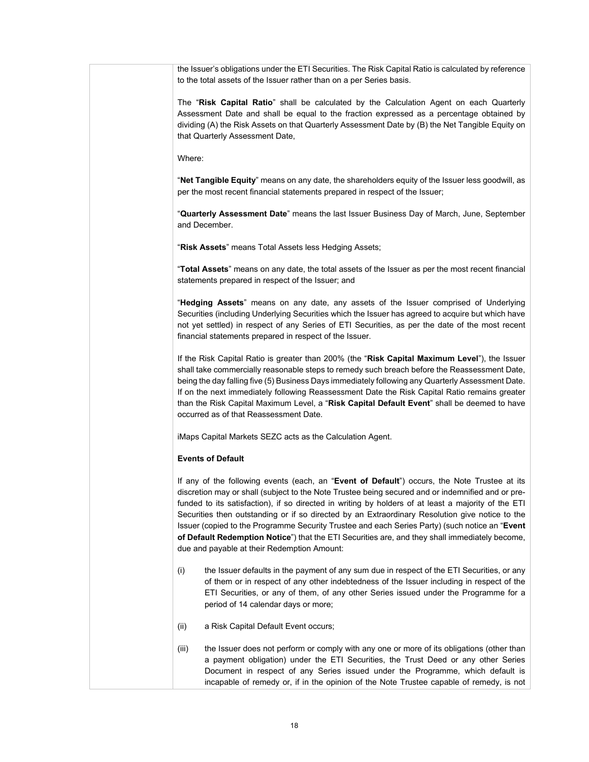the Issuer's obligations under the ETI Securities. The Risk Capital Ratio is calculated by reference to the total assets of the Issuer rather than on a per Series basis.

The "**Risk Capital Ratio**" shall be calculated by the Calculation Agent on each Quarterly Assessment Date and shall be equal to the fraction expressed as a percentage obtained by dividing (A) the Risk Assets on that Quarterly Assessment Date by (B) the Net Tangible Equity on that Quarterly Assessment Date,

Where:

"**Net Tangible Equity**" means on any date, the shareholders equity of the Issuer less goodwill, as per the most recent financial statements prepared in respect of the Issuer;

"**Quarterly Assessment Date**" means the last Issuer Business Day of March, June, September and December.

"**Risk Assets**" means Total Assets less Hedging Assets;

"**Total Assets**" means on any date, the total assets of the Issuer as per the most recent financial statements prepared in respect of the Issuer; and

"**Hedging Assets**" means on any date, any assets of the Issuer comprised of Underlying Securities (including Underlying Securities which the Issuer has agreed to acquire but which have not yet settled) in respect of any Series of ETI Securities, as per the date of the most recent financial statements prepared in respect of the Issuer.

If the Risk Capital Ratio is greater than 200% (the "**Risk Capital Maximum Level**"), the Issuer shall take commercially reasonable steps to remedy such breach before the Reassessment Date, being the day falling five (5) Business Days immediately following any Quarterly Assessment Date. If on the next immediately following Reassessment Date the Risk Capital Ratio remains greater than the Risk Capital Maximum Level, a "**Risk Capital Default Event**" shall be deemed to have occurred as of that Reassessment Date.

iMaps Capital Markets SEZC acts as the Calculation Agent.

**Events of Default**

If any of the following events (each, an "**Event of Default**") occurs, the Note Trustee at its discretion may or shall (subject to the Note Trustee being secured and or indemnified and or pre-funded to its satisfaction), if so directed in writing by holders of at least a majority of the ETI Securities then outstanding or if so directed by an Extraordinary Resolution give notice to the Issuer (copied to the Programme Security Trustee and each Series Party) (such notice an "**Event of Default Redemption Notice**") that the ETI Securities are, and they shall immediately become, due and payable at their Redemption Amount:

(i) the Issuer defaults in the payment of any sum due in respect of the ETI Securities, or any of them or in respect of any other indebtedness of the Issuer including in respect of the ETI Securities, or any of them, of any other Series issued under the Programme for a period of 14 calendar days or more;

(ii) a Risk Capital Default Event occurs;

(iii) the Issuer does not perform or comply with any one or more of its obligations (other than a payment obligation) under the ETI Securities, the Trust Deed or any other Series Document in respect of any Series issued under the Programme, which default is incapable of remedy or, if in the opinion of the Note Trustee capable of remedy, is not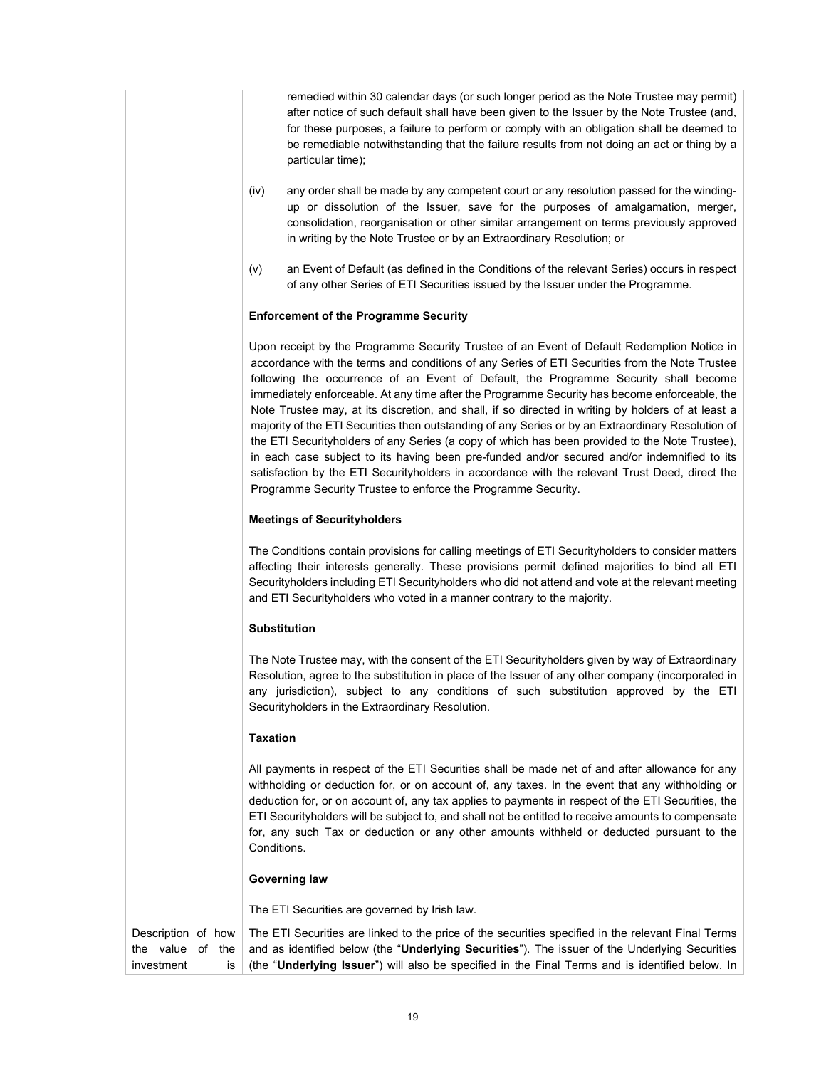| | |
|---|---|
| | remedied within 30 calendar days (or such longer period as the Note Trustee may permit) after notice of such default shall have been given to the Issuer by the Note Trustee (and, for these purposes, a failure to perform or comply with an obligation shall be deemed to be remediable notwithstanding that the failure results from not doing an act or thing by a particular time);<br><br>(iv) any order shall be made by any competent court or any resolution passed for the winding-up or dissolution of the Issuer, save for the purposes of amalgamation, merger, consolidation, reorganisation or other similar arrangement on terms previously approved in writing by the Note Trustee or by an Extraordinary Resolution; or<br><br>(v) an Event of Default (as defined in the Conditions of the relevant Series) occurs in respect of any other Series of ETI Securities issued by the Issuer under the Programme.<br><br>**Enforcement of the Programme Security**<br><br>Upon receipt by the Programme Security Trustee of an Event of Default Redemption Notice in accordance with the terms and conditions of any Series of ETI Securities from the Note Trustee following the occurrence of an Event of Default, the Programme Security shall become immediately enforceable. At any time after the Programme Security has become enforceable, the Note Trustee may, at its discretion, and shall, if so directed in writing by holders of at least a majority of the ETI Securities then outstanding of any Series or by an Extraordinary Resolution of the ETI Securityholders of any Series (a copy of which has been provided to the Note Trustee), in each case subject to its having been pre-funded and/or secured and/or indemnified to its satisfaction by the ETI Securityholders in accordance with the relevant Trust Deed, direct the Programme Security Trustee to enforce the Programme Security.<br><br>**Meetings of Securityholders**<br><br>The Conditions contain provisions for calling meetings of ETI Securityholders to consider matters affecting their interests generally. These provisions permit defined majorities to bind all ETI Securityholders including ETI Securityholders who did not attend and vote at the relevant meeting and ETI Securityholders who voted in a manner contrary to the majority.<br><br>**Substitution**<br><br>The Note Trustee may, with the consent of the ETI Securityholders given by way of Extraordinary Resolution, agree to the substitution in place of the Issuer of any other company (incorporated in any jurisdiction), subject to any conditions of such substitution approved by the ETI Securityholders in the Extraordinary Resolution.<br><br>**Taxation**<br><br>All payments in respect of the ETI Securities shall be made net of and after allowance for any withholding or deduction for, or on account of, any taxes. In the event that any withholding or deduction for, or on account of, any tax applies to payments in respect of the ETI Securities, the ETI Securityholders will be subject to, and shall not be entitled to receive amounts to compensate for, any such Tax or deduction or any other amounts withheld or deducted pursuant to the Conditions.<br><br>**Governing law**<br><br>The ETI Securities are governed by Irish law. |
| Description of how the value of the investment is | The ETI Securities are linked to the price of the securities specified in the relevant Final Terms and as identified below (the "**Underlying Securities**"). The issuer of the Underlying Securities (the "**Underlying Issuer**") will also be specified in the Final Terms and is identified below. In |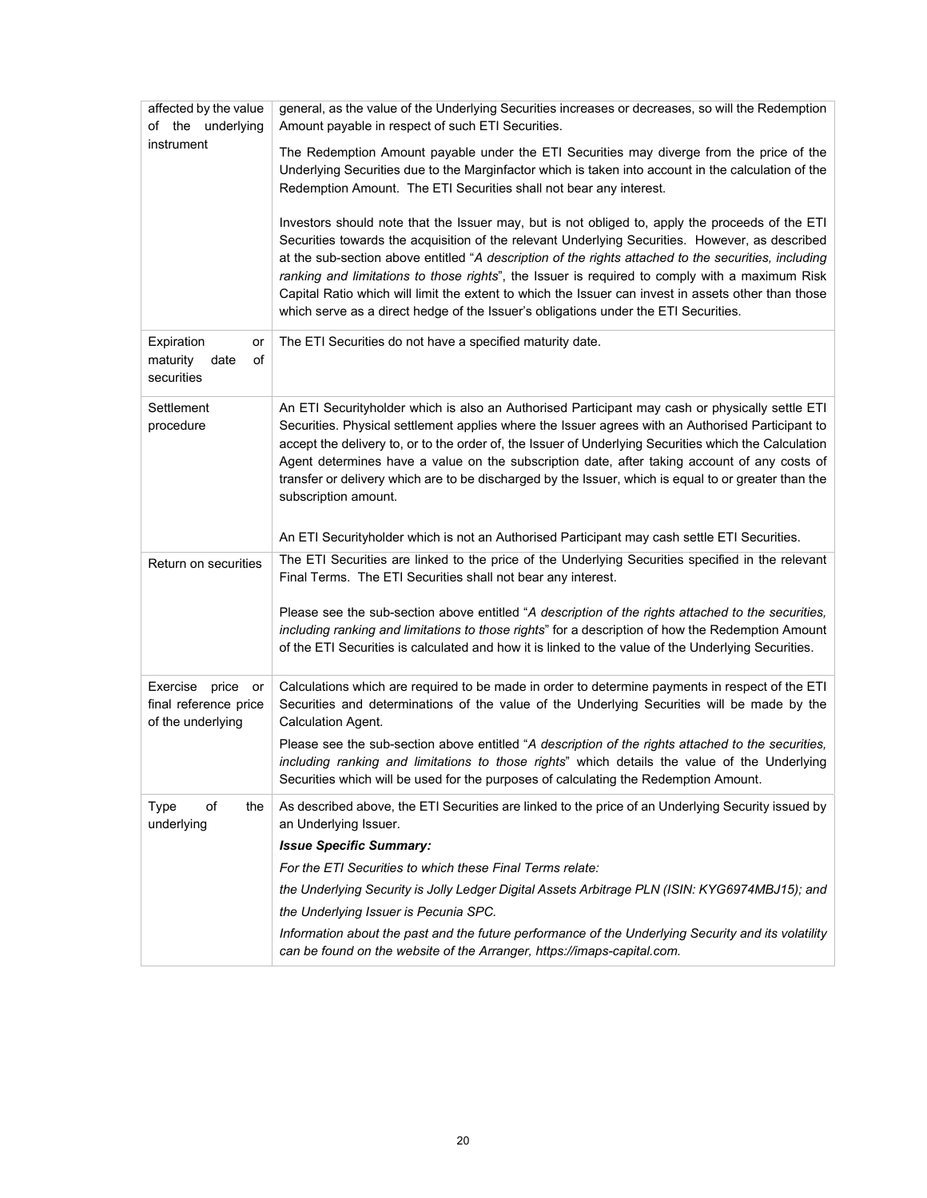| | |
|---|---|
| affected by the value of the underlying instrument | general, as the value of the Underlying Securities increases or decreases, so will the Redemption Amount payable in respect of such ETI Securities.<br><br>The Redemption Amount payable under the ETI Securities may diverge from the price of the Underlying Securities due to the Marginfactor which is taken into account in the calculation of the Redemption Amount. The ETI Securities shall not bear any interest.<br><br>Investors should note that the Issuer may, but is not obliged to, apply the proceeds of the ETI Securities towards the acquisition of the relevant Underlying Securities. However, as described at the sub-section above entitled "*A description of the rights attached to the securities, including ranking and limitations to those rights*", the Issuer is required to comply with a maximum Risk Capital Ratio which will limit the extent to which the Issuer can invest in assets other than those which serve as a direct hedge of the Issuer's obligations under the ETI Securities. |
| Expiration or maturity date of securities | The ETI Securities do not have a specified maturity date. |
| Settlement procedure | An ETI Securityholder which is also an Authorised Participant may cash or physically settle ETI Securities. Physical settlement applies where the Issuer agrees with an Authorised Participant to accept the delivery to, or to the order of, the Issuer of Underlying Securities which the Calculation Agent determines have a value on the subscription date, after taking account of any costs of transfer or delivery which are to be discharged by the Issuer, which is equal to or greater than the subscription amount.<br><br>An ETI Securityholder which is not an Authorised Participant may cash settle ETI Securities. |
| Return on securities | The ETI Securities are linked to the price of the Underlying Securities specified in the relevant Final Terms. The ETI Securities shall not bear any interest.<br><br>Please see the sub-section above entitled "*A description of the rights attached to the securities, including ranking and limitations to those rights*" for a description of how the Redemption Amount of the ETI Securities is calculated and how it is linked to the value of the Underlying Securities. |
| Exercise price or final reference price of the underlying | Calculations which are required to be made in order to determine payments in respect of the ETI Securities and determinations of the value of the Underlying Securities will be made by the Calculation Agent.<br><br>Please see the sub-section above entitled "*A description of the rights attached to the securities, including ranking and limitations to those rights*" which details the value of the Underlying Securities which will be used for the purposes of calculating the Redemption Amount. |
| Type of the underlying | As described above, the ETI Securities are linked to the price of an Underlying Security issued by an Underlying Issuer.<br><br>***Issue Specific Summary:***<br><br>*For the ETI Securities to which these Final Terms relate:*<br><br>*the Underlying Security is Jolly Ledger Digital Assets Arbitrage PLN (ISIN: KYG6974MBJ15); and*<br><br>*the Underlying Issuer is Pecunia SPC.*<br><br>*Information about the past and the future performance of the Underlying Security and its volatility can be found on the website of the Arranger, https://imaps-capital.com.* |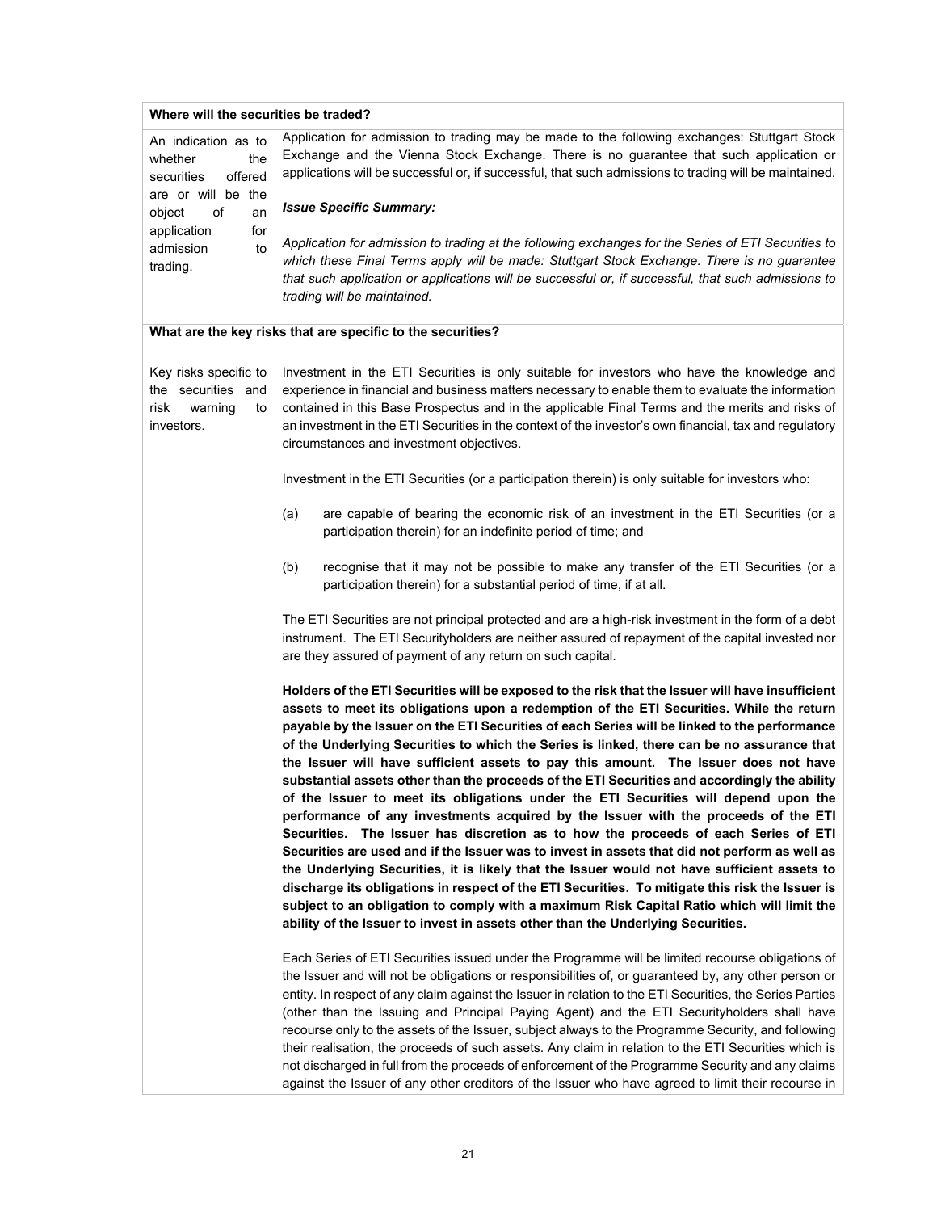| **Where will the securities be traded?** | |
|---|---|
| An indication as to whether the securities offered are or will be the object of an application for admission to trading. | Application for admission to trading may be made to the following exchanges: Stuttgart Stock Exchange and the Vienna Stock Exchange. There is no guarantee that such application or applications will be successful or, if successful, that such admissions to trading will be maintained.<br><br>***Issue Specific Summary:***<br><br>*Application for admission to trading at the following exchanges for the Series of ETI Securities to which these Final Terms apply will be made: Stuttgart Stock Exchange. There is no guarantee that such application or applications will be successful or, if successful, that such admissions to trading will be maintained.* |
| **What are the key risks that are specific to the securities?** | |
| Key risks specific to the securities and risk warning to investors. | Investment in the ETI Securities is only suitable for investors who have the knowledge and experience in financial and business matters necessary to enable them to evaluate the information contained in this Base Prospectus and in the applicable Final Terms and the merits and risks of an investment in the ETI Securities in the context of the investor's own financial, tax and regulatory circumstances and investment objectives.<br><br>Investment in the ETI Securities (or a participation therein) is only suitable for investors who:<br><br>(a) are capable of bearing the economic risk of an investment in the ETI Securities (or a participation therein) for an indefinite period of time; and<br><br>(b) recognise that it may not be possible to make any transfer of the ETI Securities (or a participation therein) for a substantial period of time, if at all.<br><br>The ETI Securities are not principal protected and are a high-risk investment in the form of a debt instrument. The ETI Securityholders are neither assured of repayment of the capital invested nor are they assured of payment of any return on such capital.<br><br>**Holders of the ETI Securities will be exposed to the risk that the Issuer will have insufficient assets to meet its obligations upon a redemption of the ETI Securities. While the return payable by the Issuer on the ETI Securities of each Series will be linked to the performance of the Underlying Securities to which the Series is linked, there can be no assurance that the Issuer will have sufficient assets to pay this amount. The Issuer does not have substantial assets other than the proceeds of the ETI Securities and accordingly the ability of the Issuer to meet its obligations under the ETI Securities will depend upon the performance of any investments acquired by the Issuer with the proceeds of the ETI Securities. The Issuer has discretion as to how the proceeds of each Series of ETI Securities are used and if the Issuer was to invest in assets that did not perform as well as the Underlying Securities, it is likely that the Issuer would not have sufficient assets to discharge its obligations in respect of the ETI Securities. To mitigate this risk the Issuer is subject to an obligation to comply with a maximum Risk Capital Ratio which will limit the ability of the Issuer to invest in assets other than the Underlying Securities.**<br><br>Each Series of ETI Securities issued under the Programme will be limited recourse obligations of the Issuer and will not be obligations or responsibilities of, or guaranteed by, any other person or entity. In respect of any claim against the Issuer in relation to the ETI Securities, the Series Parties (other than the Issuing and Principal Paying Agent) and the ETI Securityholders shall have recourse only to the assets of the Issuer, subject always to the Programme Security, and following their realisation, the proceeds of such assets. Any claim in relation to the ETI Securities which is not discharged in full from the proceeds of enforcement of the Programme Security and any claims against the Issuer of any other creditors of the Issuer who have agreed to limit their recourse in |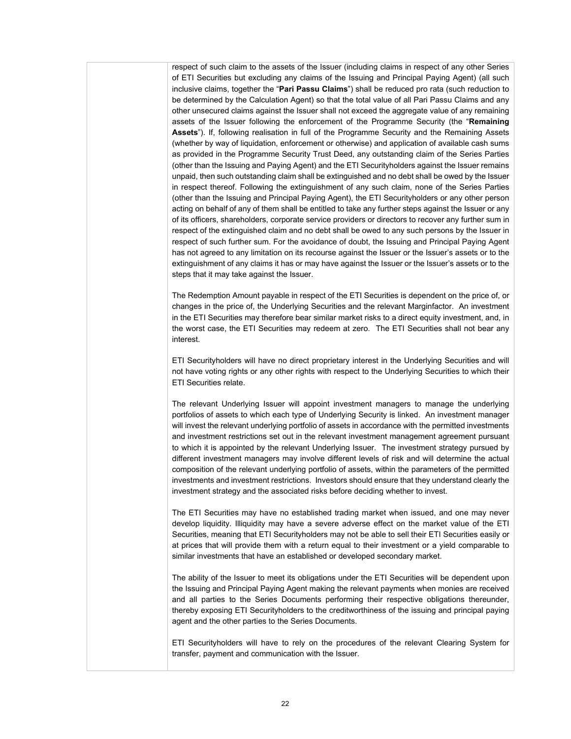| | respect of such claim to the assets of the Issuer (including claims in respect of any other Series of ETI Securities but excluding any claims of the Issuing and Principal Paying Agent) (all such inclusive claims, together the "**Pari Passu Claims**") shall be reduced pro rata (such reduction to be determined by the Calculation Agent) so that the total value of all Pari Passu Claims and any other unsecured claims against the Issuer shall not exceed the aggregate value of any remaining assets of the Issuer following the enforcement of the Programme Security (the "**Remaining Assets**"). If, following realisation in full of the Programme Security and the Remaining Assets (whether by way of liquidation, enforcement or otherwise) and application of available cash sums as provided in the Programme Security Trust Deed, any outstanding claim of the Series Parties (other than the Issuing and Paying Agent) and the ETI Securityholders against the Issuer remains unpaid, then such outstanding claim shall be extinguished and no debt shall be owed by the Issuer in respect thereof. Following the extinguishment of any such claim, none of the Series Parties (other than the Issuing and Principal Paying Agent), the ETI Securityholders or any other person acting on behalf of any of them shall be entitled to take any further steps against the Issuer or any of its officers, shareholders, corporate service providers or directors to recover any further sum in respect of the extinguished claim and no debt shall be owed to any such persons by the Issuer in respect of such further sum. For the avoidance of doubt, the Issuing and Principal Paying Agent has not agreed to any limitation on its recourse against the Issuer or the Issuer's assets or to the extinguishment of any claims it has or may have against the Issuer or the Issuer's assets or to the steps that it may take against the Issuer.<br><br>The Redemption Amount payable in respect of the ETI Securities is dependent on the price of, or changes in the price of, the Underlying Securities and the relevant Marginfactor. An investment in the ETI Securities may therefore bear similar market risks to a direct equity investment, and, in the worst case, the ETI Securities may redeem at zero. The ETI Securities shall not bear any interest.<br><br>ETI Securityholders will have no direct proprietary interest in the Underlying Securities and will not have voting rights or any other rights with respect to the Underlying Securities to which their ETI Securities relate.<br><br>The relevant Underlying Issuer will appoint investment managers to manage the underlying portfolios of assets to which each type of Underlying Security is linked. An investment manager will invest the relevant underlying portfolio of assets in accordance with the permitted investments and investment restrictions set out in the relevant investment management agreement pursuant to which it is appointed by the relevant Underlying Issuer. The investment strategy pursued by different investment managers may involve different levels of risk and will determine the actual composition of the relevant underlying portfolio of assets, within the parameters of the permitted investments and investment restrictions. Investors should ensure that they understand clearly the investment strategy and the associated risks before deciding whether to invest.<br><br>The ETI Securities may have no established trading market when issued, and one may never develop liquidity. Illiquidity may have a severe adverse effect on the market value of the ETI Securities, meaning that ETI Securityholders may not be able to sell their ETI Securities easily or at prices that will provide them with a return equal to their investment or a yield comparable to similar investments that have an established or developed secondary market.<br><br>The ability of the Issuer to meet its obligations under the ETI Securities will be dependent upon the Issuing and Principal Paying Agent making the relevant payments when monies are received and all parties to the Series Documents performing their respective obligations thereunder, thereby exposing ETI Securityholders to the creditworthiness of the issuing and principal paying agent and the other parties to the Series Documents.<br><br>ETI Securityholders will have to rely on the procedures of the relevant Clearing System for transfer, payment and communication with the Issuer. |
|---|---|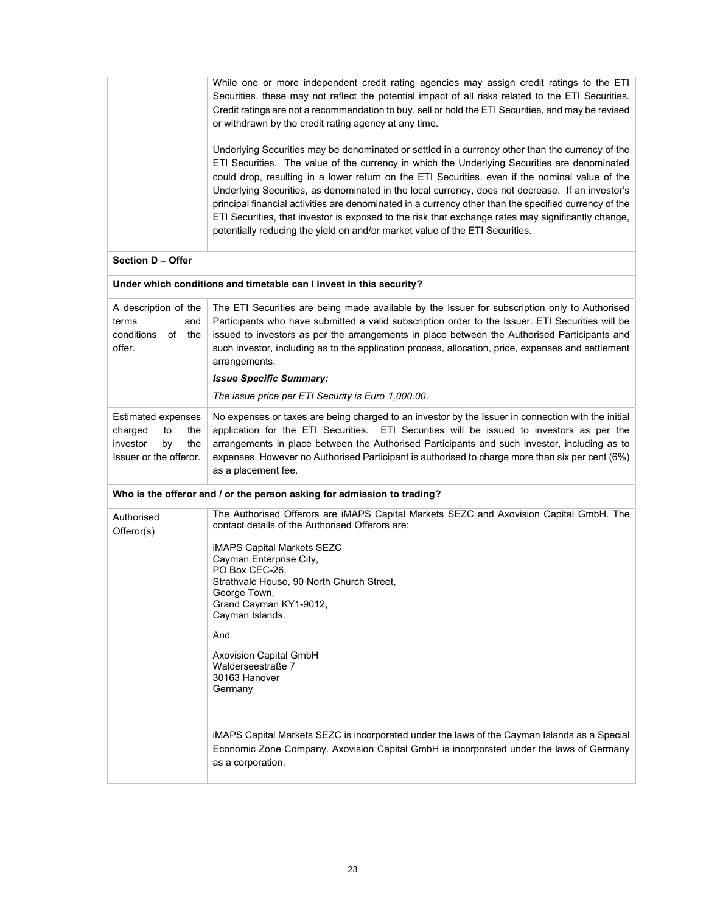| | |
|---|---|
| | While one or more independent credit rating agencies may assign credit ratings to the ETI Securities, these may not reflect the potential impact of all risks related to the ETI Securities. Credit ratings are not a recommendation to buy, sell or hold the ETI Securities, and may be revised or withdrawn by the credit rating agency at any time.<br><br>Underlying Securities may be denominated or settled in a currency other than the currency of the ETI Securities. The value of the currency in which the Underlying Securities are denominated could drop, resulting in a lower return on the ETI Securities, even if the nominal value of the Underlying Securities, as denominated in the local currency, does not decrease. If an investor's principal financial activities are denominated in a currency other than the specified currency of the ETI Securities, that investor is exposed to the risk that exchange rates may significantly change, potentially reducing the yield on and/or market value of the ETI Securities. |
| **Section D – Offer** | |
| **Under which conditions and timetable can I invest in this security?** | |
| A description of the terms and conditions of the offer. | The ETI Securities are being made available by the Issuer for subscription only to Authorised Participants who have submitted a valid subscription order to the Issuer. ETI Securities will be issued to investors as per the arrangements in place between the Authorised Participants and such investor, including as to the application process, allocation, price, expenses and settlement arrangements.<br><br>***Issue Specific Summary:***<br><br>*The issue price per ETI Security is Euro 1,000.00.* |
| Estimated expenses charged to the investor by the Issuer or the offeror. | No expenses or taxes are being charged to an investor by the Issuer in connection with the initial application for the ETI Securities. ETI Securities will be issued to investors as per the arrangements in place between the Authorised Participants and such investor, including as to expenses. However no Authorised Participant is authorised to charge more than six per cent (6%) as a placement fee. |
| **Who is the offeror and / or the person asking for admission to trading?** | |
| Authorised Offeror(s) | The Authorised Offerors are iMAPS Capital Markets SEZC and Axovision Capital GmbH. The contact details of the Authorised Offerors are:<br><br>iMAPS Capital Markets SEZC<br>Cayman Enterprise City,<br>PO Box CEC-26,<br>Strathvale House, 90 North Church Street,<br>George Town,<br>Grand Cayman KY1-9012,<br>Cayman Islands.<br><br>And<br><br>Axovision Capital GmbH<br>Walderseestraße 7<br>30163 Hanover<br>Germany<br><br>iMAPS Capital Markets SEZC is incorporated under the laws of the Cayman Islands as a Special Economic Zone Company. Axovision Capital GmbH is incorporated under the laws of Germany as a corporation. |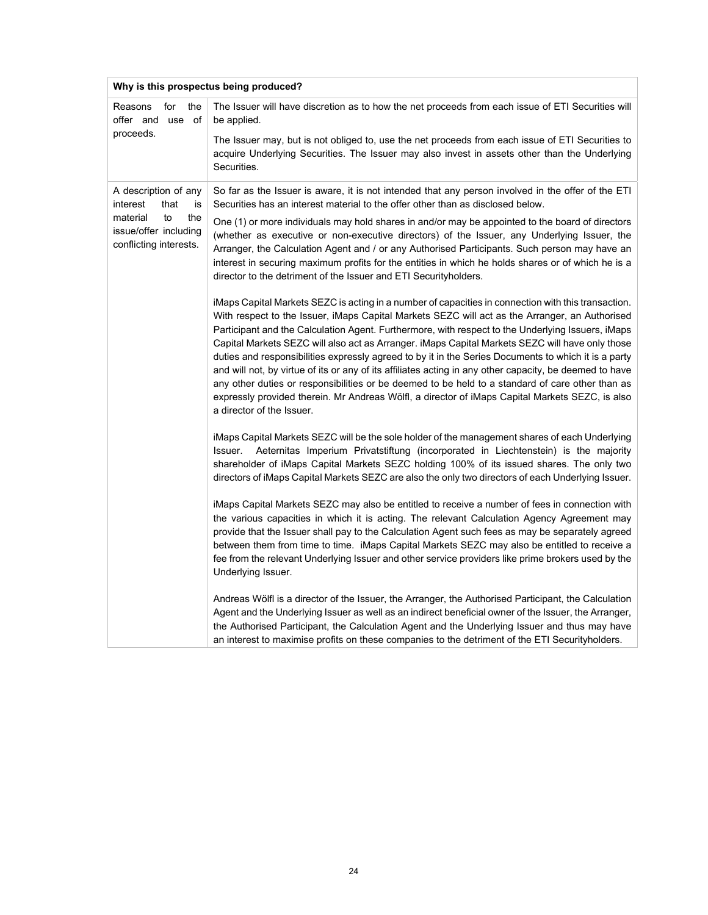| Why is this prospectus being produced? | |
|---|---|
| Reasons for the offer and use of proceeds. | The Issuer will have discretion as to how the net proceeds from each issue of ETI Securities will be applied.<br><br>The Issuer may, but is not obliged to, use the net proceeds from each issue of ETI Securities to acquire Underlying Securities. The Issuer may also invest in assets other than the Underlying Securities. |
| A description of any interest that is material to the issue/offer including conflicting interests. | So far as the Issuer is aware, it is not intended that any person involved in the offer of the ETI Securities has an interest material to the offer other than as disclosed below.<br><br>One (1) or more individuals may hold shares in and/or may be appointed to the board of directors (whether as executive or non-executive directors) of the Issuer, any Underlying Issuer, the Arranger, the Calculation Agent and / or any Authorised Participants. Such person may have an interest in securing maximum profits for the entities in which he holds shares or of which he is a director to the detriment of the Issuer and ETI Securityholders.<br><br>iMaps Capital Markets SEZC is acting in a number of capacities in connection with this transaction. With respect to the Issuer, iMaps Capital Markets SEZC will act as the Arranger, an Authorised Participant and the Calculation Agent. Furthermore, with respect to the Underlying Issuers, iMaps Capital Markets SEZC will also act as Arranger. iMaps Capital Markets SEZC will have only those duties and responsibilities expressly agreed to by it in the Series Documents to which it is a party and will not, by virtue of its or any of its affiliates acting in any other capacity, be deemed to have any other duties or responsibilities or be deemed to be held to a standard of care other than as expressly provided therein. Mr Andreas Wölfl, a director of iMaps Capital Markets SEZC, is also a director of the Issuer.<br><br>iMaps Capital Markets SEZC will be the sole holder of the management shares of each Underlying Issuer. Aeternitas Imperium Privatstiftung (incorporated in Liechtenstein) is the majority shareholder of iMaps Capital Markets SEZC holding 100% of its issued shares. The only two directors of iMaps Capital Markets SEZC are also the only two directors of each Underlying Issuer.<br><br>iMaps Capital Markets SEZC may also be entitled to receive a number of fees in connection with the various capacities in which it is acting. The relevant Calculation Agency Agreement may provide that the Issuer shall pay to the Calculation Agent such fees as may be separately agreed between them from time to time. iMaps Capital Markets SEZC may also be entitled to receive a fee from the relevant Underlying Issuer and other service providers like prime brokers used by the Underlying Issuer.<br><br>Andreas Wölfl is a director of the Issuer, the Arranger, the Authorised Participant, the Calculation Agent and the Underlying Issuer as well as an indirect beneficial owner of the Issuer, the Arranger, the Authorised Participant, the Calculation Agent and the Underlying Issuer and thus may have an interest to maximise profits on these companies to the detriment of the ETI Securityholders. |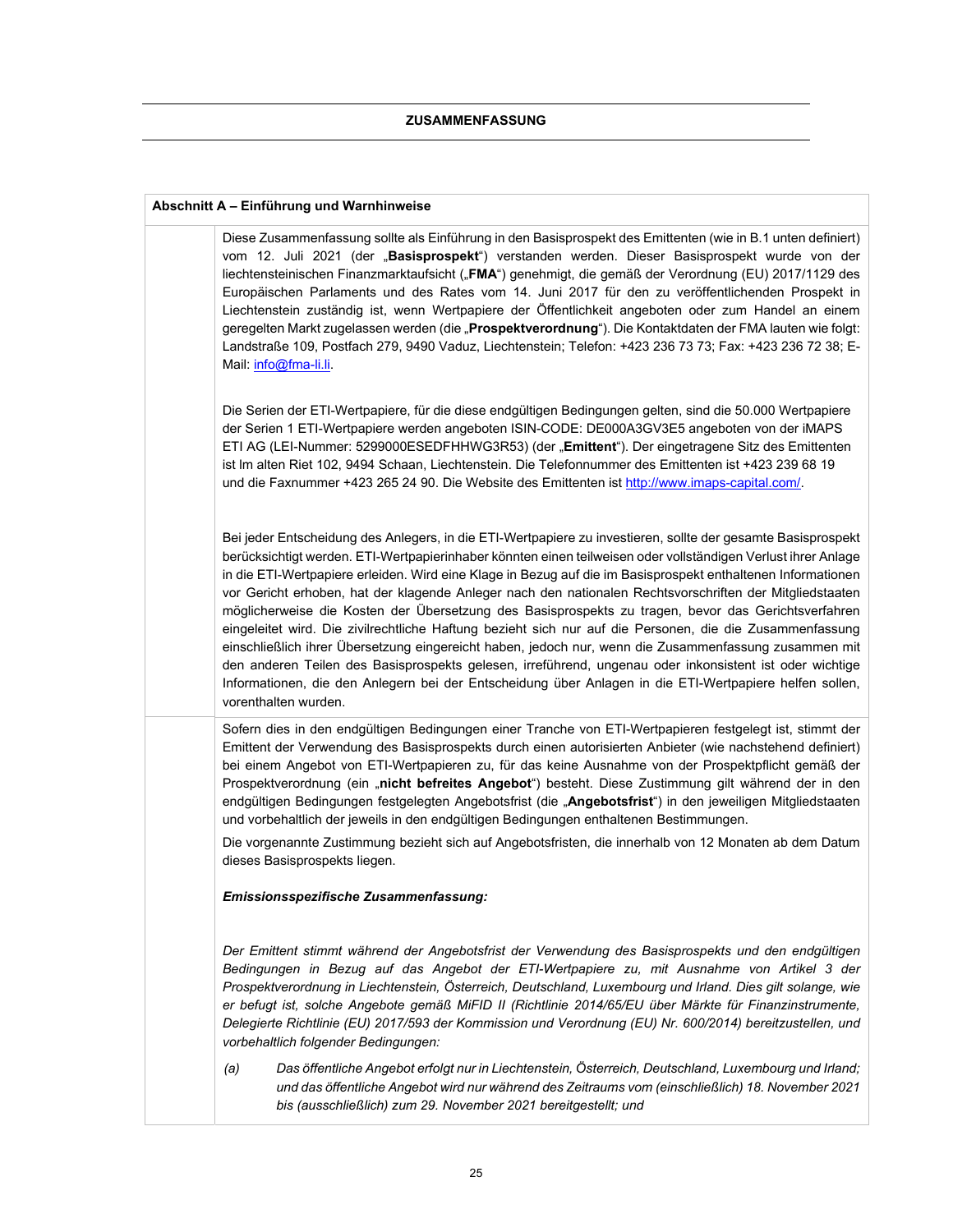## ZUSAMMENFASSUNG

| Abschnitt A – Einführung und Warnhinweise | |
|---|---|
| | Diese Zusammenfassung sollte als Einführung in den Basisprospekt des Emittenten (wie in B.1 unten definiert) vom 12. Juli 2021 (der „**Basisprospekt**") verstanden werden. Dieser Basisprospekt wurde von der liechtensteinischen Finanzmarktaufsicht („**FMA**") genehmigt, die gemäß der Verordnung (EU) 2017/1129 des Europäischen Parlaments und des Rates vom 14. Juni 2017 für den zu veröffentlichenden Prospekt in Liechtenstein zuständig ist, wenn Wertpapiere der Öffentlichkeit angeboten oder zum Handel an einem geregelten Markt zugelassen werden (die „**Prospektverordnung**"). Die Kontaktdaten der FMA lauten wie folgt: Landstraße 109, Postfach 279, 9490 Vaduz, Liechtenstein; Telefon: +423 236 73 73; Fax: +423 236 72 38; E-Mail: info@fma-li.li.<br><br>Die Serien der ETI-Wertpapiere, für die diese endgültigen Bedingungen gelten, sind die 50.000 Wertpapiere der Serien 1 ETI-Wertpapiere werden angeboten ISIN-CODE: DE000A3GV3E5 angeboten von der iMAPS ETI AG (LEI-Nummer: 5299000ESEDFHHWG3R53) (der „**Emittent**"). Der eingetragene Sitz des Emittenten ist Im alten Riet 102, 9494 Schaan, Liechtenstein. Die Telefonnummer des Emittenten ist +423 239 68 19 und die Faxnummer +423 265 24 90. Die Website des Emittenten ist http://www.imaps-capital.com/.<br><br>Bei jeder Entscheidung des Anlegers, in die ETI-Wertpapiere zu investieren, sollte der gesamte Basisprospekt berücksichtigt werden. ETI-Wertpapierinhaber könnten einen teilweisen oder vollständigen Verlust ihrer Anlage in die ETI-Wertpapiere erleiden. Wird eine Klage in Bezug auf die im Basisprospekt enthaltenen Informationen vor Gericht erhoben, hat der klagende Anleger nach den nationalen Rechtsvorschriften der Mitgliedstaaten möglicherweise die Kosten der Übersetzung des Basisprospekts zu tragen, bevor das Gerichtsverfahren eingeleitet wird. Die zivilrechtliche Haftung bezieht sich nur auf die Personen, die die Zusammenfassung einschließlich ihrer Übersetzung eingereicht haben, jedoch nur, wenn die Zusammenfassung zusammen mit den anderen Teilen des Basisprospekts gelesen, irreführend, ungenau oder inkonsistent ist oder wichtige Informationen, die den Anlegern bei der Entscheidung über Anlagen in die ETI-Wertpapiere helfen sollen, vorenthalten wurden. |
| | Sofern dies in den endgültigen Bedingungen einer Tranche von ETI-Wertpapieren festgelegt ist, stimmt der Emittent der Verwendung des Basisprospekts durch einen autorisierten Anbieter (wie nachstehend definiert) bei einem Angebot von ETI-Wertpapieren zu, für das keine Ausnahme von der Prospektpflicht gemäß der Prospektverordnung (ein „**nicht befreites Angebot**") besteht. Diese Zustimmung gilt während der in den endgültigen Bedingungen festgelegten Angebotsfrist (die „**Angebotsfrist**") in den jeweiligen Mitgliedstaaten und vorbehaltlich der jeweils in den endgültigen Bedingungen enthaltenen Bestimmungen.<br><br>Die vorgenannte Zustimmung bezieht sich auf Angebotsfristen, die innerhalb von 12 Monaten ab dem Datum dieses Basisprospekts liegen.<br><br>***Emissionsspezifische Zusammenfassung:***<br><br>*Der Emittent stimmt während der Angebotsfrist der Verwendung des Basisprospekts und den endgültigen Bedingungen in Bezug auf das Angebot der ETI-Wertpapiere zu, mit Ausnahme von Artikel 3 der Prospektverordnung in Liechtenstein, Österreich, Deutschland, Luxembourg und Irland. Dies gilt solange, wie er befugt ist, solche Angebote gemäß MiFID II (Richtlinie 2014/65/EU über Märkte für Finanzinstrumente, Delegierte Richtlinie (EU) 2017/593 der Kommission und Verordnung (EU) Nr. 600/2014) bereitzustellen, und vorbehaltlich folgender Bedingungen:*<br><br>*(a) Das öffentliche Angebot erfolgt nur in Liechtenstein, Österreich, Deutschland, Luxembourg und Irland; und das öffentliche Angebot wird nur während des Zeitraums vom (einschließlich) 18. November 2021 bis (ausschließlich) zum 29. November 2021 bereitgestellt; und* |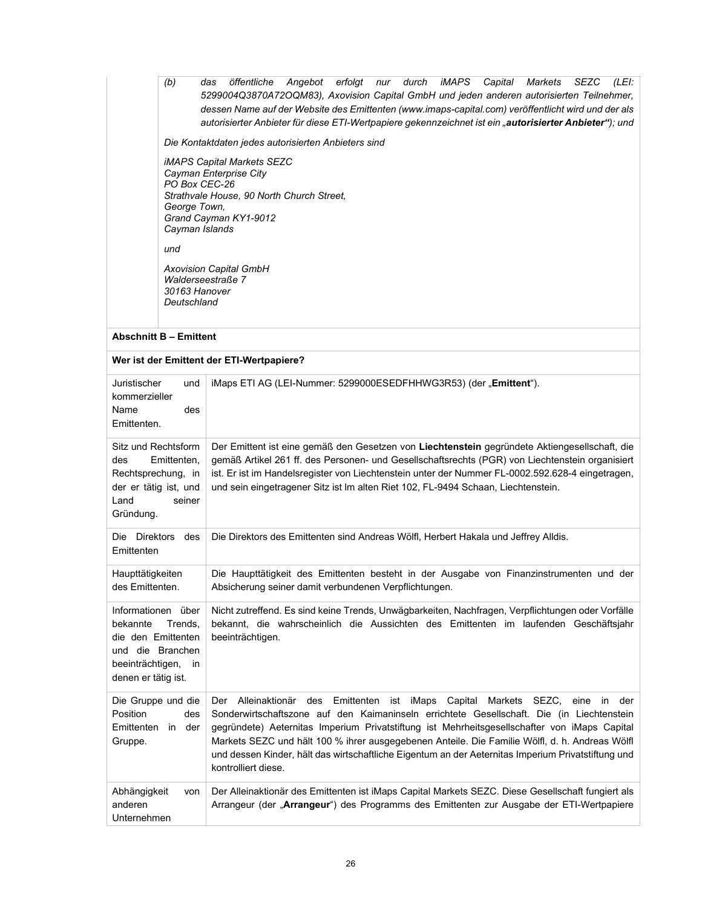| | |
|---|---|
| | *(b) das öffentliche Angebot erfolgt nur durch iMAPS Capital Markets SEZC (LEI: 5299004Q3870A72OQM83), Axovision Capital GmbH und jeden anderen autorisierten Teilnehmer, dessen Name auf der Website des Emittenten (www.imaps-capital.com) veröffentlicht wird und der als autorisierter Anbieter für diese ETI-Wertpapiere gekennzeichnet ist ein „**autorisierter Anbieter“**); und*<br><br>*Die Kontaktdaten jedes autorisierten Anbieters sind*<br><br>*iMAPS Capital Markets SEZC*<br>*Cayman Enterprise City*<br>*PO Box CEC-26*<br>*Strathvale House, 90 North Church Street,*<br>*George Town,*<br>*Grand Cayman KY1-9012*<br>*Cayman Islands*<br><br>*und*<br><br>*Axovision Capital GmbH*<br>*Walderseestraße 7*<br>*30163 Hanover*<br>*Deutschland* |
| **Abschnitt B – Emittent** | |
| **Wer ist der Emittent der ETI-Wertpapiere?** | |
| Juristischer und kommerzieller Name des Emittenten. | iMaps ETI AG (LEI-Nummer: 5299000ESEDFHHWG3R53) (der „**Emittent**“). |
| Sitz und Rechtsform des Emittenten, Rechtsprechung, in der er tätig ist, und Land seiner Gründung. | Der Emittent ist eine gemäß den Gesetzen von **Liechtenstein** gegründete Aktiengesellschaft, die gemäß Artikel 261 ff. des Personen- und Gesellschaftsrechts (PGR) von Liechtenstein organisiert ist. Er ist im Handelsregister von Liechtenstein unter der Nummer FL-0002.592.628-4 eingetragen, und sein eingetragener Sitz ist Im alten Riet 102, FL-9494 Schaan, Liechtenstein. |
| Die Direktors des Emittenten | Die Direktors des Emittenten sind Andreas Wölfl, Herbert Hakala und Jeffrey Alldis. |
| Haupttätigkeiten des Emittenten. | Die Haupttätigkeit des Emittenten besteht in der Ausgabe von Finanzinstrumenten und der Absicherung seiner damit verbundenen Verpflichtungen. |
| Informationen über bekannte Trends, die den Emittenten und die Branchen beeinträchtigen, in denen er tätig ist. | Nicht zutreffend. Es sind keine Trends, Unwägbarkeiten, Nachfragen, Verpflichtungen oder Vorfälle bekannt, die wahrscheinlich die Aussichten des Emittenten im laufenden Geschäftsjahr beeinträchtigen. |
| Die Gruppe und die Position des Emittenten in der Gruppe. | Der Alleinaktionär des Emittenten ist iMaps Capital Markets SEZC, eine in der Sonderwirtschaftszone auf den Kaimaninseln errichtete Gesellschaft. Die (in Liechtenstein gegründete) Aeternitas Imperium Privatstiftung ist Mehrheitsgesellschafter von iMaps Capital Markets SEZC und hält 100 % ihrer ausgegebenen Anteile. Die Familie Wölfl, d. h. Andreas Wölfl und dessen Kinder, hält das wirtschaftliche Eigentum an der Aeternitas Imperium Privatstiftung und kontrolliert diese. |
| Abhängigkeit von anderen Unternehmen | Der Alleinaktionär des Emittenten ist iMaps Capital Markets SEZC. Diese Gesellschaft fungiert als Arrangeur (der „**Arrangeur**“) des Programms des Emittenten zur Ausgabe der ETI-Wertpapiere |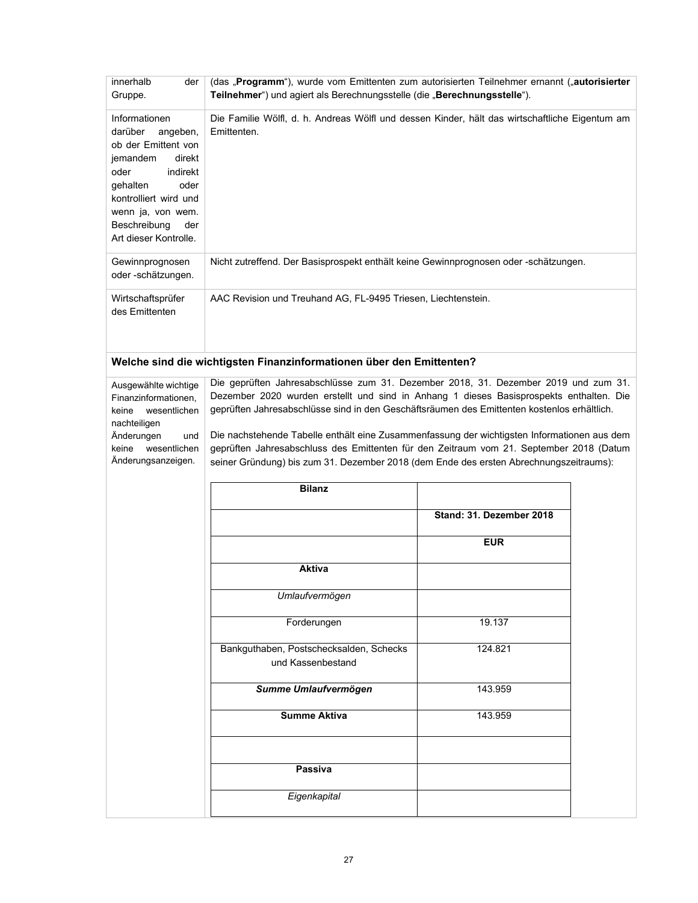| | |
|---|---|
| innerhalb der Gruppe. | (das „**Programm**"), wurde vom Emittenten zum autorisierten Teilnehmer ernannt („**autorisierter Teilnehmer**") und agiert als Berechnungsstelle (die „**Berechnungsstelle**"). |
| Informationen darüber angeben, ob der Emittent von jemandem direkt oder indirekt gehalten oder kontrolliert wird und wenn ja, von wem. Beschreibung der Art dieser Kontrolle. | Die Familie Wölfl, d. h. Andreas Wölfl und dessen Kinder, hält das wirtschaftliche Eigentum am Emittenten. |
| Gewinnprognosen oder -schätzungen. | Nicht zutreffend. Der Basisprospekt enthält keine Gewinnprognosen oder -schätzungen. |
| Wirtschaftsprüfer des Emittenten | AAC Revision und Treuhand AG, FL-9495 Triesen, Liechtenstein. |

**Welche sind die wichtigsten Finanzinformationen über den Emittenten?**

| | |
|---|---|
| Ausgewählte wichtige Finanzinformationen, keine wesentlichen nachteiligen Änderungen und keine wesentlichen Änderungsanzeigen. | Die geprüften Jahresabschlüsse zum 31. Dezember 2018, 31. Dezember 2019 und zum 31. Dezember 2020 wurden erstellt und sind in Anhang 1 dieses Basisprospekts enthalten. Die geprüften Jahresabschlüsse sind in den Geschäftsräumen des Emittenten kostenlos erhältlich.<br><br>Die nachstehende Tabelle enthält eine Zusammenfassung der wichtigsten Informationen aus dem geprüften Jahresabschluss des Emittenten für den Zeitraum vom 21. September 2018 (Datum seiner Gründung) bis zum 31. Dezember 2018 (dem Ende des ersten Abrechnungszeitraums): |

| **Bilanz** | |
|---|---|
| | **Stand: 31. Dezember 2018** |
| | **EUR** |
| **Aktiva** | |
| *Umlaufvermögen* | |
| Forderungen | 19.137 |
| Bankguthaben, Postschecksalden, Schecks und Kassenbestand | 124.821 |
| ***Summe Umlaufvermögen*** | 143.959 |
| **Summe Aktiva** | 143.959 |
| | |
| **Passiva** | |
| *Eigenkapital* | |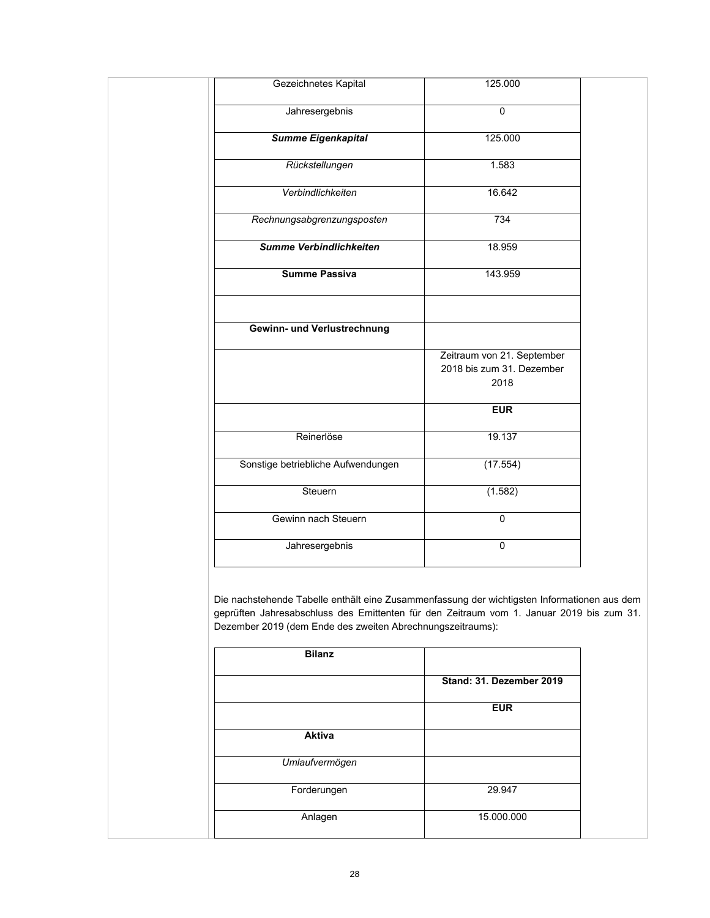| | |
|---|---|
| Gezeichnetes Kapital | 125.000 |
| Jahresergebnis | 0 |
| ***Summe Eigenkapital*** | 125.000 |
| *Rückstellungen* | 1.583 |
| *Verbindlichkeiten* | 16.642 |
| *Rechnungsabgrenzungsposten* | 734 |
| ***Summe Verbindlichkeiten*** | 18.959 |
| **Summe Passiva** | 143.959 |
| | |
| **Gewinn- und Verlustrechnung** | |
| | Zeitraum von 21. September 2018 bis zum 31. Dezember 2018 |
| | **EUR** |
| Reinerlöse | 19.137 |
| Sonstige betriebliche Aufwendungen | (17.554) |
| Steuern | (1.582) |
| Gewinn nach Steuern | 0 |
| Jahresergebnis | 0 |

Die nachstehende Tabelle enthält eine Zusammenfassung der wichtigsten Informationen aus dem geprüften Jahresabschluss des Emittenten für den Zeitraum vom 1. Januar 2019 bis zum 31. Dezember 2019 (dem Ende des zweiten Abrechnungszeitraums):

| **Bilanz** | |
|---|---|
| | **Stand: 31. Dezember 2019** |
| | **EUR** |
| **Aktiva** | |
| *Umlaufvermögen* | |
| Forderungen | 29.947 |
| Anlagen | 15.000.000 |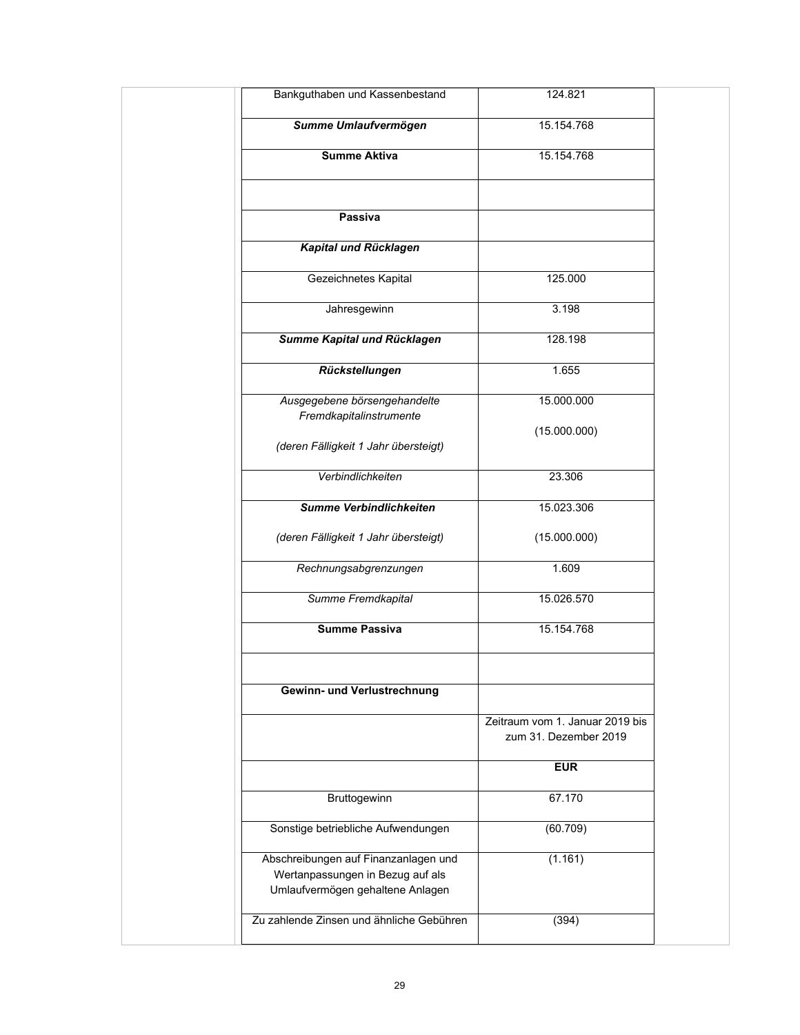| | |
|---|---|
| Bankguthaben und Kassenbestand | 124.821 |
| ***Summe Umlaufvermögen*** | 15.154.768 |
| **Summe Aktiva** | 15.154.768 |
| | |
| **Passiva** | |
| ***Kapital und Rücklagen*** | |
| Gezeichnetes Kapital | 125.000 |
| Jahresgewinn | 3.198 |
| ***Summe Kapital und Rücklagen*** | 128.198 |
| ***Rückstellungen*** | 1.655 |
| *Ausgegebene börsengehandelte Fremdkapitalinstrumente*<br><br>*(deren Fälligkeit 1 Jahr übersteigt)* | 15.000.000<br><br>(15.000.000) |
| *Verbindlichkeiten* | 23.306 |
| ***Summe Verbindlichkeiten***<br><br>*(deren Fälligkeit 1 Jahr übersteigt)* | 15.023.306<br><br>(15.000.000) |
| *Rechnungsabgrenzungen* | 1.609 |
| *Summe Fremdkapital* | 15.026.570 |
| **Summe Passiva** | 15.154.768 |
| | |
| **Gewinn- und Verlustrechnung** | |
| | Zeitraum vom 1. Januar 2019 bis zum 31. Dezember 2019 |
| | **EUR** |
| Bruttogewinn | 67.170 |
| Sonstige betriebliche Aufwendungen | (60.709) |
| Abschreibungen auf Finanzanlagen und Wertanpassungen in Bezug auf als Umlaufvermögen gehaltene Anlagen | (1.161) |
| Zu zahlende Zinsen und ähnliche Gebühren | (394) |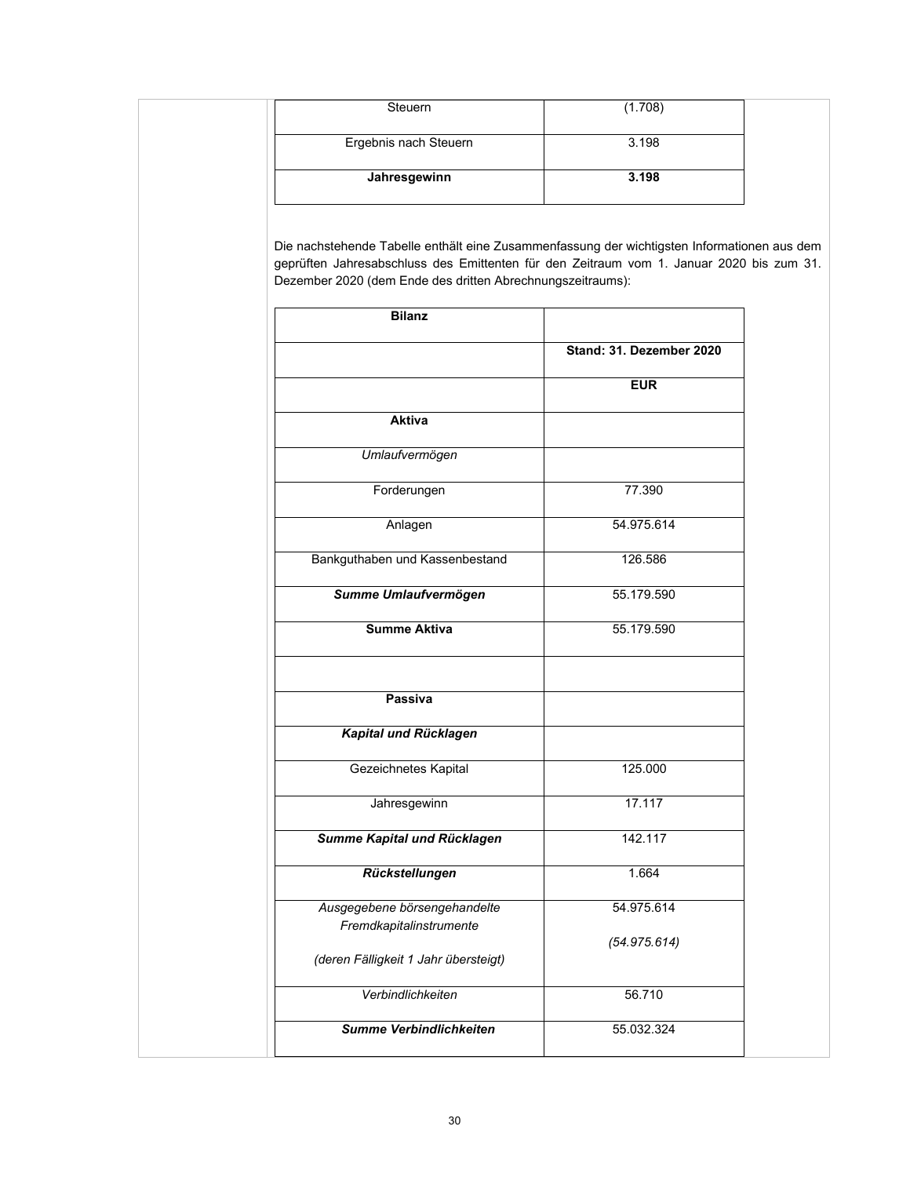| | |
|---|---|
| Steuern | (1.708) |
| Ergebnis nach Steuern | 3.198 |
| **Jahresgewinn** | **3.198** |

Die nachstehende Tabelle enthält eine Zusammenfassung der wichtigsten Informationen aus dem geprüften Jahresabschluss des Emittenten für den Zeitraum vom 1. Januar 2020 bis zum 31. Dezember 2020 (dem Ende des dritten Abrechnungszeitraums):

| **Bilanz** | |
|---|---|
| | **Stand: 31. Dezember 2020** |
| | **EUR** |
| **Aktiva** | |
| *Umlaufvermögen* | |
| Forderungen | 77.390 |
| Anlagen | 54.975.614 |
| Bankguthaben und Kassenbestand | 126.586 |
| ***Summe Umlaufvermögen*** | 55.179.590 |
| **Summe Aktiva** | 55.179.590 |
| | |
| **Passiva** | |
| ***Kapital und Rücklagen*** | |
| Gezeichnetes Kapital | 125.000 |
| Jahresgewinn | 17.117 |
| ***Summe Kapital und Rücklagen*** | 142.117 |
| ***Rückstellungen*** | 1.664 |
| *Ausgegebene börsengehandelte Fremdkapitalinstrumente* *(deren Fälligkeit 1 Jahr übersteigt)* | 54.975.614 *(54.975.614)* |
| *Verbindlichkeiten* | 56.710 |
| ***Summe Verbindlichkeiten*** | 55.032.324 |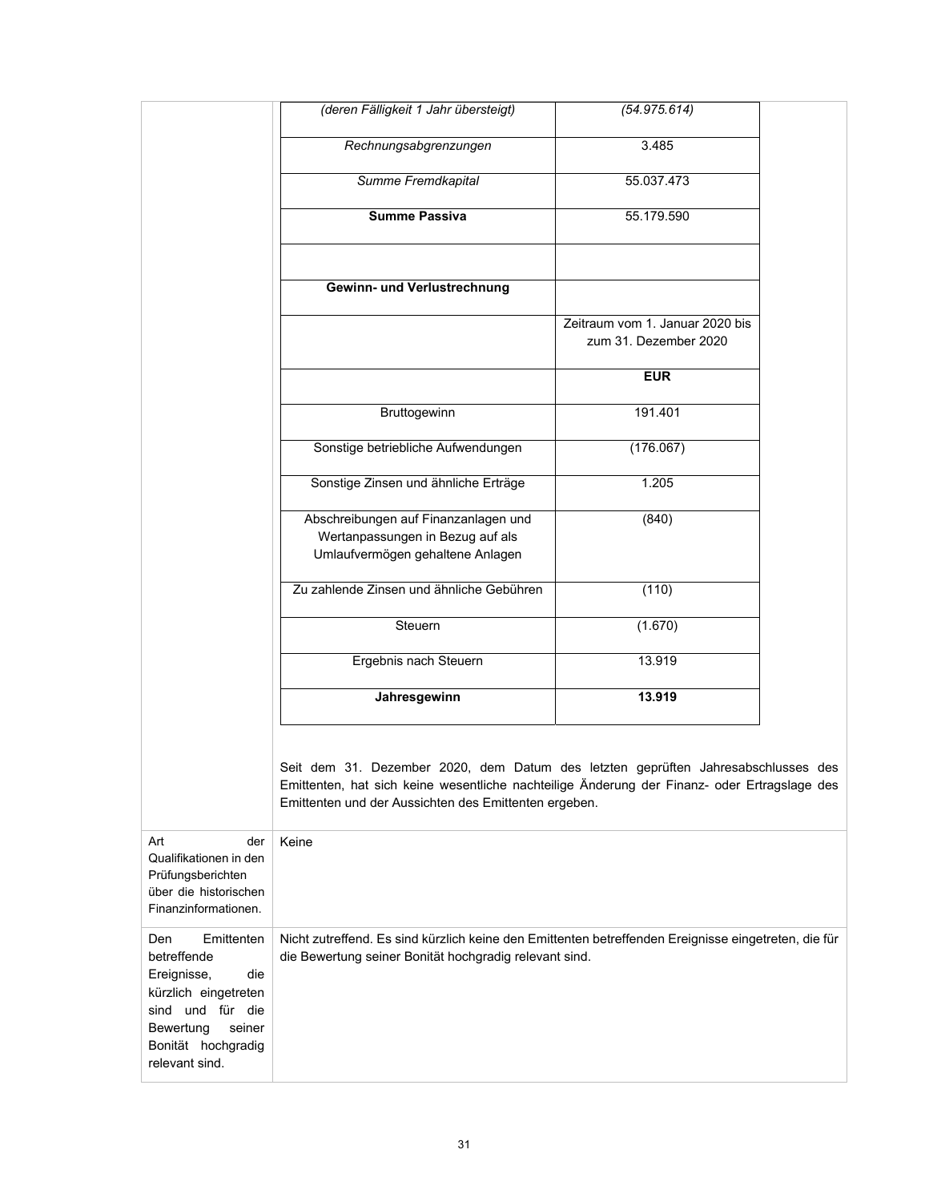| | |
|---|---|
| *(deren Fälligkeit 1 Jahr übersteigt)* | *(54.975.614)* |
| *Rechnungsabgrenzungen* | 3.485 |
| *Summe Fremdkapital* | 55.037.473 |
| **Summe Passiva** | 55.179.590 |
| | |
| **Gewinn- und Verlustrechnung** | |
| | Zeitraum vom 1. Januar 2020 bis zum 31. Dezember 2020 |
| | **EUR** |
| Bruttogewinn | 191.401 |
| Sonstige betriebliche Aufwendungen | (176.067) |
| Sonstige Zinsen und ähnliche Erträge | 1.205 |
| Abschreibungen auf Finanzanlagen und Wertanpassungen in Bezug auf als Umlaufvermögen gehaltene Anlagen | (840) |
| Zu zahlende Zinsen und ähnliche Gebühren | (110) |
| Steuern | (1.670) |
| Ergebnis nach Steuern | 13.919 |
| **Jahresgewinn** | **13.919** |

Seit dem 31. Dezember 2020, dem Datum des letzten geprüften Jahresabschlusses des Emittenten, hat sich keine wesentliche nachteilige Änderung der Finanz- oder Ertragslage des Emittenten und der Aussichten des Emittenten ergeben.

| | |
|---|---|
| Art der Qualifikationen in den Prüfungsberichten über die historischen Finanzinformationen. | Keine |
| Den Emittenten betreffende Ereignisse, die kürzlich eingetreten sind und für die Bewertung seiner Bonität hochgradig relevant sind. | Nicht zutreffend. Es sind kürzlich keine den Emittenten betreffenden Ereignisse eingetreten, die für die Bewertung seiner Bonität hochgradig relevant sind. |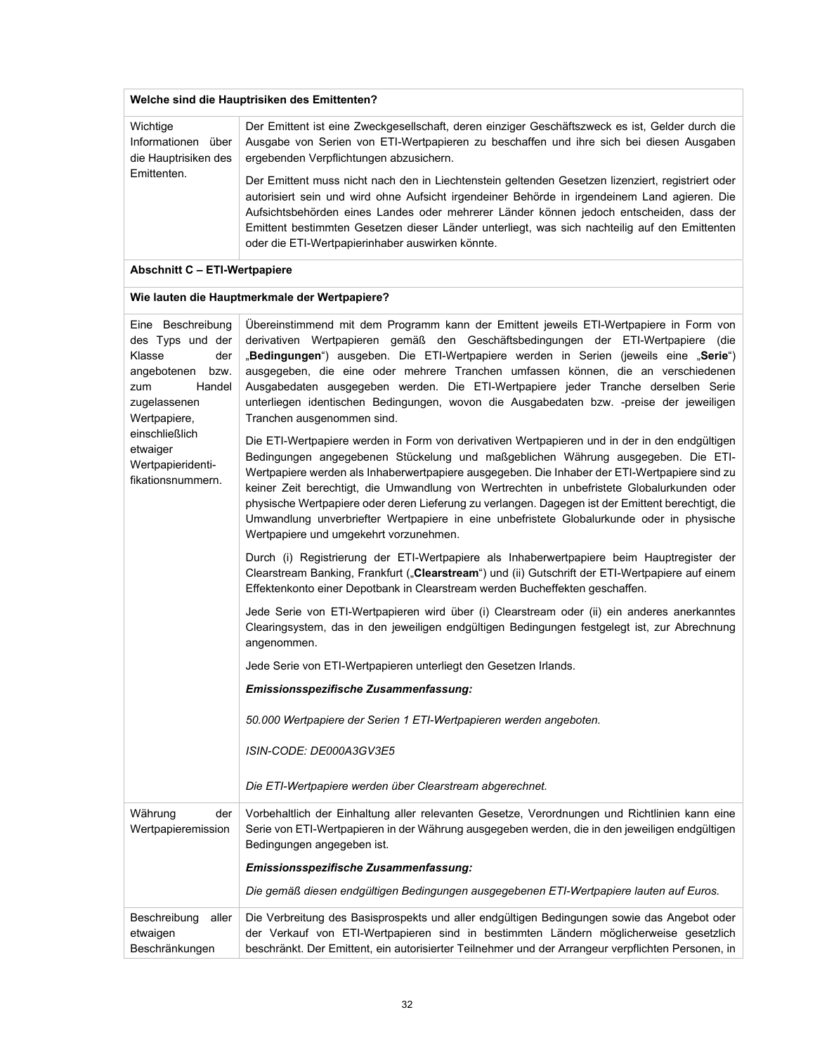| **Welche sind die Hauptrisiken des Emittenten?** | |
|---|---|
| Wichtige Informationen über die Hauptrisiken des Emittenten. | Der Emittent ist eine Zweckgesellschaft, deren einziger Geschäftszweck es ist, Gelder durch die Ausgabe von Serien von ETI-Wertpapieren zu beschaffen und ihre sich bei diesen Ausgaben ergebenden Verpflichtungen abzusichern.<br><br>Der Emittent muss nicht nach den in Liechtenstein geltenden Gesetzen lizenziert, registriert oder autorisiert sein und wird ohne Aufsicht irgendeiner Behörde in irgendeinem Land agieren. Die Aufsichtsbehörden eines Landes oder mehrerer Länder können jedoch entscheiden, dass der Emittent bestimmten Gesetzen dieser Länder unterliegt, was sich nachteilig auf den Emittenten oder die ETI-Wertpapierinhaber auswirken könnte. |
| **Abschnitt C – ETI-Wertpapiere** | |
| **Wie lauten die Hauptmerkmale der Wertpapiere?** | |
| Eine Beschreibung des Typs und der Klasse der angebotenen bzw. zum Handel zugelassenen Wertpapiere, einschließlich etwaiger Wertpapieridentifikationsnummern. | Übereinstimmend mit dem Programm kann der Emittent jeweils ETI-Wertpapiere in Form von derivativen Wertpapieren gemäß den Geschäftsbedingungen der ETI-Wertpapiere (die „**Bedingungen**") ausgeben. Die ETI-Wertpapiere werden in Serien (jeweils eine „**Serie**") ausgegeben, die eine oder mehrere Tranchen umfassen können, die an verschiedenen Ausgabedaten ausgegeben werden. Die ETI-Wertpapiere jeder Tranche derselben Serie unterliegen identischen Bedingungen, wovon die Ausgabedaten bzw. -preise der jeweiligen Tranchen ausgenommen sind.<br><br>Die ETI-Wertpapiere werden in Form von derivativen Wertpapieren und in der in den endgültigen Bedingungen angegebenen Stückelung und maßgeblichen Währung ausgegeben. Die ETI-Wertpapiere werden als Inhaberwertpapiere ausgegeben. Die Inhaber der ETI-Wertpapiere sind zu keiner Zeit berechtigt, die Umwandlung von Wertrechten in unbefristete Globalurkunden oder physische Wertpapiere oder deren Lieferung zu verlangen. Dagegen ist der Emittent berechtigt, die Umwandlung unverbriefter Wertpapiere in eine unbefristete Globalurkunde oder in physische Wertpapiere und umgekehrt vorzunehmen.<br><br>Durch (i) Registrierung der ETI-Wertpapiere als Inhaberwertpapiere beim Hauptregister der Clearstream Banking, Frankfurt („**Clearstream**") und (ii) Gutschrift der ETI-Wertpapiere auf einem Effektenkonto einer Depotbank in Clearstream werden Bucheffekten geschaffen.<br><br>Jede Serie von ETI-Wertpapieren wird über (i) Clearstream oder (ii) ein anderes anerkanntes Clearingsystem, das in den jeweiligen endgültigen Bedingungen festgelegt ist, zur Abrechnung angenommen.<br><br>Jede Serie von ETI-Wertpapieren unterliegt den Gesetzen Irlands.<br><br>***Emissionsspezifische Zusammenfassung:***<br><br>*50.000 Wertpapiere der Serien 1 ETI-Wertpapieren werden angeboten.*<br><br>*ISIN-CODE: DE000A3GV3E5*<br><br>*Die ETI-Wertpapiere werden über Clearstream abgerechnet.* |
| Währung der Wertpapieremission | Vorbehaltlich der Einhaltung aller relevanten Gesetze, Verordnungen und Richtlinien kann eine Serie von ETI-Wertpapieren in der Währung ausgegeben werden, die in den jeweiligen endgültigen Bedingungen angegeben ist.<br><br>***Emissionsspezifische Zusammenfassung:***<br><br>*Die gemäß diesen endgültigen Bedingungen ausgegebenen ETI-Wertpapiere lauten auf Euros.* |
| Beschreibung aller etwaigen Beschränkungen | Die Verbreitung des Basisprospekts und aller endgültigen Bedingungen sowie das Angebot oder der Verkauf von ETI-Wertpapieren sind in bestimmten Ländern möglicherweise gesetzlich beschränkt. Der Emittent, ein autorisierter Teilnehmer und der Arrangeur verpflichten Personen, in |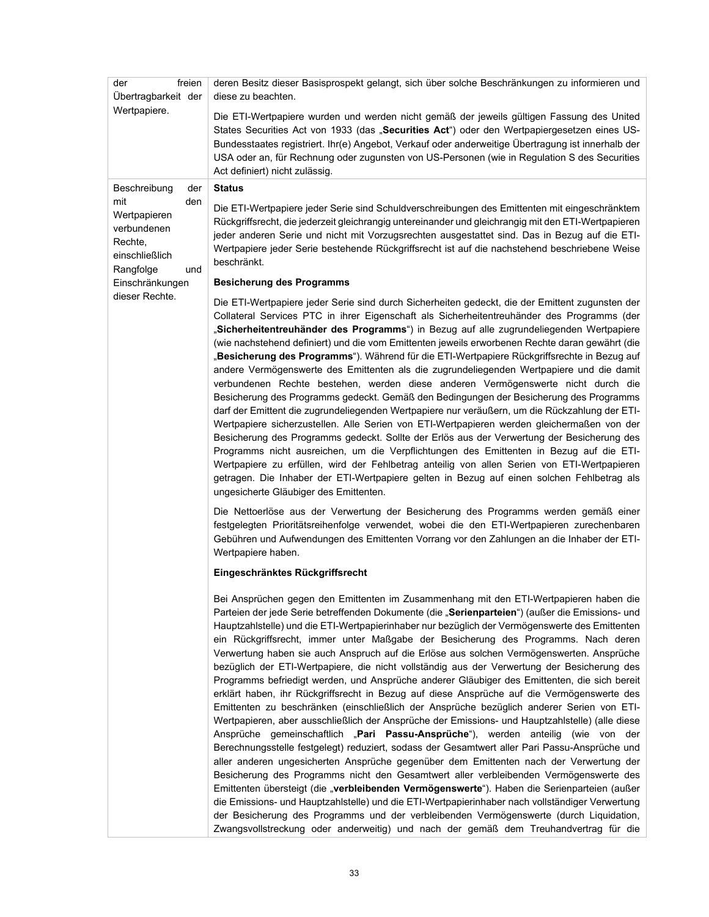| der freien Übertragbarkeit der Wertpapiere. | deren Besitz dieser Basisprospekt gelangt, sich über solche Beschränkungen zu informieren und diese zu beachten.<br><br>Die ETI-Wertpapiere wurden und werden nicht gemäß der jeweils gültigen Fassung des United States Securities Act von 1933 (das „**Securities Act**") oder den Wertpapiergesetzen eines US-Bundesstaates registriert. Ihr(e) Angebot, Verkauf oder anderweitige Übertragung ist innerhalb der USA oder an, für Rechnung oder zugunsten von US-Personen (wie in Regulation S des Securities Act definiert) nicht zulässig. |
|---|---|
| Beschreibung der mit den Wertpapieren verbundenen Rechte, einschließlich Rangfolge und Einschränkungen dieser Rechte. | **Status**<br><br>Die ETI-Wertpapiere jeder Serie sind Schuldverschreibungen des Emittenten mit eingeschränktem Rückgriffsrecht, die jederzeit gleichrangig untereinander und gleichrangig mit den ETI-Wertpapieren jeder anderen Serie und nicht mit Vorzugsrechten ausgestattet sind. Das in Bezug auf die ETI-Wertpapiere jeder Serie bestehende Rückgriffsrecht ist auf die nachstehend beschriebene Weise beschränkt.<br><br>**Besicherung des Programms**<br><br>Die ETI-Wertpapiere jeder Serie sind durch Sicherheiten gedeckt, die der Emittent zugunsten der Collateral Services PTC in ihrer Eigenschaft als Sicherheitentreuhänder des Programms (der „**Sicherheitentreuhänder des Programms**") in Bezug auf alle zugrundeliegenden Wertpapiere (wie nachstehend definiert) und die vom Emittenten jeweils erworbenen Rechte daran gewährt (die „**Besicherung des Programms**"). Während für die ETI-Wertpapiere Rückgriffsrechte in Bezug auf andere Vermögenswerte des Emittenten als die zugrundeliegenden Wertpapiere und die damit verbundenen Rechte bestehen, werden diese anderen Vermögenswerte nicht durch die Besicherung des Programms gedeckt. Gemäß den Bedingungen der Besicherung des Programms darf der Emittent die zugrundeliegenden Wertpapiere nur veräußern, um die Rückzahlung der ETI-Wertpapiere sicherzustellen. Alle Serien von ETI-Wertpapieren werden gleichermaßen von der Besicherung des Programms gedeckt. Sollte der Erlös aus der Verwertung der Besicherung des Programms nicht ausreichen, um die Verpflichtungen des Emittenten in Bezug auf die ETI-Wertpapiere zu erfüllen, wird der Fehlbetrag anteilig von allen Serien von ETI-Wertpapieren getragen. Die Inhaber der ETI-Wertpapiere gelten in Bezug auf einen solchen Fehlbetrag als ungesicherte Gläubiger des Emittenten.<br><br>Die Nettoerlöse aus der Verwertung der Besicherung des Programms werden gemäß einer festgelegten Prioritätsreihenfolge verwendet, wobei die den ETI-Wertpapieren zurechenbaren Gebühren und Aufwendungen des Emittenten Vorrang vor den Zahlungen an die Inhaber der ETI-Wertpapiere haben.<br><br>**Eingeschränktes Rückgriffsrecht**<br><br>Bei Ansprüchen gegen den Emittenten im Zusammenhang mit den ETI-Wertpapieren haben die Parteien der jede Serie betreffenden Dokumente (die „**Serienparteien**") (außer die Emissions- und Hauptzahlstelle) und die ETI-Wertpapierinhaber nur bezüglich der Vermögenswerte des Emittenten ein Rückgriffsrecht, immer unter Maßgabe der Besicherung des Programms. Nach deren Verwertung haben sie auch Anspruch auf die Erlöse aus solchen Vermögenswerten. Ansprüche bezüglich der ETI-Wertpapiere, die nicht vollständig aus der Verwertung der Besicherung des Programms befriedigt werden, und Ansprüche anderer Gläubiger des Emittenten, die sich bereit erklärt haben, ihr Rückgriffsrecht in Bezug auf diese Ansprüche auf die Vermögenswerte des Emittenten zu beschränken (einschließlich der Ansprüche bezüglich anderer Serien von ETI-Wertpapieren, aber ausschließlich der Ansprüche der Emissions- und Hauptzahlstelle) (alle diese Ansprüche gemeinschaftlich „**Pari Passu-Ansprüche**"), werden anteilig (wie von der Berechnungsstelle festgelegt) reduziert, sodass der Gesamtwert aller Pari Passu-Ansprüche und aller anderen ungesicherten Ansprüche gegenüber dem Emittenten nach der Verwertung der Besicherung des Programms nicht den Gesamtwert aller verbleibenden Vermögenswerte des Emittenten übersteigt (die „**verbleibenden Vermögenswerte**"). Haben die Serienparteien (außer die Emissions- und Hauptzahlstelle) und die ETI-Wertpapierinhaber nach vollständiger Verwertung der Besicherung des Programms und der verbleibenden Vermögenswerte (durch Liquidation, Zwangsvollstreckung oder anderweitig) und nach der gemäß dem Treuhandvertrag für die |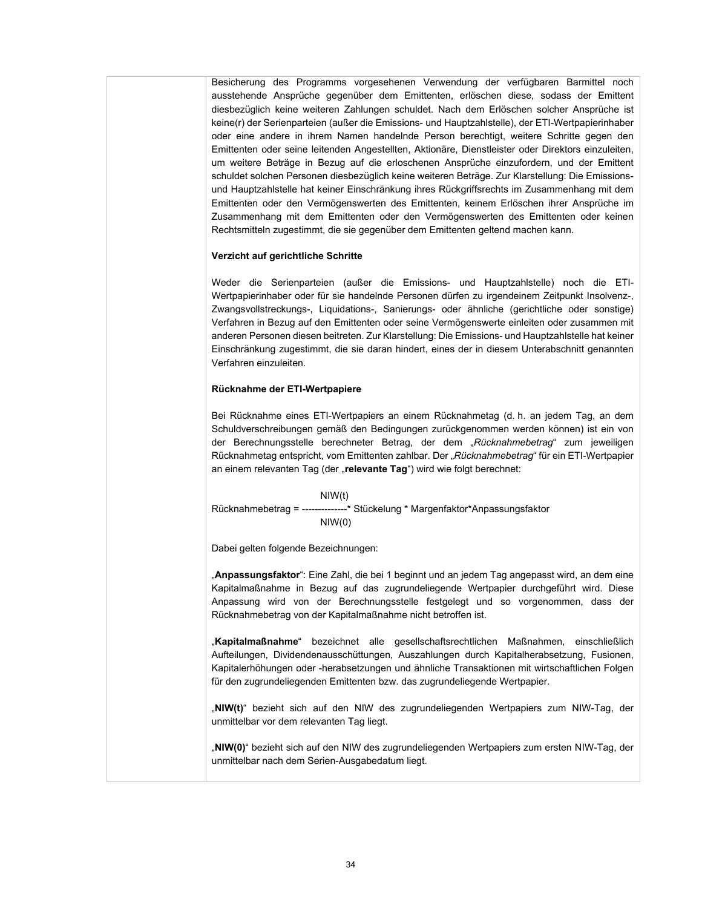Besicherung des Programms vorgesehenen Verwendung der verfügbaren Barmittel noch ausstehende Ansprüche gegenüber dem Emittenten, erlöschen diese, sodass der Emittent diesbezüglich keine weiteren Zahlungen schuldet. Nach dem Erlöschen solcher Ansprüche ist keine(r) der Serienparteien (außer die Emissions- und Hauptzahlstelle), der ETI-Wertpapierinhaber oder eine andere in ihrem Namen handelnde Person berechtigt, weitere Schritte gegen den Emittenten oder seine leitenden Angestellten, Aktionäre, Dienstleister oder Direktors einzuleiten, um weitere Beträge in Bezug auf die erloschenen Ansprüche einzufordern, und der Emittent schuldet solchen Personen diesbezüglich keine weiteren Beträge. Zur Klarstellung: Die Emissions- und Hauptzahlstelle hat keiner Einschränkung ihres Rückgriffsrechts im Zusammenhang mit dem Emittenten oder den Vermögenswerten des Emittenten, keinem Erlöschen ihrer Ansprüche im Zusammenhang mit dem Emittenten oder den Vermögenswerten des Emittenten oder keinen Rechtsmitteln zugestimmt, die sie gegenüber dem Emittenten geltend machen kann.

**Verzicht auf gerichtliche Schritte**

Weder die Serienparteien (außer die Emissions- und Hauptzahlstelle) noch die ETI-Wertpapierinhaber oder für sie handelnde Personen dürfen zu irgendeinem Zeitpunkt Insolvenz-, Zwangsvollstreckungs-, Liquidations-, Sanierungs- oder ähnliche (gerichtliche oder sonstige) Verfahren in Bezug auf den Emittenten oder seine Vermögenswerte einleiten oder zusammen mit anderen Personen diesen beitreten. Zur Klarstellung: Die Emissions- und Hauptzahlstelle hat keiner Einschränkung zugestimmt, die sie daran hindert, eines der in diesem Unterabschnitt genannten Verfahren einzuleiten.

**Rücknahme der ETI-Wertpapiere**

Bei Rücknahme eines ETI-Wertpapiers an einem Rücknahmetag (d. h. an jedem Tag, an dem Schuldverschreibungen gemäß den Bedingungen zurückgenommen werden können) ist ein von der Berechnungsstelle berechneter Betrag, der dem „*Rücknahmebetrag*" zum jeweiligen Rücknahmetag entspricht, vom Emittenten zahlbar. Der „*Rücknahmebetrag*" für ein ETI-Wertpapier an einem relevanten Tag (der „**relevante Tag**") wird wie folgt berechnet:

$$\text{Rücknahmebetrag} = \frac{NIW(t)}{NIW(0)} * \text{Stückelung} * \text{Margenfaktor} * \text{Anpassungsfaktor}$$

Dabei gelten folgende Bezeichnungen:

„**Anpassungsfaktor**": Eine Zahl, die bei 1 beginnt und an jedem Tag angepasst wird, an dem eine Kapitalmaßnahme in Bezug auf das zugrundeliegende Wertpapier durchgeführt wird. Diese Anpassung wird von der Berechnungsstelle festgelegt und so vorgenommen, dass der Rücknahmebetrag von der Kapitalmaßnahme nicht betroffen ist.

„**Kapitalmaßnahme**" bezeichnet alle gesellschaftsrechtlichen Maßnahmen, einschließlich Aufteilungen, Dividendenausschüttungen, Auszahlungen durch Kapitalherabsetzung, Fusionen, Kapitalerhöhungen oder -herabsetzungen und ähnliche Transaktionen mit wirtschaftlichen Folgen für den zugrundeliegenden Emittenten bzw. das zugrundeliegende Wertpapier.

„**NIW(t)**" bezieht sich auf den NIW des zugrundeliegenden Wertpapiers zum NIW-Tag, der unmittelbar vor dem relevanten Tag liegt.

„**NIW(0)**" bezieht sich auf den NIW des zugrundeliegenden Wertpapiers zum ersten NIW-Tag, der unmittelbar nach dem Serien-Ausgabedatum liegt.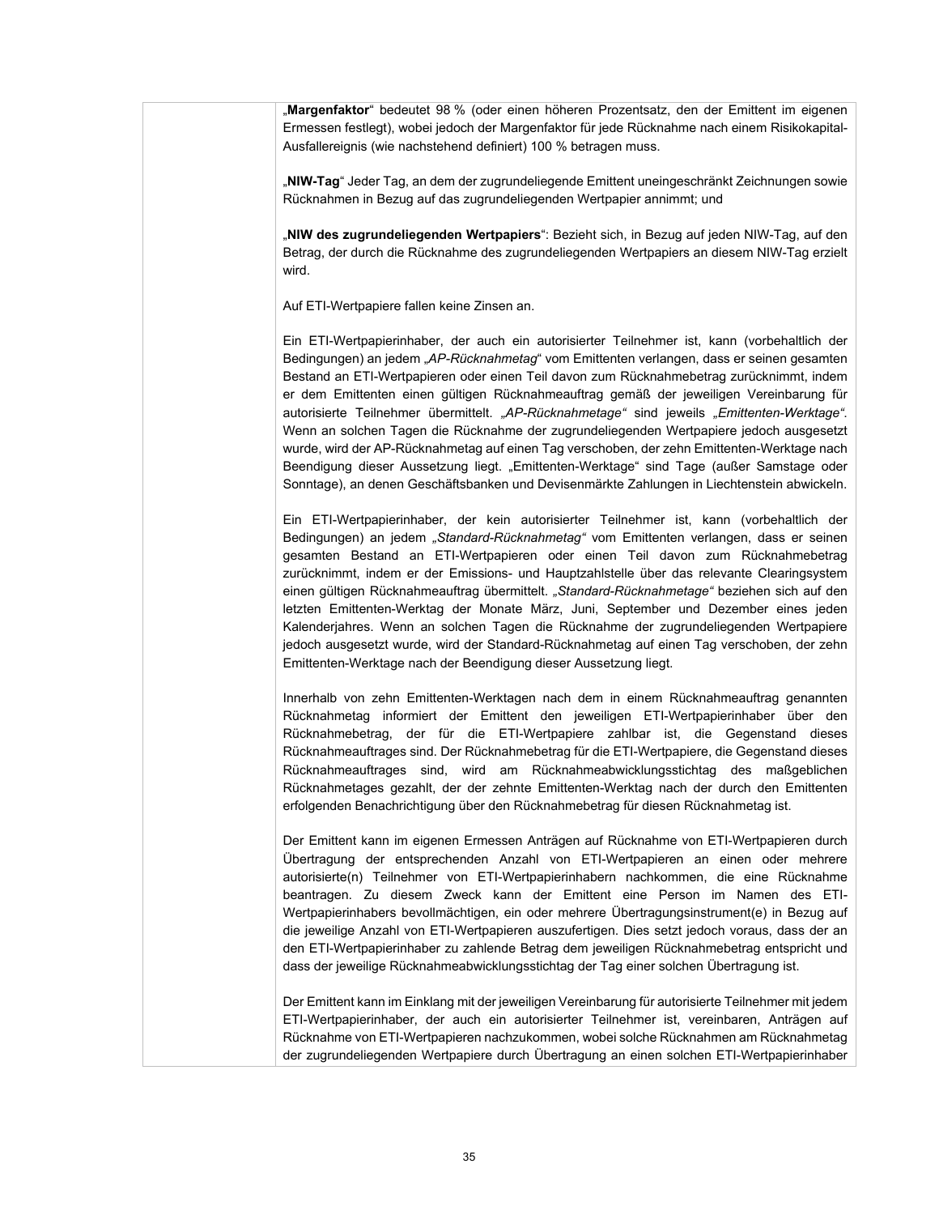| | „**Margenfaktor**" bedeutet 98 % (oder einen höheren Prozentsatz, den der Emittent im eigenen Ermessen festlegt), wobei jedoch der Margenfaktor für jede Rücknahme nach einem Risikokapital-Ausfallereignis (wie nachstehend definiert) 100 % betragen muss.<br><br>„**NIW-Tag**" Jeder Tag, an dem der zugrundeliegende Emittent uneingeschränkt Zeichnungen sowie Rücknahmen in Bezug auf das zugrundeliegenden Wertpapier annimmt; und<br><br>„**NIW des zugrundeliegenden Wertpapiers**": Bezieht sich, in Bezug auf jeden NIW-Tag, auf den Betrag, der durch die Rücknahme des zugrundeliegenden Wertpapiers an diesem NIW-Tag erzielt wird.<br><br>Auf ETI-Wertpapiere fallen keine Zinsen an.<br><br>Ein ETI-Wertpapierinhaber, der auch ein autorisierter Teilnehmer ist, kann (vorbehaltlich der Bedingungen) an jedem *„AP-Rücknahmetag"* vom Emittenten verlangen, dass er seinen gesamten Bestand an ETI-Wertpapieren oder einen Teil davon zum Rücknahmebetrag zurücknimmt, indem er dem Emittenten einen gültigen Rücknahmeauftrag gemäß der jeweiligen Vereinbarung für autorisierte Teilnehmer übermittelt. *„AP-Rücknahmetage"* sind jeweils *„Emittenten-Werktage"*. Wenn an solchen Tagen die Rücknahme der zugrundeliegenden Wertpapiere jedoch ausgesetzt wurde, wird der AP-Rücknahmetag auf einen Tag verschoben, der zehn Emittenten-Werktage nach Beendigung dieser Aussetzung liegt. „Emittenten-Werktage" sind Tage (außer Samstage oder Sonntage), an denen Geschäftsbanken und Devisenmärkte Zahlungen in Liechtenstein abwickeln.<br><br>Ein ETI-Wertpapierinhaber, der kein autorisierter Teilnehmer ist, kann (vorbehaltlich der Bedingungen) an jedem *„Standard-Rücknahmetag"* vom Emittenten verlangen, dass er seinen gesamten Bestand an ETI-Wertpapieren oder einen Teil davon zum Rücknahmebetrag zurücknimmt, indem er der Emissions- und Hauptzahlstelle über das relevante Clearingsystem einen gültigen Rücknahmeauftrag übermittelt. *„Standard-Rücknahmetage"* beziehen sich auf den letzten Emittenten-Werktag der Monate März, Juni, September und Dezember eines jeden Kalenderjahres. Wenn an solchen Tagen die Rücknahme der zugrundeliegenden Wertpapiere jedoch ausgesetzt wurde, wird der Standard-Rücknahmetag auf einen Tag verschoben, der zehn Emittenten-Werktage nach der Beendigung dieser Aussetzung liegt.<br><br>Innerhalb von zehn Emittenten-Werktagen nach dem in einem Rücknahmeauftrag genannten Rücknahmetag informiert der Emittent den jeweiligen ETI-Wertpapierinhaber über den Rücknahmebetrag, der für die ETI-Wertpapiere zahlbar ist, die Gegenstand dieses Rücknahmeauftrages sind. Der Rücknahmebetrag für die ETI-Wertpapiere, die Gegenstand dieses Rücknahmeauftrages sind, wird am Rücknahmeabwicklungsstichtag des maßgeblichen Rücknahmetages gezahlt, der der zehnte Emittenten-Werktag nach der durch den Emittenten erfolgenden Benachrichtigung über den Rücknahmebetrag für diesen Rücknahmetag ist.<br><br>Der Emittent kann im eigenen Ermessen Anträgen auf Rücknahme von ETI-Wertpapieren durch Übertragung der entsprechenden Anzahl von ETI-Wertpapieren an einen oder mehrere autorisierte(n) Teilnehmer von ETI-Wertpapierinhabern nachkommen, die eine Rücknahme beantragen. Zu diesem Zweck kann der Emittent eine Person im Namen des ETI-Wertpapierinhabers bevollmächtigen, ein oder mehrere Übertragungsinstrument(e) in Bezug auf die jeweilige Anzahl von ETI-Wertpapieren auszufertigen. Dies setzt jedoch voraus, dass der an den ETI-Wertpapierinhaber zu zahlende Betrag dem jeweiligen Rücknahmebetrag entspricht und dass der jeweilige Rücknahmeabwicklungsstichtag der Tag einer solchen Übertragung ist.<br><br>Der Emittent kann im Einklang mit der jeweiligen Vereinbarung für autorisierte Teilnehmer mit jedem ETI-Wertpapierinhaber, der auch ein autorisierter Teilnehmer ist, vereinbaren, Anträgen auf Rücknahme von ETI-Wertpapieren nachzukommen, wobei solche Rücknahmen am Rücknahmetag der zugrundeliegenden Wertpapiere durch Übertragung an einen solchen ETI-Wertpapierinhaber |
|---|---|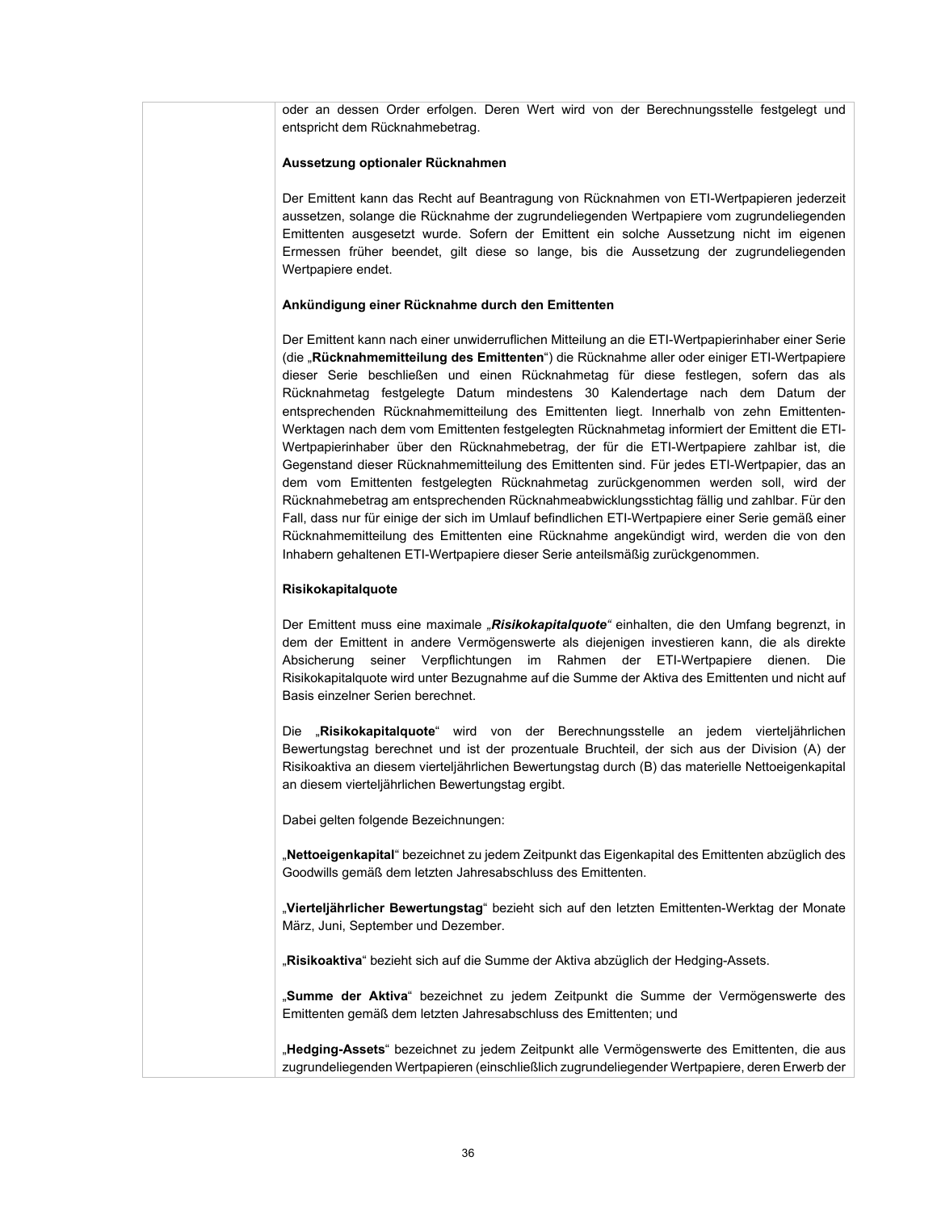oder an dessen Order erfolgen. Deren Wert wird von der Berechnungsstelle festgelegt und entspricht dem Rücknahmebetrag.

**Aussetzung optionaler Rücknahmen**

Der Emittent kann das Recht auf Beantragung von Rücknahmen von ETI-Wertpapieren jederzeit aussetzen, solange die Rücknahme der zugrundeliegenden Wertpapiere vom zugrundeliegenden Emittenten ausgesetzt wurde. Sofern der Emittent ein solche Aussetzung nicht im eigenen Ermessen früher beendet, gilt diese so lange, bis die Aussetzung der zugrundeliegenden Wertpapiere endet.

**Ankündigung einer Rücknahme durch den Emittenten**

Der Emittent kann nach einer unwiderruflichen Mitteilung an die ETI-Wertpapierinhaber einer Serie (die „**Rücknahmemitteilung des Emittenten**") die Rücknahme aller oder einiger ETI-Wertpapiere dieser Serie beschließen und einen Rücknahmetag für diese festlegen, sofern das als Rücknahmetag festgelegte Datum mindestens 30 Kalendertage nach dem Datum der entsprechenden Rücknahmemitteilung des Emittenten liegt. Innerhalb von zehn Emittenten-Werktagen nach dem vom Emittenten festgelegten Rücknahmetag informiert der Emittent die ETI-Wertpapierinhaber über den Rücknahmebetrag, der für die ETI-Wertpapiere zahlbar ist, die Gegenstand dieser Rücknahmemitteilung des Emittenten sind. Für jedes ETI-Wertpapier, das an dem vom Emittenten festgelegten Rücknahmetag zurückgenommen werden soll, wird der Rücknahmebetrag am entsprechenden Rücknahmeabwicklungsstichtag fällig und zahlbar. Für den Fall, dass nur für einige der sich im Umlauf befindlichen ETI-Wertpapiere einer Serie gemäß einer Rücknahmemitteilung des Emittenten eine Rücknahme angekündigt wird, werden die von den Inhabern gehaltenen ETI-Wertpapiere dieser Serie anteilsmäßig zurückgenommen.

**Risikokapitalquote**

Der Emittent muss eine maximale ***„Risikokapitalquote"*** einhalten, die den Umfang begrenzt, in dem der Emittent in andere Vermögenswerte als diejenigen investieren kann, die als direkte Absicherung seiner Verpflichtungen im Rahmen der ETI-Wertpapiere dienen. Die Risikokapitalquote wird unter Bezugnahme auf die Summe der Aktiva des Emittenten und nicht auf Basis einzelner Serien berechnet.

Die „**Risikokapitalquote**" wird von der Berechnungsstelle an jedem vierteljährlichen Bewertungstag berechnet und ist der prozentuale Bruchteil, der sich aus der Division (A) der Risikoaktiva an diesem vierteljährlichen Bewertungstag durch (B) das materielle Nettoeigenkapital an diesem vierteljährlichen Bewertungstag ergibt.

Dabei gelten folgende Bezeichnungen:

„**Nettoeigenkapital**" bezeichnet zu jedem Zeitpunkt das Eigenkapital des Emittenten abzüglich des Goodwills gemäß dem letzten Jahresabschluss des Emittenten.

„**Vierteljährlicher Bewertungstag**" bezieht sich auf den letzten Emittenten-Werktag der Monate März, Juni, September und Dezember.

„**Risikoaktiva**" bezieht sich auf die Summe der Aktiva abzüglich der Hedging-Assets.

„**Summe der Aktiva**" bezeichnet zu jedem Zeitpunkt die Summe der Vermögenswerte des Emittenten gemäß dem letzten Jahresabschluss des Emittenten; und

„**Hedging-Assets**" bezeichnet zu jedem Zeitpunkt alle Vermögenswerte des Emittenten, die aus zugrundeliegenden Wertpapieren (einschließlich zugrundeliegender Wertpapiere, deren Erwerb der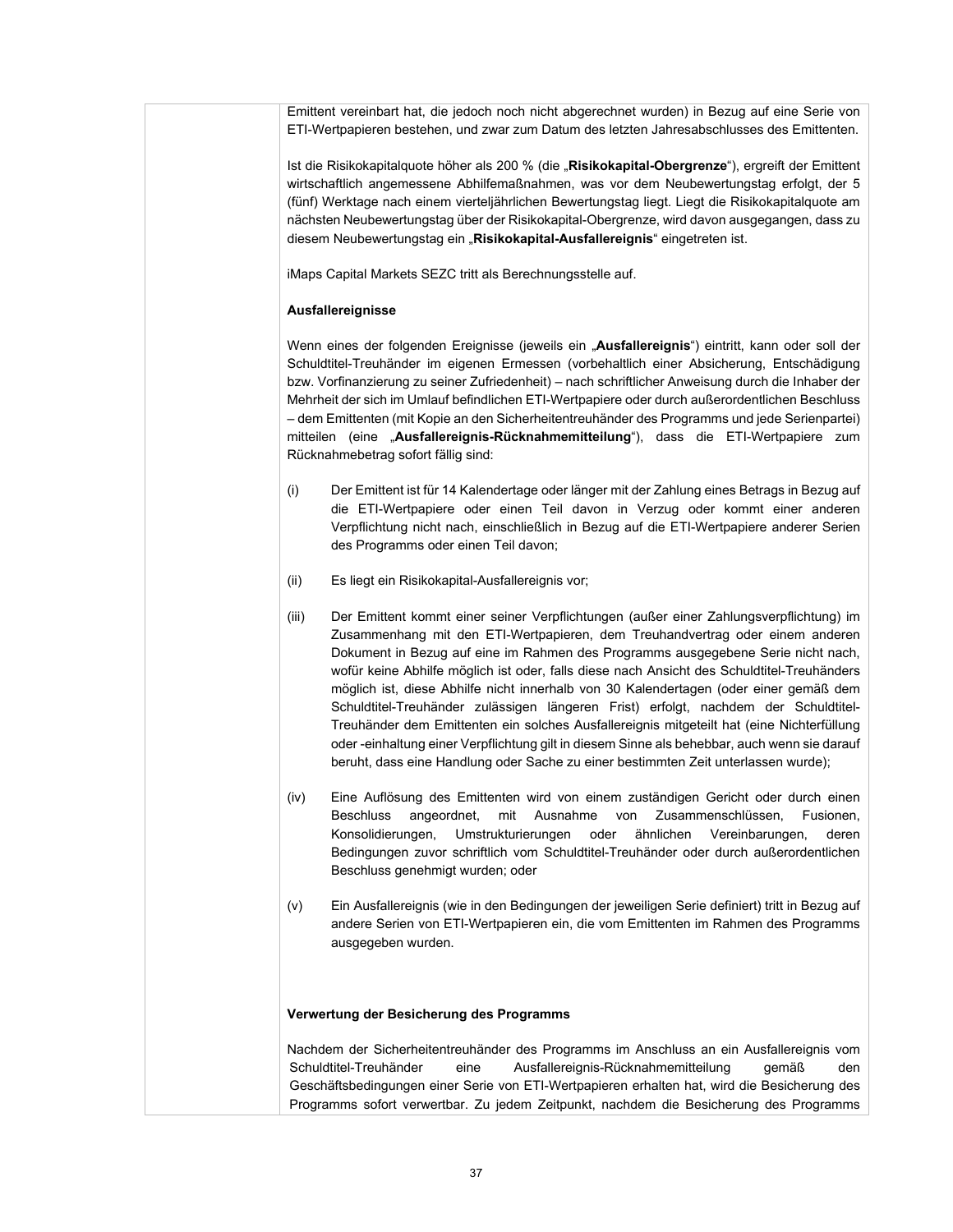Emittent vereinbart hat, die jedoch noch nicht abgerechnet wurden) in Bezug auf eine Serie von ETI-Wertpapieren bestehen, und zwar zum Datum des letzten Jahresabschlusses des Emittenten.

Ist die Risikokapitalquote höher als 200 % (die „**Risikokapital-Obergrenze**"), ergreift der Emittent wirtschaftlich angemessene Abhilfemaßnahmen, was vor dem Neubewertungstag erfolgt, der 5 (fünf) Werktage nach einem vierteljährlichen Bewertungstag liegt. Liegt die Risikokapitalquote am nächsten Neubewertungstag über der Risikokapital-Obergrenze, wird davon ausgegangen, dass zu diesem Neubewertungstag ein „**Risikokapital-Ausfallereignis**" eingetreten ist.

iMaps Capital Markets SEZC tritt als Berechnungsstelle auf.

**Ausfallereignisse**

Wenn eines der folgenden Ereignisse (jeweils ein „**Ausfallereignis**") eintritt, kann oder soll der Schuldtitel-Treuhänder im eigenen Ermessen (vorbehaltlich einer Absicherung, Entschädigung bzw. Vorfinanzierung zu seiner Zufriedenheit) – nach schriftlicher Anweisung durch die Inhaber der Mehrheit der sich im Umlauf befindlichen ETI-Wertpapiere oder durch außerordentlichen Beschluss – dem Emittenten (mit Kopie an den Sicherheitentreuhänder des Programms und jede Serienpartei) mitteilen (eine „**Ausfallereignis-Rücknahmemitteilung**"), dass die ETI-Wertpapiere zum Rücknahmebetrag sofort fällig sind:

(i) Der Emittent ist für 14 Kalendertage oder länger mit der Zahlung eines Betrags in Bezug auf die ETI-Wertpapiere oder einen Teil davon in Verzug oder kommt einer anderen Verpflichtung nicht nach, einschließlich in Bezug auf die ETI-Wertpapiere anderer Serien des Programms oder einen Teil davon;

(ii) Es liegt ein Risikokapital-Ausfallereignis vor;

(iii) Der Emittent kommt einer seiner Verpflichtungen (außer einer Zahlungsverpflichtung) im Zusammenhang mit den ETI-Wertpapieren, dem Treuhandvertrag oder einem anderen Dokument in Bezug auf eine im Rahmen des Programms ausgegebene Serie nicht nach, wofür keine Abhilfe möglich ist oder, falls diese nach Ansicht des Schuldtitel-Treuhänders möglich ist, diese Abhilfe nicht innerhalb von 30 Kalendertagen (oder einer gemäß dem Schuldtitel-Treuhänder zulässigen längeren Frist) erfolgt, nachdem der Schuldtitel-Treuhänder dem Emittenten ein solches Ausfallereignis mitgeteilt hat (eine Nichterfüllung oder -einhaltung einer Verpflichtung gilt in diesem Sinne als behebbar, auch wenn sie darauf beruht, dass eine Handlung oder Sache zu einer bestimmten Zeit unterlassen wurde);

(iv) Eine Auflösung des Emittenten wird von einem zuständigen Gericht oder durch einen Beschluss angeordnet, mit Ausnahme von Zusammenschlüssen, Fusionen, Konsolidierungen, Umstrukturierungen oder ähnlichen Vereinbarungen, deren Bedingungen zuvor schriftlich vom Schuldtitel-Treuhänder oder durch außerordentlichen Beschluss genehmigt wurden; oder

(v) Ein Ausfallereignis (wie in den Bedingungen der jeweiligen Serie definiert) tritt in Bezug auf andere Serien von ETI-Wertpapieren ein, die vom Emittenten im Rahmen des Programms ausgegeben wurden.

**Verwertung der Besicherung des Programms**

Nachdem der Sicherheitentreuhänder des Programms im Anschluss an ein Ausfallereignis vom Schuldtitel-Treuhänder eine Ausfallereignis-Rücknahmemitteilung gemäß den Geschäftsbedingungen einer Serie von ETI-Wertpapieren erhalten hat, wird die Besicherung des Programms sofort verwertbar. Zu jedem Zeitpunkt, nachdem die Besicherung des Programms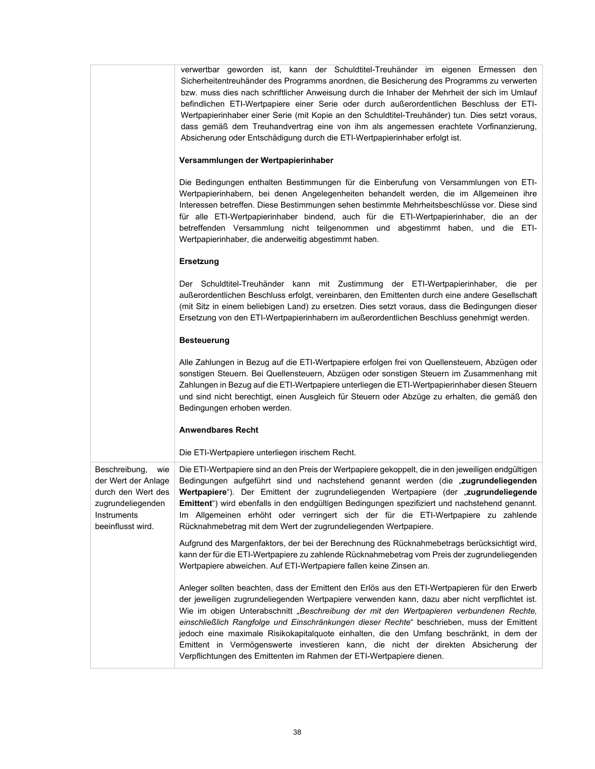| | |
|---|---|
| | verwertbar geworden ist, kann der Schuldtitel-Treuhänder im eigenen Ermessen den Sicherheitentreuhänder des Programms anordnen, die Besicherung des Programms zu verwerten bzw. muss dies nach schriftlicher Anweisung durch die Inhaber der Mehrheit der sich im Umlauf befindlichen ETI-Wertpapiere einer Serie oder durch außerordentlichen Beschluss der ETI-Wertpapierinhaber einer Serie (mit Kopie an den Schuldtitel-Treuhänder) tun. Dies setzt voraus, dass gemäß dem Treuhandvertrag eine von ihm als angemessen erachtete Vorfinanzierung, Absicherung oder Entschädigung durch die ETI-Wertpapierinhaber erfolgt ist.<br><br>**Versammlungen der Wertpapierinhaber**<br><br>Die Bedingungen enthalten Bestimmungen für die Einberufung von Versammlungen von ETI-Wertpapierinhabern, bei denen Angelegenheiten behandelt werden, die im Allgemeinen ihre Interessen betreffen. Diese Bestimmungen sehen bestimmte Mehrheitsbeschlüsse vor. Diese sind für alle ETI-Wertpapierinhaber bindend, auch für die ETI-Wertpapierinhaber, die an der betreffenden Versammlung nicht teilgenommen und abgestimmt haben, und die ETI-Wertpapierinhaber, die anderweitig abgestimmt haben.<br><br>**Ersetzung**<br><br>Der Schuldtitel-Treuhänder kann mit Zustimmung der ETI-Wertpapierinhaber, die per außerordentlichen Beschluss erfolgt, vereinbaren, den Emittenten durch eine andere Gesellschaft (mit Sitz in einem beliebigen Land) zu ersetzen. Dies setzt voraus, dass die Bedingungen dieser Ersetzung von den ETI-Wertpapierinhabern im außerordentlichen Beschluss genehmigt werden.<br><br>**Besteuerung**<br><br>Alle Zahlungen in Bezug auf die ETI-Wertpapiere erfolgen frei von Quellensteuern, Abzügen oder sonstigen Steuern. Bei Quellensteuern, Abzügen oder sonstigen Steuern im Zusammenhang mit Zahlungen in Bezug auf die ETI-Wertpapiere unterliegen die ETI-Wertpapierinhaber diesen Steuern und sind nicht berechtigt, einen Ausgleich für Steuern oder Abzüge zu erhalten, die gemäß den Bedingungen erhoben werden.<br><br>**Anwendbares Recht**<br><br>Die ETI-Wertpapiere unterliegen irischem Recht. |
| Beschreibung, wie der Wert der Anlage durch den Wert des zugrundeliegenden Instruments beeinflusst wird. | Die ETI-Wertpapiere sind an den Preis der Wertpapiere gekoppelt, die in den jeweiligen endgültigen Bedingungen aufgeführt sind und nachstehend genannt werden (die „**zugrundeliegenden Wertpapiere**"). Der Emittent der zugrundeliegenden Wertpapiere (der „**zugrundeliegende Emittent**") wird ebenfalls in den endgültigen Bedingungen spezifiziert und nachstehend genannt. Im Allgemeinen erhöht oder verringert sich der für die ETI-Wertpapiere zu zahlende Rücknahmebetrag mit dem Wert der zugrundeliegenden Wertpapiere.<br><br>Aufgrund des Margenfaktors, der bei der Berechnung des Rücknahmebetrags berücksichtigt wird, kann der für die ETI-Wertpapiere zu zahlende Rücknahmebetrag vom Preis der zugrundeliegenden Wertpapiere abweichen. Auf ETI-Wertpapiere fallen keine Zinsen an.<br><br>Anleger sollten beachten, dass der Emittent den Erlös aus den ETI-Wertpapieren für den Erwerb der jeweiligen zugrundeliegenden Wertpapiere verwenden kann, dazu aber nicht verpflichtet ist. Wie im obigen Unterabschnitt „*Beschreibung der mit den Wertpapieren verbundenen Rechte, einschließlich Rangfolge und Einschränkungen dieser Rechte*" beschrieben, muss der Emittent jedoch eine maximale Risikokapitalquote einhalten, die den Umfang beschränkt, in dem der Emittent in Vermögenswerte investieren kann, die nicht der direkten Absicherung der Verpflichtungen des Emittenten im Rahmen der ETI-Wertpapiere dienen. |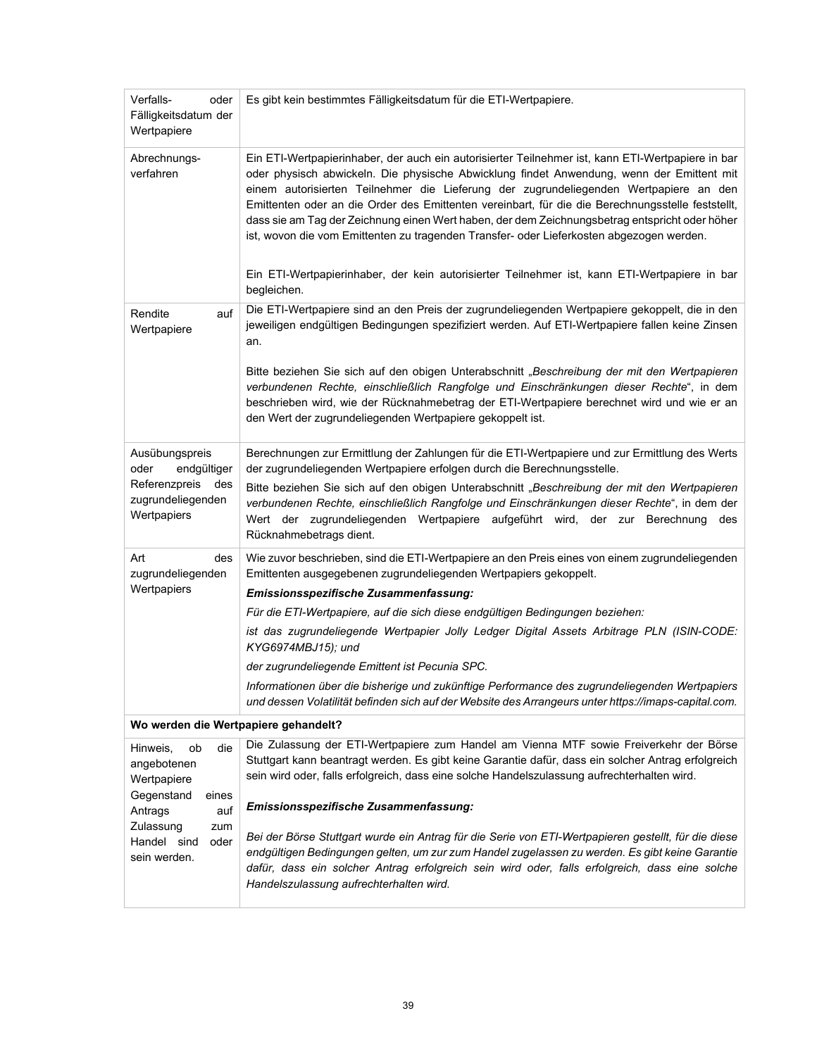| | |
|---|---|
| Verfalls- oder Fälligkeitsdatum der Wertpapiere | Es gibt kein bestimmtes Fälligkeitsdatum für die ETI-Wertpapiere. |
| Abrechnungs-verfahren | Ein ETI-Wertpapierinhaber, der auch ein autorisierter Teilnehmer ist, kann ETI-Wertpapiere in bar oder physisch abwickeln. Die physische Abwicklung findet Anwendung, wenn der Emittent mit einem autorisierten Teilnehmer die Lieferung der zugrundeliegenden Wertpapiere an den Emittenten oder an die Order des Emittenten vereinbart, für die die Berechnungsstelle feststellt, dass sie am Tag der Zeichnung einen Wert haben, der dem Zeichnungsbetrag entspricht oder höher ist, wovon die vom Emittenten zu tragenden Transfer- oder Lieferkosten abgezogen werden.<br><br>Ein ETI-Wertpapierinhaber, der kein autorisierter Teilnehmer ist, kann ETI-Wertpapiere in bar begleichen. |
| Rendite auf Wertpapiere | Die ETI-Wertpapiere sind an den Preis der zugrundeliegenden Wertpapiere gekoppelt, die in den jeweiligen endgültigen Bedingungen spezifiziert werden. Auf ETI-Wertpapiere fallen keine Zinsen an.<br><br>Bitte beziehen Sie sich auf den obigen Unterabschnitt „*Beschreibung der mit den Wertpapieren verbundenen Rechte, einschließlich Rangfolge und Einschränkungen dieser Rechte*“, in dem beschrieben wird, wie der Rücknahmebetrag der ETI-Wertpapiere berechnet wird und wie er an den Wert der zugrundeliegenden Wertpapiere gekoppelt ist. |
| Ausübungspreis oder endgültiger Referenzpreis des zugrundeliegenden Wertpapiers | Berechnungen zur Ermittlung der Zahlungen für die ETI-Wertpapiere und zur Ermittlung des Werts der zugrundeliegenden Wertpapiere erfolgen durch die Berechnungsstelle.<br>Bitte beziehen Sie sich auf den obigen Unterabschnitt „*Beschreibung der mit den Wertpapieren verbundenen Rechte, einschließlich Rangfolge und Einschränkungen dieser Rechte*“, in dem der Wert der zugrundeliegenden Wertpapiere aufgeführt wird, der zur Berechnung des Rücknahmebetrags dient. |
| Art des zugrundeliegenden Wertpapiers | Wie zuvor beschrieben, sind die ETI-Wertpapiere an den Preis eines von einem zugrundeliegenden Emittenten ausgegebenen zugrundeliegenden Wertpapiers gekoppelt.<br>***Emissionsspezifische Zusammenfassung:***<br>*Für die ETI-Wertpapiere, auf die sich diese endgültigen Bedingungen beziehen:*<br>*ist das zugrundeliegende Wertpapier Jolly Ledger Digital Assets Arbitrage PLN (ISIN-CODE: KYG6974MBJ15); und*<br>*der zugrundeliegende Emittent ist Pecunia SPC.*<br>*Informationen über die bisherige und zukünftige Performance des zugrundeliegenden Wertpapiers und dessen Volatilität befinden sich auf der Website des Arrangeurs unter https://imaps-capital.com.* |
| **Wo werden die Wertpapiere gehandelt?** | |
| Hinweis, ob die angebotenen Wertpapiere Gegenstand eines Antrags auf Zulassung zum Handel sind oder sein werden. | Die Zulassung der ETI-Wertpapiere zum Handel am Vienna MTF sowie Freiverkehr der Börse Stuttgart kann beantragt werden. Es gibt keine Garantie dafür, dass ein solcher Antrag erfolgreich sein wird oder, falls erfolgreich, dass eine solche Handelszulassung aufrechterhalten wird.<br><br>***Emissionsspezifische Zusammenfassung:***<br><br>*Bei der Börse Stuttgart wurde ein Antrag für die Serie von ETI-Wertpapieren gestellt, für die diese endgültigen Bedingungen gelten, um zur zum Handel zugelassen zu werden. Es gibt keine Garantie dafür, dass ein solcher Antrag erfolgreich sein wird oder, falls erfolgreich, dass eine solche Handelszulassung aufrechterhalten wird.* |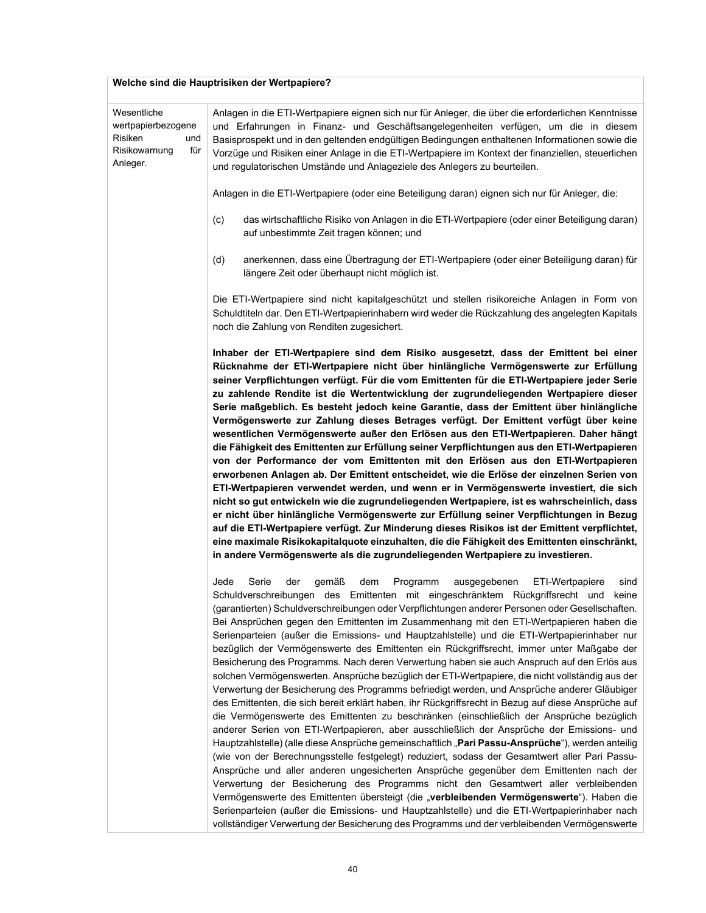| Welche sind die Hauptrisiken der Wertpapiere? | |
|---|---|
| Wesentliche wertpapierbezogene Risiken und Risikowarnung für Anleger. | Anlagen in die ETI-Wertpapiere eignen sich nur für Anleger, die über die erforderlichen Kenntnisse und Erfahrungen in Finanz- und Geschäftsangelegenheiten verfügen, um die in diesem Basisprospekt und in den geltenden endgültigen Bedingungen enthaltenen Informationen sowie die Vorzüge und Risiken einer Anlage in die ETI-Wertpapiere im Kontext der finanziellen, steuerlichen und regulatorischen Umstände und Anlageziele des Anlegers zu beurteilen.<br><br>Anlagen in die ETI-Wertpapiere (oder eine Beteiligung daran) eignen sich nur für Anleger, die:<br><br>(c) das wirtschaftliche Risiko von Anlagen in die ETI-Wertpapiere (oder einer Beteiligung daran) auf unbestimmte Zeit tragen können; und<br><br>(d) anerkennen, dass eine Übertragung der ETI-Wertpapiere (oder einer Beteiligung daran) für längere Zeit oder überhaupt nicht möglich ist.<br><br>Die ETI-Wertpapiere sind nicht kapitalgeschützt und stellen risikoreiche Anlagen in Form von Schuldtiteln dar. Den ETI-Wertpapierinhabern wird weder die Rückzahlung des angelegten Kapitals noch die Zahlung von Renditen zugesichert.<br><br>**Inhaber der ETI-Wertpapiere sind dem Risiko ausgesetzt, dass der Emittent bei einer Rücknahme der ETI-Wertpapiere nicht über hinlängliche Vermögenswerte zur Erfüllung seiner Verpflichtungen verfügt. Für die vom Emittenten für die ETI-Wertpapiere jeder Serie zu zahlende Rendite ist die Wertentwicklung der zugrundeliegenden Wertpapiere dieser Serie maßgeblich. Es besteht jedoch keine Garantie, dass der Emittent über hinlängliche Vermögenswerte zur Zahlung dieses Betrages verfügt. Der Emittent verfügt über keine wesentlichen Vermögenswerte außer den Erlösen aus den ETI-Wertpapieren. Daher hängt die Fähigkeit des Emittenten zur Erfüllung seiner Verpflichtungen aus den ETI-Wertpapieren von der Performance der vom Emittenten mit den Erlösen aus den ETI-Wertpapieren erworbenen Anlagen ab. Der Emittent entscheidet, wie die Erlöse der einzelnen Serien von ETI-Wertpapieren verwendet werden, und wenn er in Vermögenswerte investiert, die sich nicht so gut entwickeln wie die zugrundeliegenden Wertpapiere, ist es wahrscheinlich, dass er nicht über hinlängliche Vermögenswerte zur Erfüllung seiner Verpflichtungen in Bezug auf die ETI-Wertpapiere verfügt. Zur Minderung dieses Risikos ist der Emittent verpflichtet, eine maximale Risikokapitalquote einzuhalten, die die Fähigkeit des Emittenten einschränkt, in andere Vermögenswerte als die zugrundeliegenden Wertpapiere zu investieren.**<br><br>Jede Serie der gemäß dem Programm ausgegebenen ETI-Wertpapiere sind Schuldverschreibungen des Emittenten mit eingeschränktem Rückgriffsrecht und keine (garantierten) Schuldverschreibungen oder Verpflichtungen anderer Personen oder Gesellschaften. Bei Ansprüchen gegen den Emittenten im Zusammenhang mit den ETI-Wertpapieren haben die Serienparteien (außer die Emissions- und Hauptzahlstelle) und die ETI-Wertpapierinhaber nur bezüglich der Vermögenswerte des Emittenten ein Rückgriffsrecht, immer unter Maßgabe der Besicherung des Programms. Nach deren Verwertung haben sie auch Anspruch auf den Erlös aus solchen Vermögenswerten. Ansprüche bezüglich der ETI-Wertpapiere, die nicht vollständig aus der Verwertung der Besicherung des Programms befriedigt werden, und Ansprüche anderer Gläubiger des Emittenten, die sich bereit erklärt haben, ihr Rückgriffsrecht in Bezug auf diese Ansprüche auf die Vermögenswerte des Emittenten zu beschränken (einschließlich der Ansprüche bezüglich anderer Serien von ETI-Wertpapieren, aber ausschließlich der Ansprüche der Emissions- und Hauptzahlstelle) (alle diese Ansprüche gemeinschaftlich „**Pari Passu-Ansprüche**"), werden anteilig (wie von der Berechnungsstelle festgelegt) reduziert, sodass der Gesamtwert aller Pari Passu-Ansprüche und aller anderen ungesicherten Ansprüche gegenüber dem Emittenten nach der Verwertung der Besicherung des Programms nicht den Gesamtwert aller verbleibenden Vermögenswerte des Emittenten übersteigt (die „**verbleibenden Vermögenswerte**"). Haben die Serienparteien (außer die Emissions- und Hauptzahlstelle) und die ETI-Wertpapierinhaber nach vollständiger Verwertung der Besicherung des Programms und der verbleibenden Vermögenswerte |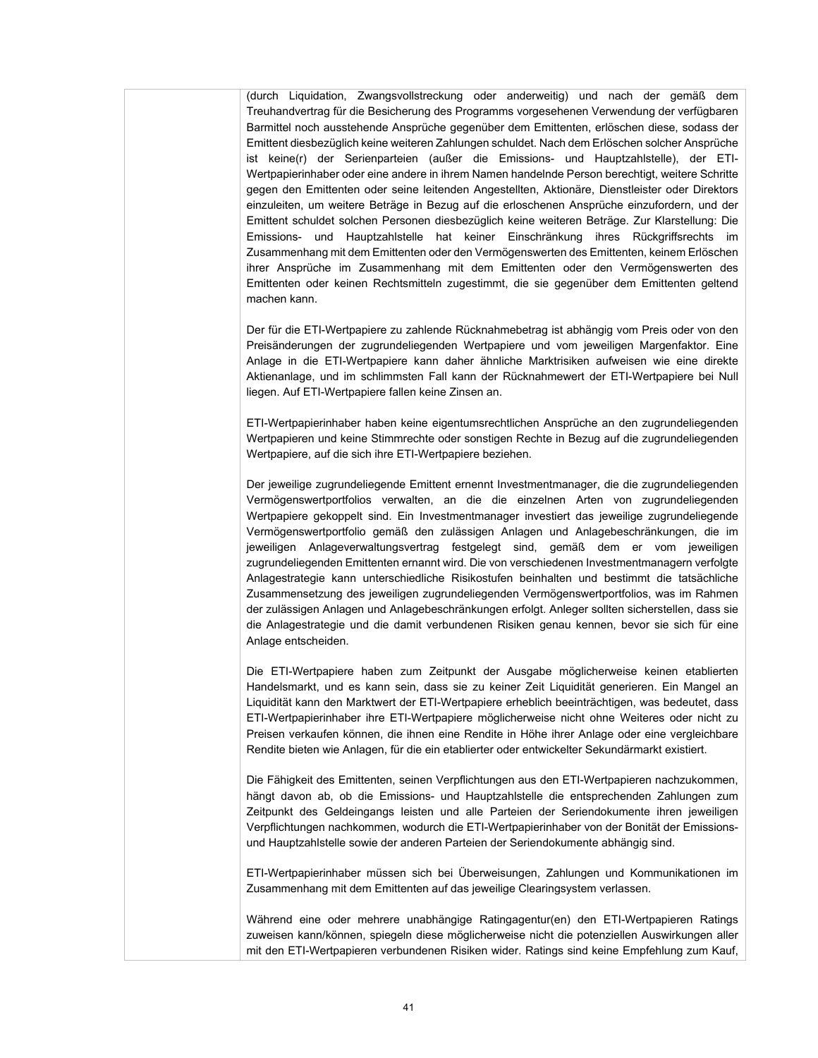| | (durch Liquidation, Zwangsvollstreckung oder anderweitig) und nach der gemäß dem Treuhandvertrag für die Besicherung des Programms vorgesehenen Verwendung der verfügbaren Barmittel noch ausstehende Ansprüche gegenüber dem Emittenten, erlöschen diese, sodass der Emittent diesbezüglich keine weiteren Zahlungen schuldet. Nach dem Erlöschen solcher Ansprüche ist keine(r) der Serienparteien (außer die Emissions- und Hauptzahlstelle), der ETI-Wertpapierinhaber oder eine andere in ihrem Namen handelnde Person berechtigt, weitere Schritte gegen den Emittenten oder seine leitenden Angestellten, Aktionäre, Dienstleister oder Direktors einzuleiten, um weitere Beträge in Bezug auf die erloschenen Ansprüche einzufordern, und der Emittent schuldet solchen Personen diesbezüglich keine weiteren Beträge. Zur Klarstellung: Die Emissions- und Hauptzahlstelle hat keiner Einschränkung ihres Rückgriffsrechts im Zusammenhang mit dem Emittenten oder den Vermögenswerten des Emittenten, keinem Erlöschen ihrer Ansprüche im Zusammenhang mit dem Emittenten oder den Vermögenswerten des Emittenten oder keinen Rechtsmitteln zugestimmt, die sie gegenüber dem Emittenten geltend machen kann.<br><br>Der für die ETI-Wertpapiere zu zahlende Rücknahmebetrag ist abhängig vom Preis oder von den Preisänderungen der zugrundeliegenden Wertpapiere und vom jeweiligen Margenfaktor. Eine Anlage in die ETI-Wertpapiere kann daher ähnliche Marktrisiken aufweisen wie eine direkte Aktienanlage, und im schlimmsten Fall kann der Rücknahmewert der ETI-Wertpapiere bei Null liegen. Auf ETI-Wertpapiere fallen keine Zinsen an.<br><br>ETI-Wertpapierinhaber haben keine eigentumsrechtlichen Ansprüche an den zugrundeliegenden Wertpapieren und keine Stimmrechte oder sonstigen Rechte in Bezug auf die zugrundeliegenden Wertpapiere, auf die sich ihre ETI-Wertpapiere beziehen.<br><br>Der jeweilige zugrundeliegende Emittent ernennt Investmentmanager, die die zugrundeliegenden Vermögenswertportfolios verwalten, an die die einzelnen Arten von zugrundeliegenden Wertpapiere gekoppelt sind. Ein Investmentmanager investiert das jeweilige zugrundeliegende Vermögenswertportfolio gemäß den zulässigen Anlagen und Anlagebeschränkungen, die im jeweiligen Anlageverwaltungsvertrag festgelegt sind, gemäß dem er vom jeweiligen zugrundeliegenden Emittenten ernannt wird. Die von verschiedenen Investmentmanagern verfolgte Anlagestrategie kann unterschiedliche Risikostufen beinhalten und bestimmt die tatsächliche Zusammensetzung des jeweiligen zugrundeliegenden Vermögenswertportfolios, was im Rahmen der zulässigen Anlagen und Anlagebeschränkungen erfolgt. Anleger sollten sicherstellen, dass sie die Anlagestrategie und die damit verbundenen Risiken genau kennen, bevor sie sich für eine Anlage entscheiden.<br><br>Die ETI-Wertpapiere haben zum Zeitpunkt der Ausgabe möglicherweise keinen etablierten Handelsmarkt, und es kann sein, dass sie zu keiner Zeit Liquidität generieren. Ein Mangel an Liquidität kann den Marktwert der ETI-Wertpapiere erheblich beeinträchtigen, was bedeutet, dass ETI-Wertpapierinhaber ihre ETI-Wertpapiere möglicherweise nicht ohne Weiteres oder nicht zu Preisen verkaufen können, die ihnen eine Rendite in Höhe ihrer Anlage oder eine vergleichbare Rendite bieten wie Anlagen, für die ein etablierter oder entwickelter Sekundärmarkt existiert.<br><br>Die Fähigkeit des Emittenten, seinen Verpflichtungen aus den ETI-Wertpapieren nachzukommen, hängt davon ab, ob die Emissions- und Hauptzahlstelle die entsprechenden Zahlungen zum Zeitpunkt des Geldeingangs leisten und alle Parteien der Seriendokumente ihren jeweiligen Verpflichtungen nachkommen, wodurch die ETI-Wertpapierinhaber von der Bonität der Emissions- und Hauptzahlstelle sowie der anderen Parteien der Seriendokumente abhängig sind.<br><br>ETI-Wertpapierinhaber müssen sich bei Überweisungen, Zahlungen und Kommunikationen im Zusammenhang mit dem Emittenten auf das jeweilige Clearingsystem verlassen.<br><br>Während eine oder mehrere unabhängige Ratingagentur(en) den ETI-Wertpapieren Ratings zuweisen kann/können, spiegeln diese möglicherweise nicht die potenziellen Auswirkungen aller mit den ETI-Wertpapieren verbundenen Risiken wider. Ratings sind keine Empfehlung zum Kauf, |
|---|---|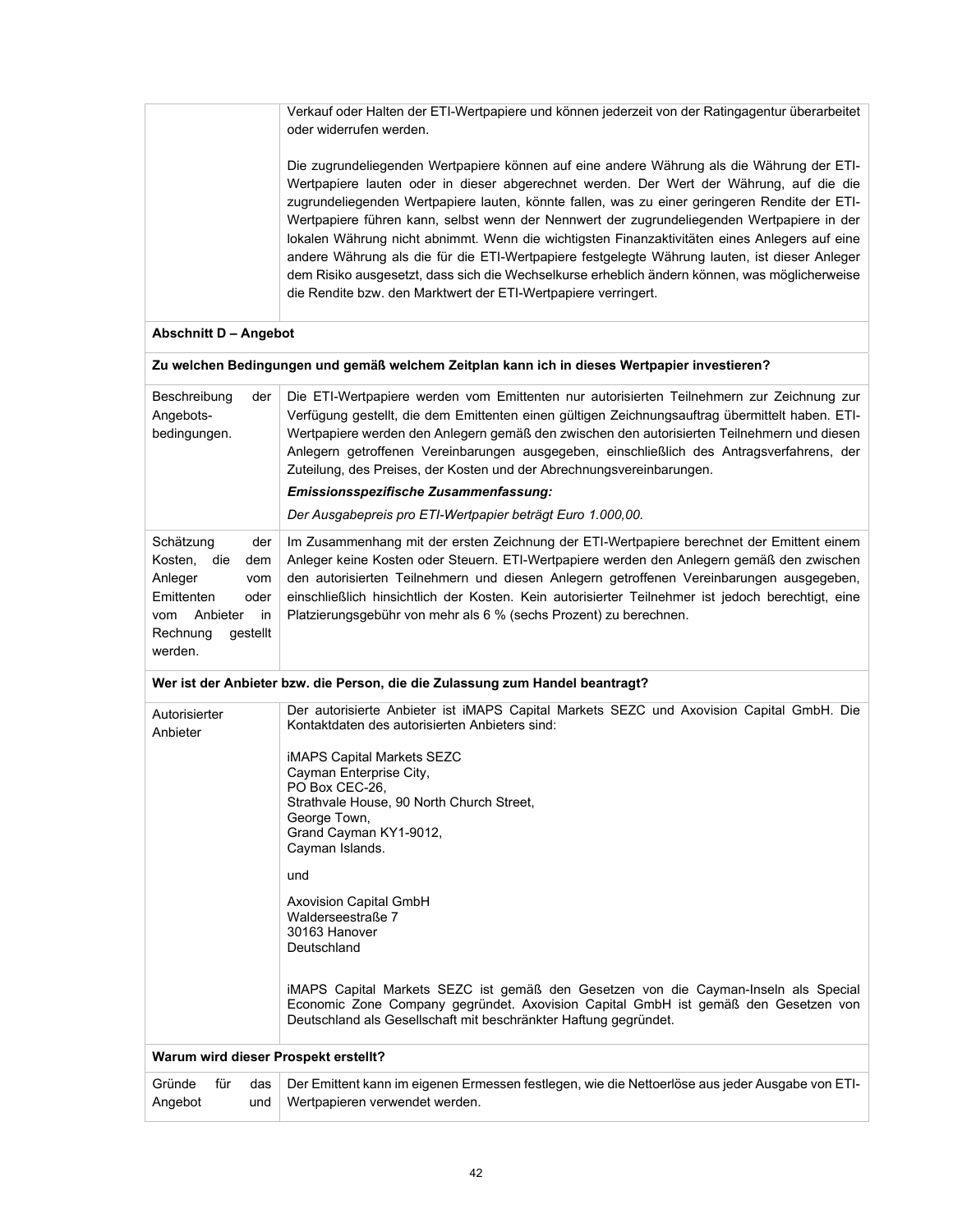| | |
|---|---|
| | Verkauf oder Halten der ETI-Wertpapiere und können jederzeit von der Ratingagentur überarbeitet oder widerrufen werden.<br><br>Die zugrundeliegenden Wertpapiere können auf eine andere Währung als die Währung der ETI-Wertpapiere lauten oder in dieser abgerechnet werden. Der Wert der Währung, auf die die zugrundeliegenden Wertpapiere lauten, könnte fallen, was zu einer geringeren Rendite der ETI-Wertpapiere führen kann, selbst wenn der Nennwert der zugrundeliegenden Wertpapiere in der lokalen Währung nicht abnimmt. Wenn die wichtigsten Finanzaktivitäten eines Anlegers auf eine andere Währung als die für die ETI-Wertpapiere festgelegte Währung lauten, ist dieser Anleger dem Risiko ausgesetzt, dass sich die Wechselkurse erheblich ändern können, was möglicherweise die Rendite bzw. den Marktwert der ETI-Wertpapiere verringert. |
| **Abschnitt D – Angebot** | |
| **Zu welchen Bedingungen und gemäß welchem Zeitplan kann ich in dieses Wertpapier investieren?** | |
| Beschreibung der Angebots-bedingungen. | Die ETI-Wertpapiere werden vom Emittenten nur autorisierten Teilnehmern zur Zeichnung zur Verfügung gestellt, die dem Emittenten einen gültigen Zeichnungsauftrag übermittelt haben. ETI-Wertpapiere werden den Anlegern gemäß den zwischen den autorisierten Teilnehmern und diesen Anlegern getroffenen Vereinbarungen ausgegeben, einschließlich des Antragsverfahrens, der Zuteilung, des Preises, der Kosten und der Abrechnungsvereinbarungen.<br>***Emissionsspezifische Zusammenfassung:***<br>*Der Ausgabepreis pro ETI-Wertpapier beträgt Euro 1.000,00.* |
| Schätzung der Kosten, die dem Anleger vom Emittenten oder vom Anbieter in Rechnung gestellt werden. | Im Zusammenhang mit der ersten Zeichnung der ETI-Wertpapiere berechnet der Emittent einem Anleger keine Kosten oder Steuern. ETI-Wertpapiere werden den Anlegern gemäß den zwischen den autorisierten Teilnehmern und diesen Anlegern getroffenen Vereinbarungen ausgegeben, einschließlich hinsichtlich der Kosten. Kein autorisierter Teilnehmer ist jedoch berechtigt, eine Platzierungsgebühr von mehr als 6 % (sechs Prozent) zu berechnen. |
| **Wer ist der Anbieter bzw. die Person, die die Zulassung zum Handel beantragt?** | |
| Autorisierter Anbieter | Der autorisierte Anbieter ist iMAPS Capital Markets SEZC und Axovision Capital GmbH. Die Kontaktdaten des autorisierten Anbieters sind:<br><br>iMAPS Capital Markets SEZC<br>Cayman Enterprise City,<br>PO Box CEC-26,<br>Strathvale House, 90 North Church Street,<br>George Town,<br>Grand Cayman KY1-9012,<br>Cayman Islands.<br><br>und<br><br>Axovision Capital GmbH<br>Walderseestraße 7<br>30163 Hanover<br>Deutschland<br><br>iMAPS Capital Markets SEZC ist gemäß den Gesetzen von die Cayman-Inseln als Special Economic Zone Company gegründet. Axovision Capital GmbH ist gemäß den Gesetzen von Deutschland als Gesellschaft mit beschränkter Haftung gegründet. |
| **Warum wird dieser Prospekt erstellt?** | |
| Gründe für das Angebot und | Der Emittent kann im eigenen Ermessen festlegen, wie die Nettoerlöse aus jeder Ausgabe von ETI-Wertpapieren verwendet werden. |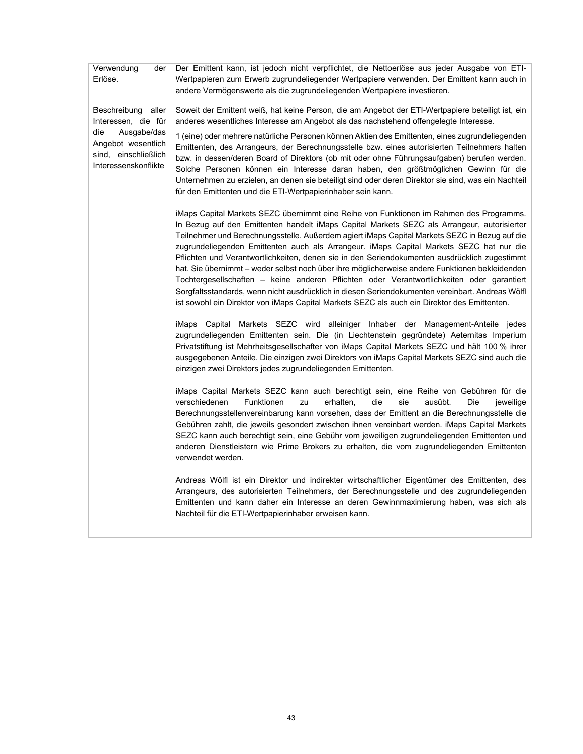| | |
|---|---|
| Verwendung der Erlöse. | Der Emittent kann, ist jedoch nicht verpflichtet, die Nettoerlöse aus jeder Ausgabe von ETI-Wertpapieren zum Erwerb zugrundeliegender Wertpapiere verwenden. Der Emittent kann auch in andere Vermögenswerte als die zugrundeliegenden Wertpapiere investieren. |
| Beschreibung aller Interessen, die für die Ausgabe/das Angebot wesentlich sind, einschließlich Interessenskonflikte | Soweit der Emittent weiß, hat keine Person, die am Angebot der ETI-Wertpapiere beteiligt ist, ein anderes wesentliches Interesse am Angebot als das nachstehend offengelegte Interesse.<br><br>1 (eine) oder mehrere natürliche Personen können Aktien des Emittenten, eines zugrundeliegenden Emittenten, des Arrangeurs, der Berechnungsstelle bzw. eines autorisierten Teilnehmers halten bzw. in dessen/deren Board of Direktors (ob mit oder ohne Führungsaufgaben) berufen werden. Solche Personen können ein Interesse daran haben, den größtmöglichen Gewinn für die Unternehmen zu erzielen, an denen sie beteiligt sind oder deren Direktor sie sind, was ein Nachteil für den Emittenten und die ETI-Wertpapierinhaber sein kann.<br><br>iMaps Capital Markets SEZC übernimmt eine Reihe von Funktionen im Rahmen des Programms. In Bezug auf den Emittenten handelt iMaps Capital Markets SEZC als Arrangeur, autorisierter Teilnehmer und Berechnungsstelle. Außerdem agiert iMaps Capital Markets SEZC in Bezug auf die zugrundeliegenden Emittenten auch als Arrangeur. iMaps Capital Markets SEZC hat nur die Pflichten und Verantwortlichkeiten, denen sie in den Seriendokumenten ausdrücklich zugestimmt hat. Sie übernimmt – weder selbst noch über ihre möglicherweise andere Funktionen bekleidenden Tochtergesellschaften – keine anderen Pflichten oder Verantwortlichkeiten oder garantiert Sorgfaltsstandards, wenn nicht ausdrücklich in diesen Seriendokumenten vereinbart. Andreas Wölfl ist sowohl ein Direktor von iMaps Capital Markets SEZC als auch ein Direktor des Emittenten.<br><br>iMaps Capital Markets SEZC wird alleiniger Inhaber der Management-Anteile jedes zugrundeliegenden Emittenten sein. Die (in Liechtenstein gegründete) Aeternitas Imperium Privatstiftung ist Mehrheitsgesellschafter von iMaps Capital Markets SEZC und hält 100 % ihrer ausgegebenen Anteile. Die einzigen zwei Direktors von iMaps Capital Markets SEZC sind auch die einzigen zwei Direktors jedes zugrundeliegenden Emittenten.<br><br>iMaps Capital Markets SEZC kann auch berechtigt sein, eine Reihe von Gebühren für die verschiedenen Funktionen zu erhalten, die sie ausübt. Die jeweilige Berechnungsstellenvereinbarung kann vorsehen, dass der Emittent an die Berechnungsstelle die Gebühren zahlt, die jeweils gesondert zwischen ihnen vereinbart werden. iMaps Capital Markets SEZC kann auch berechtigt sein, eine Gebühr vom jeweiligen zugrundeliegenden Emittenten und anderen Dienstleistern wie Prime Brokers zu erhalten, die vom zugrundeliegenden Emittenten verwendet werden.<br><br>Andreas Wölfl ist ein Direktor und indirekter wirtschaftlicher Eigentümer des Emittenten, des Arrangeurs, des autorisierten Teilnehmers, der Berechnungsstelle und des zugrundeliegenden Emittenten und kann daher ein Interesse an deren Gewinnmaximierung haben, was sich als Nachteil für die ETI-Wertpapierinhaber erweisen kann. |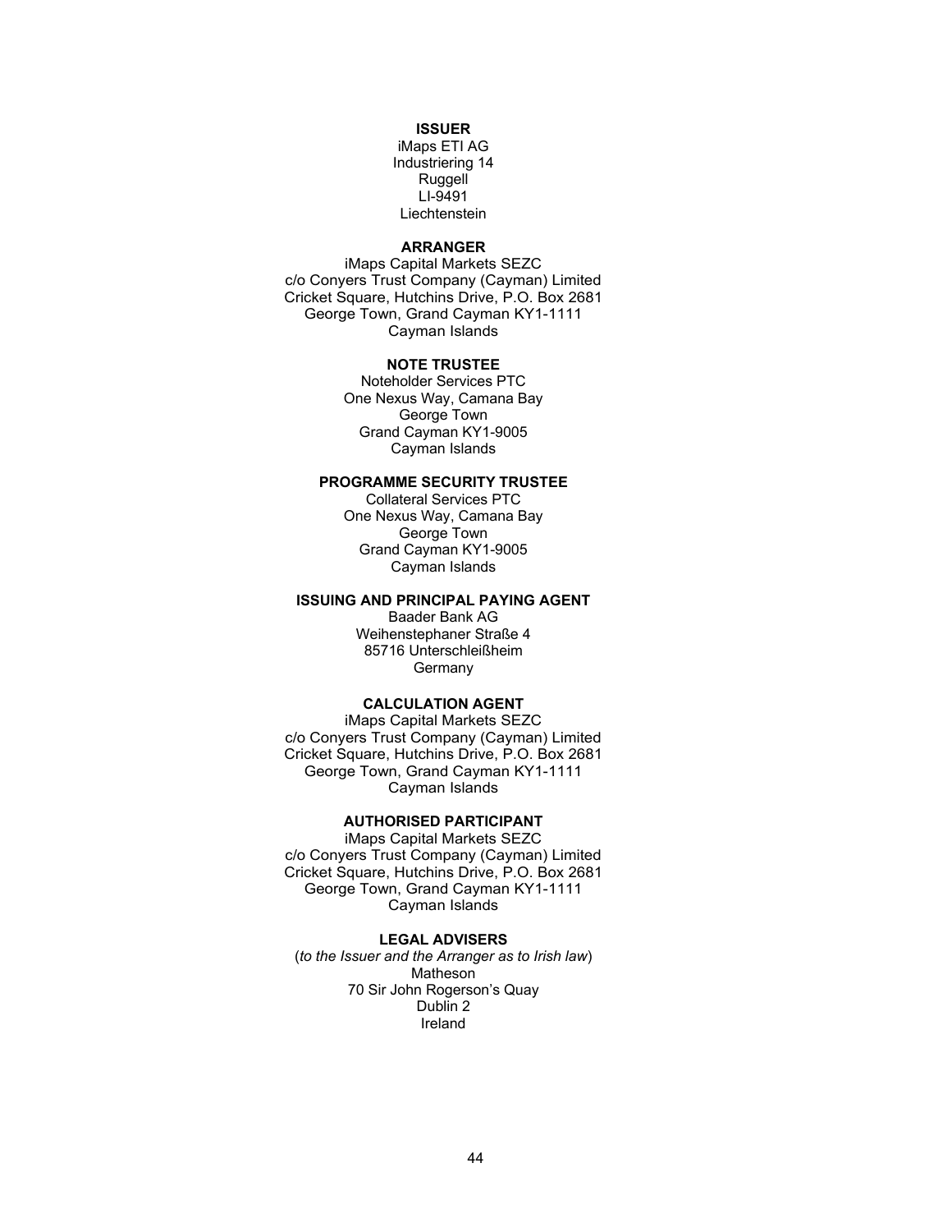**ISSUER**

iMaps ETI AG
Industriering 14
Ruggell
LI-9491
Liechtenstein

**ARRANGER**

iMaps Capital Markets SEZC
c/o Conyers Trust Company (Cayman) Limited
Cricket Square, Hutchins Drive, P.O. Box 2681
George Town, Grand Cayman KY1-1111
Cayman Islands

**NOTE TRUSTEE**

Noteholder Services PTC
One Nexus Way, Camana Bay
George Town
Grand Cayman KY1-9005
Cayman Islands

**PROGRAMME SECURITY TRUSTEE**

Collateral Services PTC
One Nexus Way, Camana Bay
George Town
Grand Cayman KY1-9005
Cayman Islands

**ISSUING AND PRINCIPAL PAYING AGENT**

Baader Bank AG
Weihenstephaner Straße 4
85716 Unterschleißheim
Germany

**CALCULATION AGENT**

iMaps Capital Markets SEZC
c/o Conyers Trust Company (Cayman) Limited
Cricket Square, Hutchins Drive, P.O. Box 2681
George Town, Grand Cayman KY1-1111
Cayman Islands

**AUTHORISED PARTICIPANT**

iMaps Capital Markets SEZC
c/o Conyers Trust Company (Cayman) Limited
Cricket Square, Hutchins Drive, P.O. Box 2681
George Town, Grand Cayman KY1-1111
Cayman Islands

**LEGAL ADVISERS**

(*to the Issuer and the Arranger as to Irish law*)
Matheson
70 Sir John Rogerson's Quay
Dublin 2
Ireland